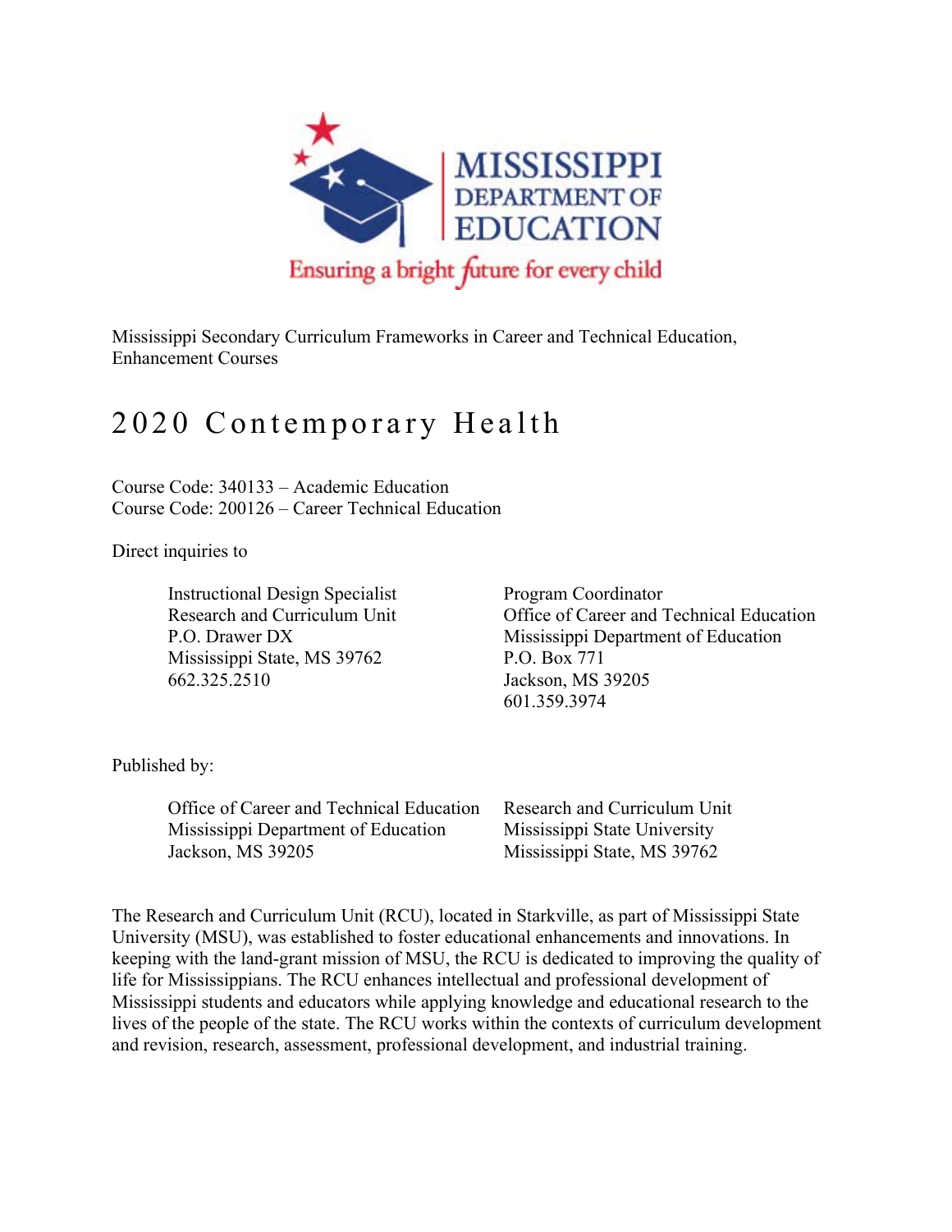Mississippi Secondary Curriculum Frameworks in Career and Technical Education, Enhancement Courses

# 2020 Contemporary Health

Course Code: 340133 – Academic Education
Course Code: 200126 – Career Technical Education

Direct inquiries to

Instructional Design Specialist
Research and Curriculum Unit
P.O. Drawer DX
Mississippi State, MS 39762
662.325.2510

Program Coordinator
Office of Career and Technical Education
Mississippi Department of Education
P.O. Box 771
Jackson, MS 39205
601.359.3974

Published by:

Office of Career and Technical Education
Mississippi Department of Education
Jackson, MS 39205

Research and Curriculum Unit
Mississippi State University
Mississippi State, MS 39762

The Research and Curriculum Unit (RCU), located in Starkville, as part of Mississippi State University (MSU), was established to foster educational enhancements and innovations. In keeping with the land-grant mission of MSU, the RCU is dedicated to improving the quality of life for Mississippians. The RCU enhances intellectual and professional development of Mississippi students and educators while applying knowledge and educational research to the lives of the people of the state. The RCU works within the contexts of curriculum development and revision, research, assessment, professional development, and industrial training.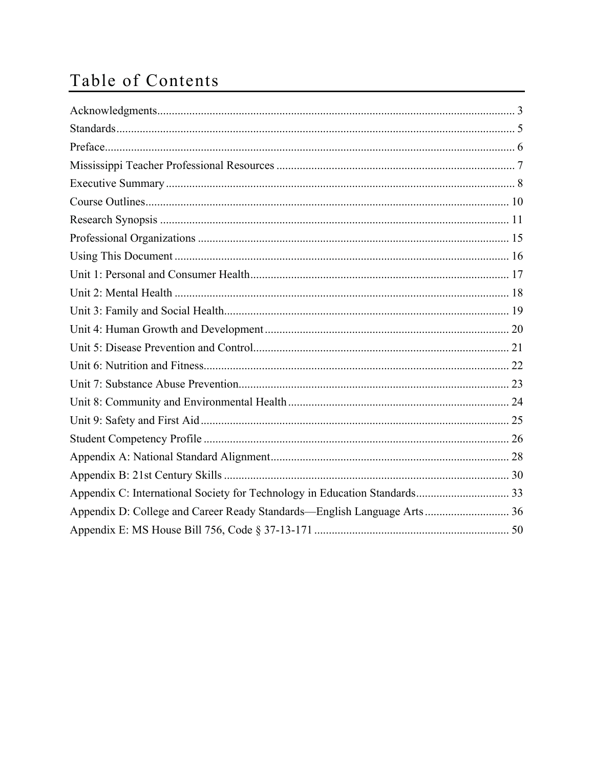# Table of Contents

Acknowledgments........................................................................................................................ 3
Standards...................................................................................................................................... 5
Preface.......................................................................................................................................... 6
Mississippi Teacher Professional Resources ................................................................................ 7
Executive Summary ...................................................................................................................... 8
Course Outlines........................................................................................................................... 10
Research Synopsis ...................................................................................................................... 11
Professional Organizations ......................................................................................................... 15
Using This Document ................................................................................................................. 16
Unit 1: Personal and Consumer Health....................................................................................... 17
Unit 2: Mental Health ................................................................................................................. 18
Unit 3: Family and Social Health................................................................................................ 19
Unit 4: Human Growth and Development.................................................................................. 20
Unit 5: Disease Prevention and Control...................................................................................... 21
Unit 6: Nutrition and Fitness....................................................................................................... 22
Unit 7: Substance Abuse Prevention........................................................................................... 23
Unit 8: Community and Environmental Health .......................................................................... 24
Unit 9: Safety and First Aid........................................................................................................ 25
Student Competency Profile ....................................................................................................... 26
Appendix A: National Standard Alignment................................................................................ 28
Appendix B: 21st Century Skills ................................................................................................ 30
Appendix C: International Society for Technology in Education Standards............................... 33
Appendix D: College and Career Ready Standards—English Language Arts ............................ 36
Appendix E: MS House Bill 756, Code § 37-13-171 ................................................................. 50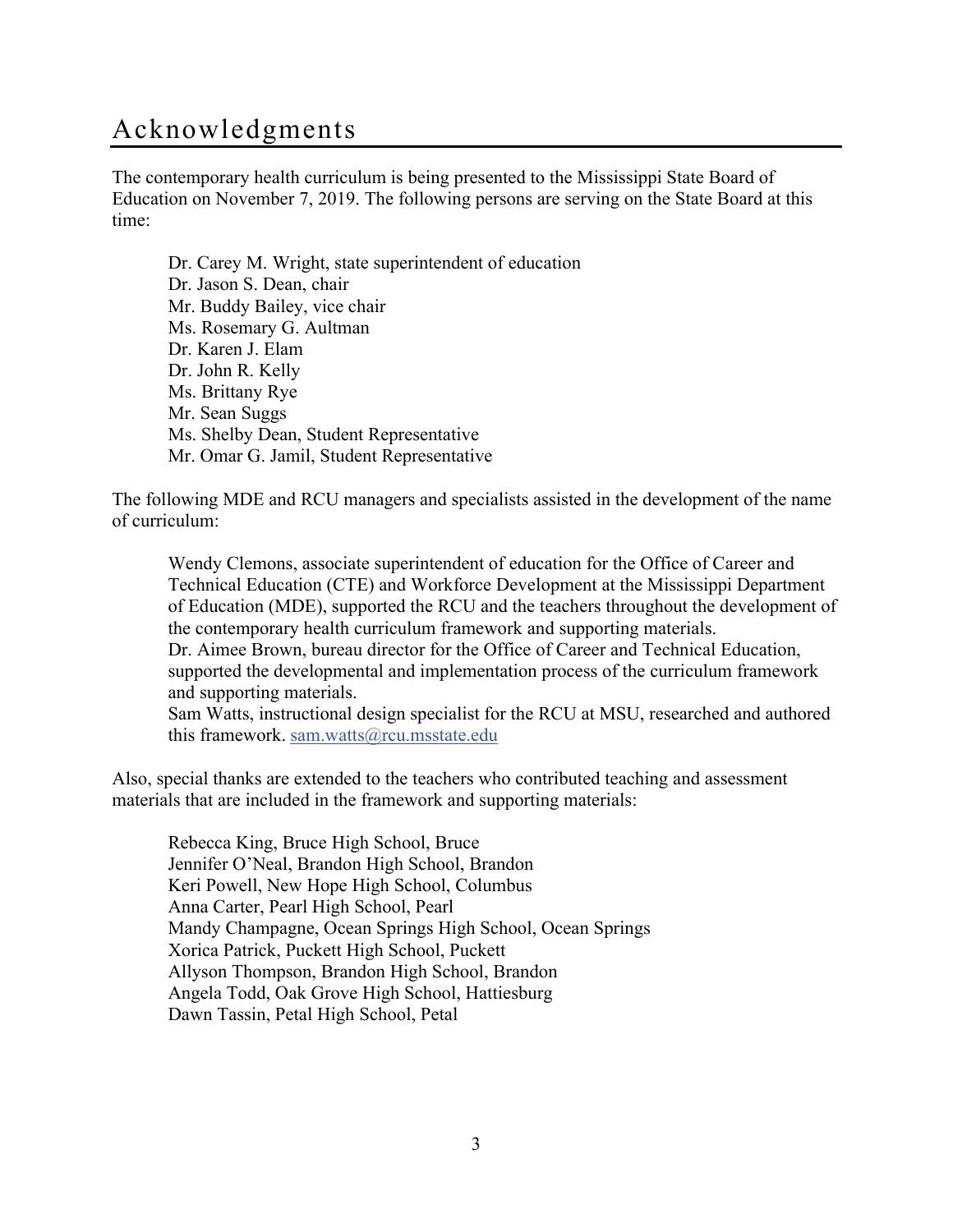# Acknowledgments

The contemporary health curriculum is being presented to the Mississippi State Board of Education on November 7, 2019. The following persons are serving on the State Board at this time:

Dr. Carey M. Wright, state superintendent of education
Dr. Jason S. Dean, chair
Mr. Buddy Bailey, vice chair
Ms. Rosemary G. Aultman
Dr. Karen J. Elam
Dr. John R. Kelly
Ms. Brittany Rye
Mr. Sean Suggs
Ms. Shelby Dean, Student Representative
Mr. Omar G. Jamil, Student Representative

The following MDE and RCU managers and specialists assisted in the development of the name of curriculum:

Wendy Clemons, associate superintendent of education for the Office of Career and Technical Education (CTE) and Workforce Development at the Mississippi Department of Education (MDE), supported the RCU and the teachers throughout the development of the contemporary health curriculum framework and supporting materials.
Dr. Aimee Brown, bureau director for the Office of Career and Technical Education, supported the developmental and implementation process of the curriculum framework and supporting materials.
Sam Watts, instructional design specialist for the RCU at MSU, researched and authored this framework. sam.watts@rcu.msstate.edu

Also, special thanks are extended to the teachers who contributed teaching and assessment materials that are included in the framework and supporting materials:

Rebecca King, Bruce High School, Bruce
Jennifer O'Neal, Brandon High School, Brandon
Keri Powell, New Hope High School, Columbus
Anna Carter, Pearl High School, Pearl
Mandy Champagne, Ocean Springs High School, Ocean Springs
Xorica Patrick, Puckett High School, Puckett
Allyson Thompson, Brandon High School, Brandon
Angela Todd, Oak Grove High School, Hattiesburg
Dawn Tassin, Petal High School, Petal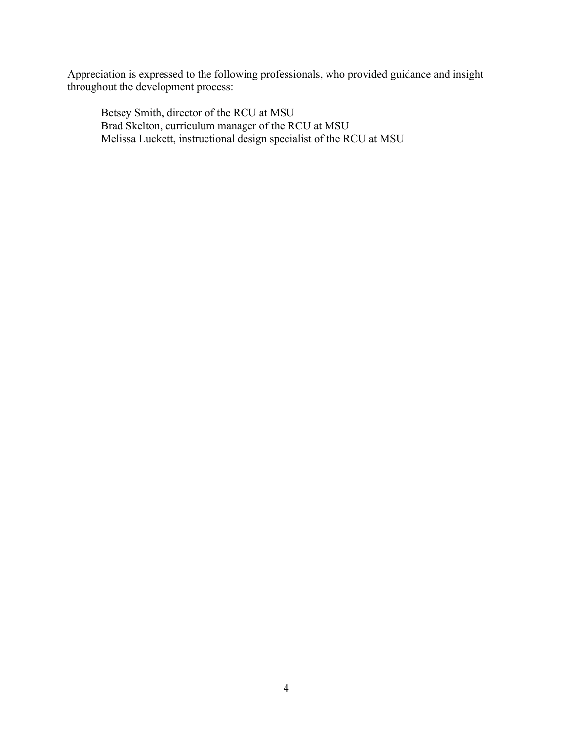Appreciation is expressed to the following professionals, who provided guidance and insight throughout the development process:

Betsey Smith, director of the RCU at MSU
Brad Skelton, curriculum manager of the RCU at MSU
Melissa Luckett, instructional design specialist of the RCU at MSU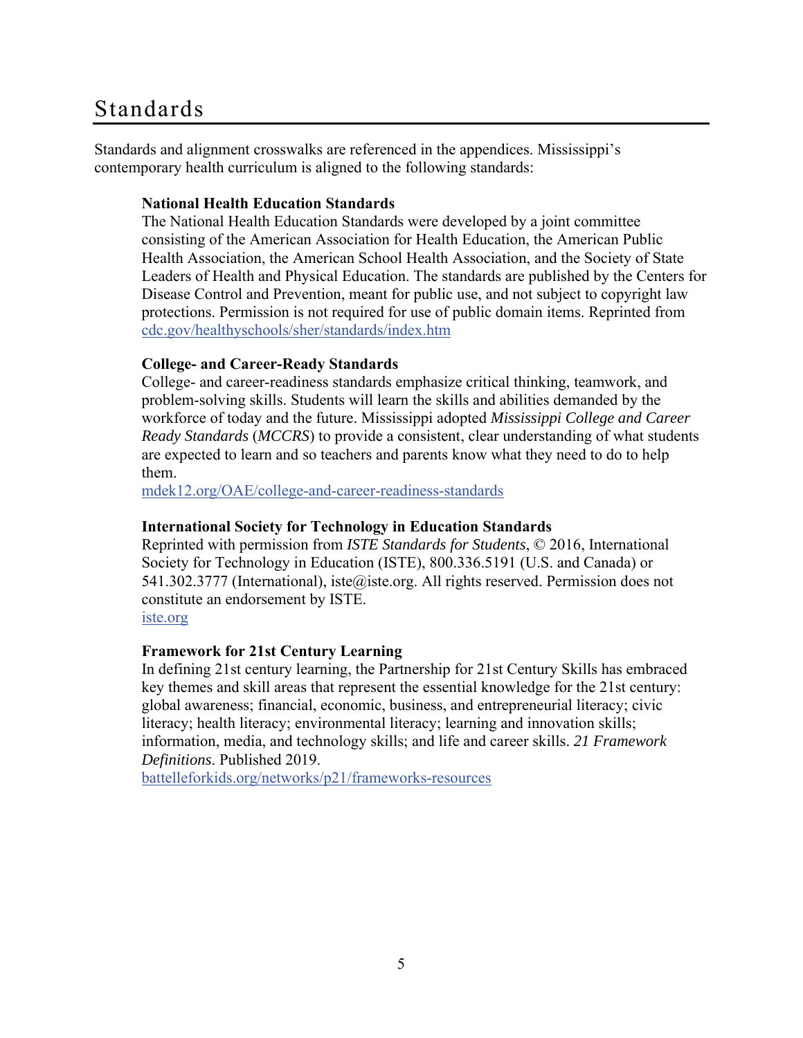# Standards

Standards and alignment crosswalks are referenced in the appendices. Mississippi's contemporary health curriculum is aligned to the following standards:

**National Health Education Standards**
The National Health Education Standards were developed by a joint committee consisting of the American Association for Health Education, the American Public Health Association, the American School Health Association, and the Society of State Leaders of Health and Physical Education. The standards are published by the Centers for Disease Control and Prevention, meant for public use, and not subject to copyright law protections. Permission is not required for use of public domain items. Reprinted from cdc.gov/healthyschools/sher/standards/index.htm

**College- and Career-Ready Standards**
College- and career-readiness standards emphasize critical thinking, teamwork, and problem-solving skills. Students will learn the skills and abilities demanded by the workforce of today and the future. Mississippi adopted *Mississippi College and Career Ready Standards* (*MCCRS*) to provide a consistent, clear understanding of what students are expected to learn and so teachers and parents know what they need to do to help them.
mdek12.org/OAE/college-and-career-readiness-standards

**International Society for Technology in Education Standards**
Reprinted with permission from *ISTE Standards for Students*, © 2016, International Society for Technology in Education (ISTE), 800.336.5191 (U.S. and Canada) or 541.302.3777 (International), iste@iste.org. All rights reserved. Permission does not constitute an endorsement by ISTE.
iste.org

**Framework for 21st Century Learning**
In defining 21st century learning, the Partnership for 21st Century Skills has embraced key themes and skill areas that represent the essential knowledge for the 21st century: global awareness; financial, economic, business, and entrepreneurial literacy; civic literacy; health literacy; environmental literacy; learning and innovation skills; information, media, and technology skills; and life and career skills. *21 Framework Definitions*. Published 2019.
battelleforkids.org/networks/p21/frameworks-resources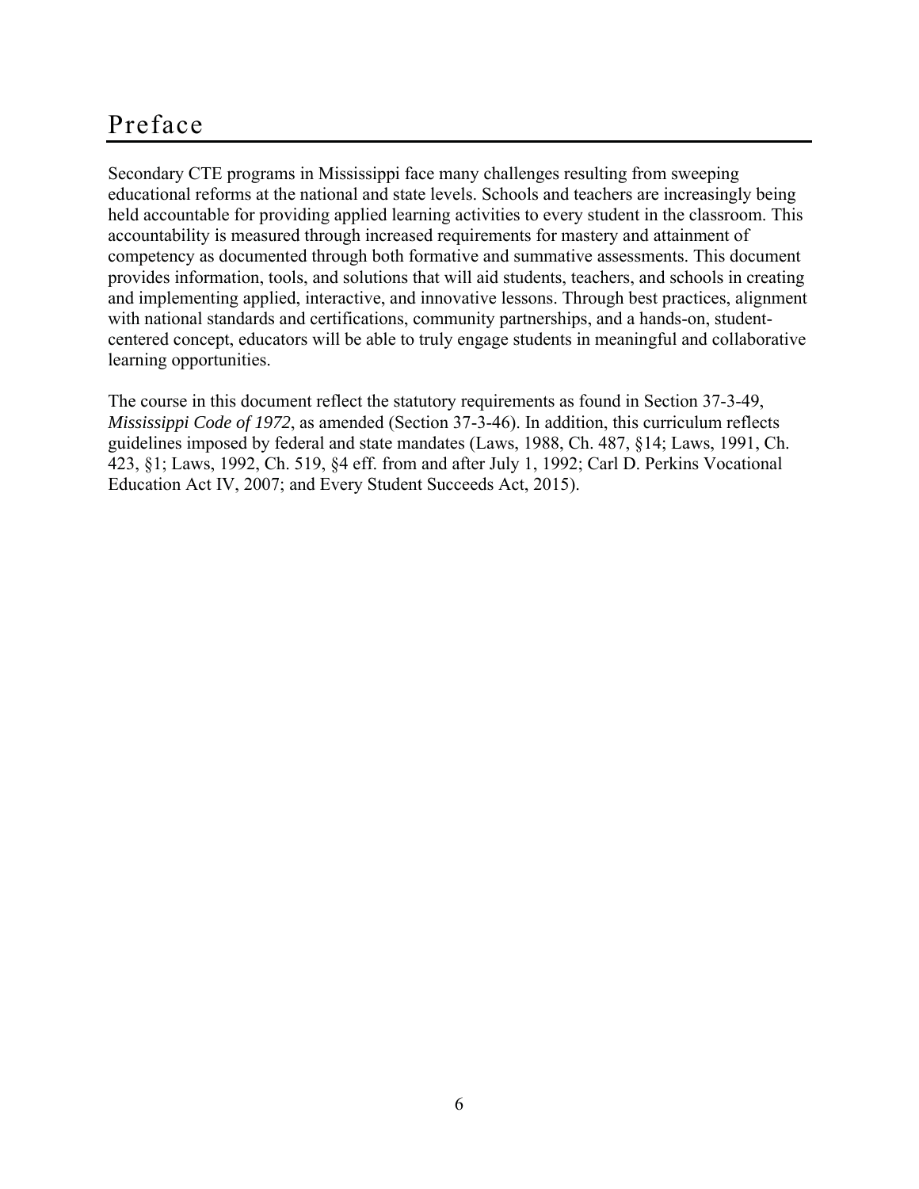# Preface

Secondary CTE programs in Mississippi face many challenges resulting from sweeping educational reforms at the national and state levels. Schools and teachers are increasingly being held accountable for providing applied learning activities to every student in the classroom. This accountability is measured through increased requirements for mastery and attainment of competency as documented through both formative and summative assessments. This document provides information, tools, and solutions that will aid students, teachers, and schools in creating and implementing applied, interactive, and innovative lessons. Through best practices, alignment with national standards and certifications, community partnerships, and a hands-on, student-centered concept, educators will be able to truly engage students in meaningful and collaborative learning opportunities.

The course in this document reflect the statutory requirements as found in Section 37-3-49, *Mississippi Code of 1972*, as amended (Section 37-3-46). In addition, this curriculum reflects guidelines imposed by federal and state mandates (Laws, 1988, Ch. 487, §14; Laws, 1991, Ch. 423, §1; Laws, 1992, Ch. 519, §4 eff. from and after July 1, 1992; Carl D. Perkins Vocational Education Act IV, 2007; and Every Student Succeeds Act, 2015).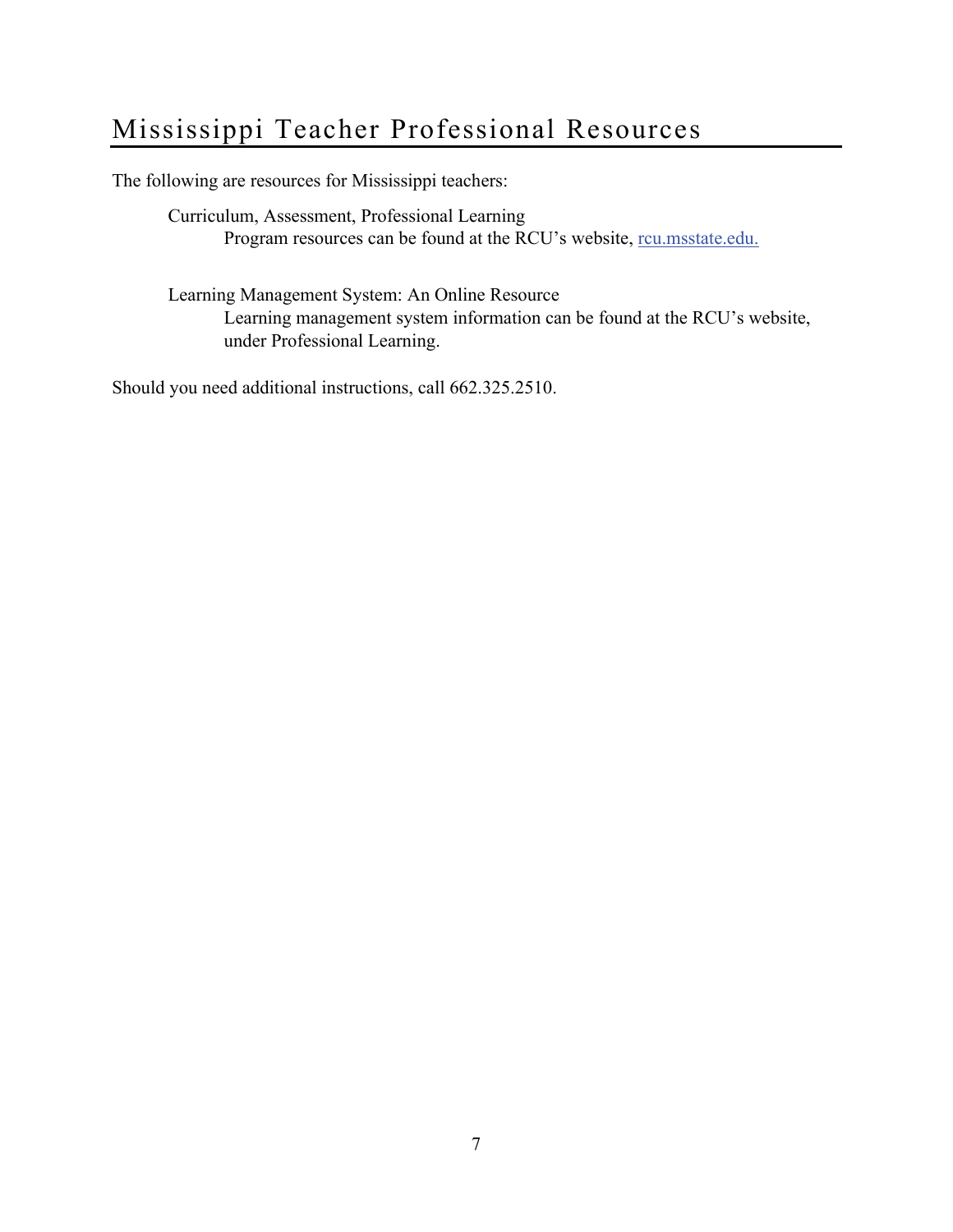# Mississippi Teacher Professional Resources

The following are resources for Mississippi teachers:

Curriculum, Assessment, Professional Learning

Program resources can be found at the RCU's website, rcu.msstate.edu.

Learning Management System: An Online Resource

Learning management system information can be found at the RCU's website, under Professional Learning.

Should you need additional instructions, call 662.325.2510.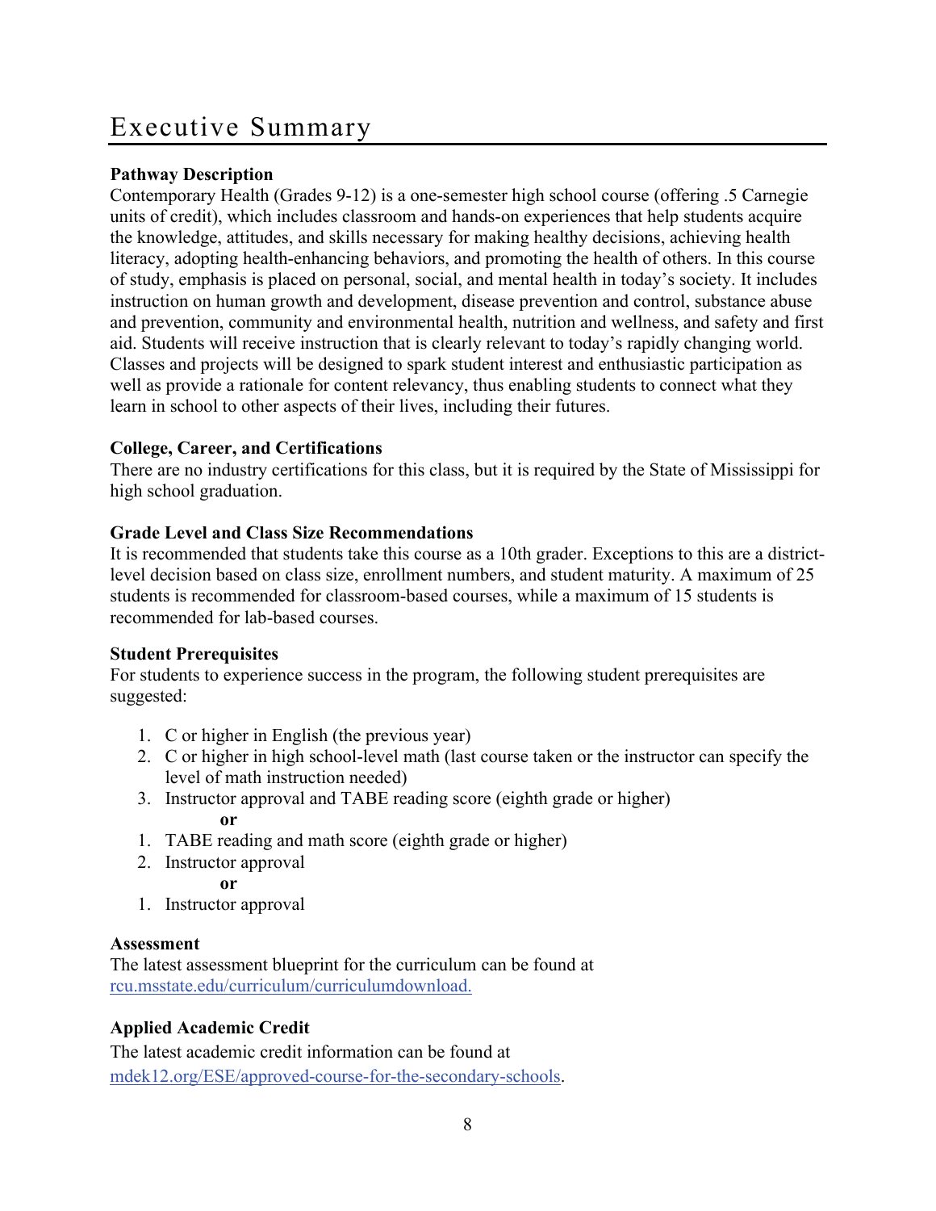# Executive Summary

**Pathway Description**

Contemporary Health (Grades 9-12) is a one-semester high school course (offering .5 Carnegie units of credit), which includes classroom and hands-on experiences that help students acquire the knowledge, attitudes, and skills necessary for making healthy decisions, achieving health literacy, adopting health-enhancing behaviors, and promoting the health of others. In this course of study, emphasis is placed on personal, social, and mental health in today's society. It includes instruction on human growth and development, disease prevention and control, substance abuse and prevention, community and environmental health, nutrition and wellness, and safety and first aid. Students will receive instruction that is clearly relevant to today's rapidly changing world. Classes and projects will be designed to spark student interest and enthusiastic participation as well as provide a rationale for content relevancy, thus enabling students to connect what they learn in school to other aspects of their lives, including their futures.

**College, Career, and Certifications**

There are no industry certifications for this class, but it is required by the State of Mississippi for high school graduation.

**Grade Level and Class Size Recommendations**

It is recommended that students take this course as a 10th grader. Exceptions to this are a district-level decision based on class size, enrollment numbers, and student maturity. A maximum of 25 students is recommended for classroom-based courses, while a maximum of 15 students is recommended for lab-based courses.

**Student Prerequisites**

For students to experience success in the program, the following student prerequisites are suggested:

1. C or higher in English (the previous year)
2. C or higher in high school-level math (last course taken or the instructor can specify the level of math instruction needed)
3. Instructor approval and TABE reading score (eighth grade or higher)

**or**

1. TABE reading and math score (eighth grade or higher)
2. Instructor approval

**or**

1. Instructor approval

**Assessment**

The latest assessment blueprint for the curriculum can be found at rcu.msstate.edu/curriculum/curriculumdownload.

**Applied Academic Credit**

The latest academic credit information can be found at mdek12.org/ESE/approved-course-for-the-secondary-schools.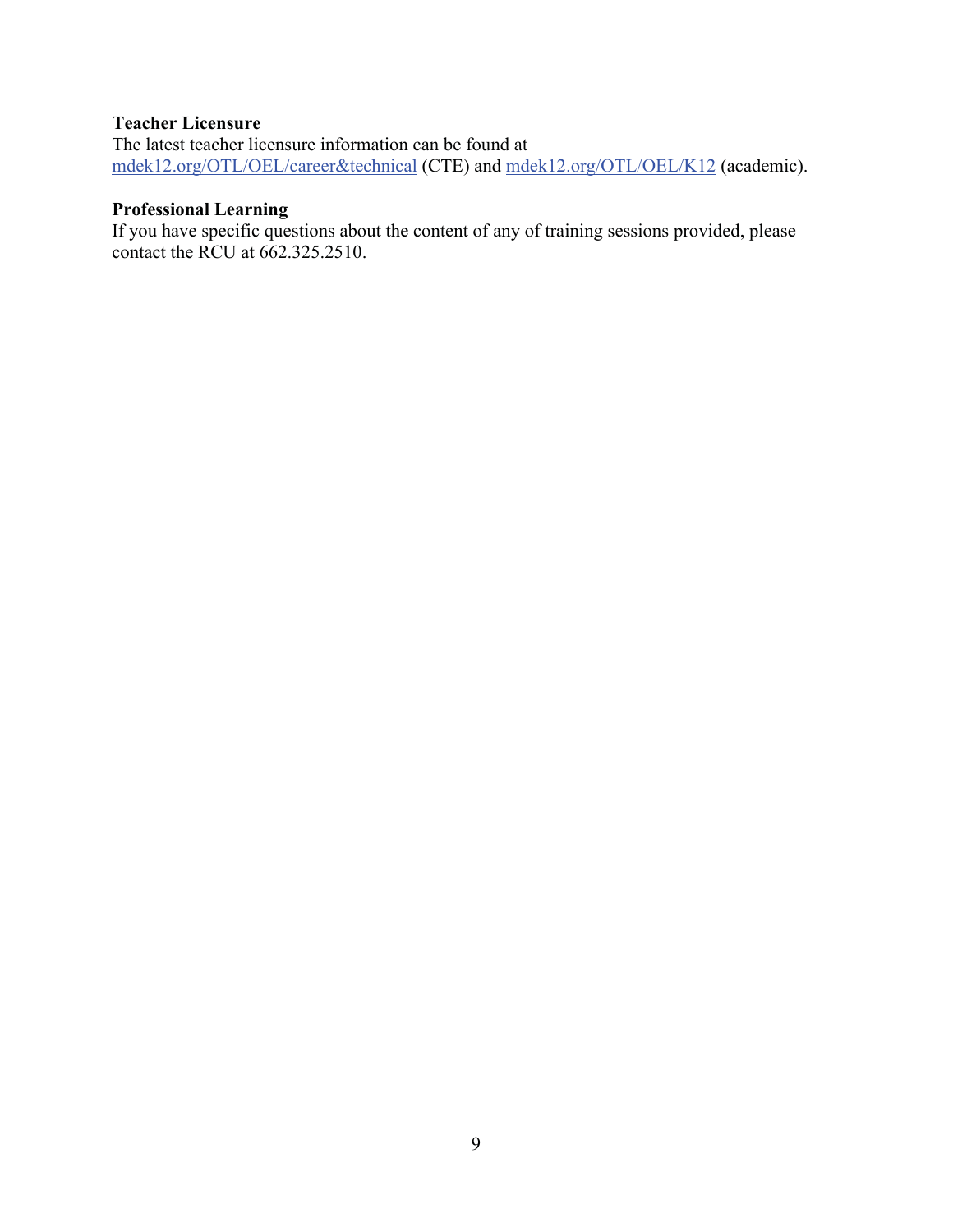**Teacher Licensure**

The latest teacher licensure information can be found at
mdek12.org/OTL/OEL/career&technical (CTE) and mdek12.org/OTL/OEL/K12 (academic).

**Professional Learning**

If you have specific questions about the content of any of training sessions provided, please contact the RCU at 662.325.2510.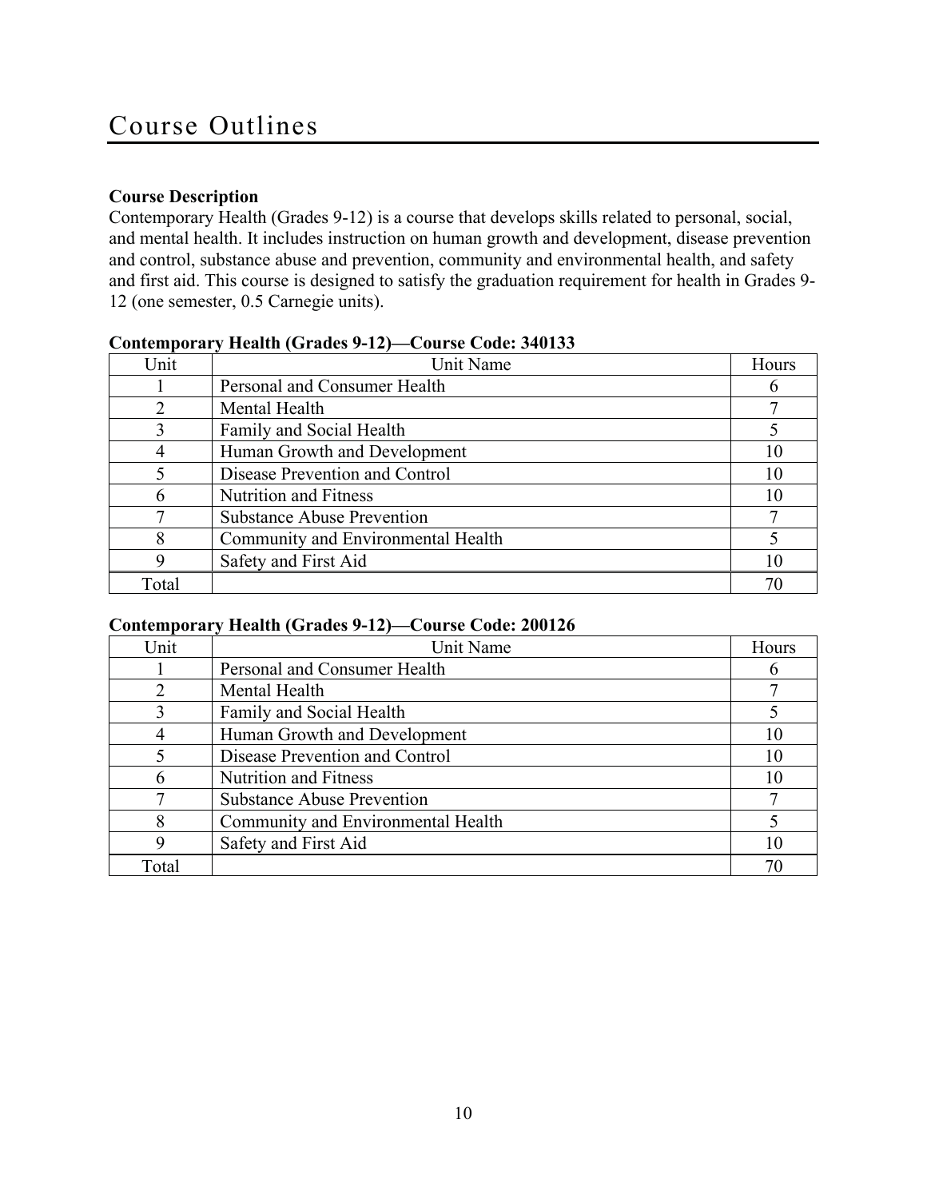# Course Outlines

**Course Description**

Contemporary Health (Grades 9-12) is a course that develops skills related to personal, social, and mental health. It includes instruction on human growth and development, disease prevention and control, substance abuse and prevention, community and environmental health, and safety and first aid. This course is designed to satisfy the graduation requirement for health in Grades 9-12 (one semester, 0.5 Carnegie units).

**Contemporary Health (Grades 9-12)—Course Code: 340133**

| Unit | Unit Name | Hours |
|---|---|---|
| 1 | Personal and Consumer Health | 6 |
| 2 | Mental Health | 7 |
| 3 | Family and Social Health | 5 |
| 4 | Human Growth and Development | 10 |
| 5 | Disease Prevention and Control | 10 |
| 6 | Nutrition and Fitness | 10 |
| 7 | Substance Abuse Prevention | 7 |
| 8 | Community and Environmental Health | 5 |
| 9 | Safety and First Aid | 10 |
| Total | | 70 |

**Contemporary Health (Grades 9-12)—Course Code: 200126**

| Unit | Unit Name | Hours |
|---|---|---|
| 1 | Personal and Consumer Health | 6 |
| 2 | Mental Health | 7 |
| 3 | Family and Social Health | 5 |
| 4 | Human Growth and Development | 10 |
| 5 | Disease Prevention and Control | 10 |
| 6 | Nutrition and Fitness | 10 |
| 7 | Substance Abuse Prevention | 7 |
| 8 | Community and Environmental Health | 5 |
| 9 | Safety and First Aid | 10 |
| Total | | 70 |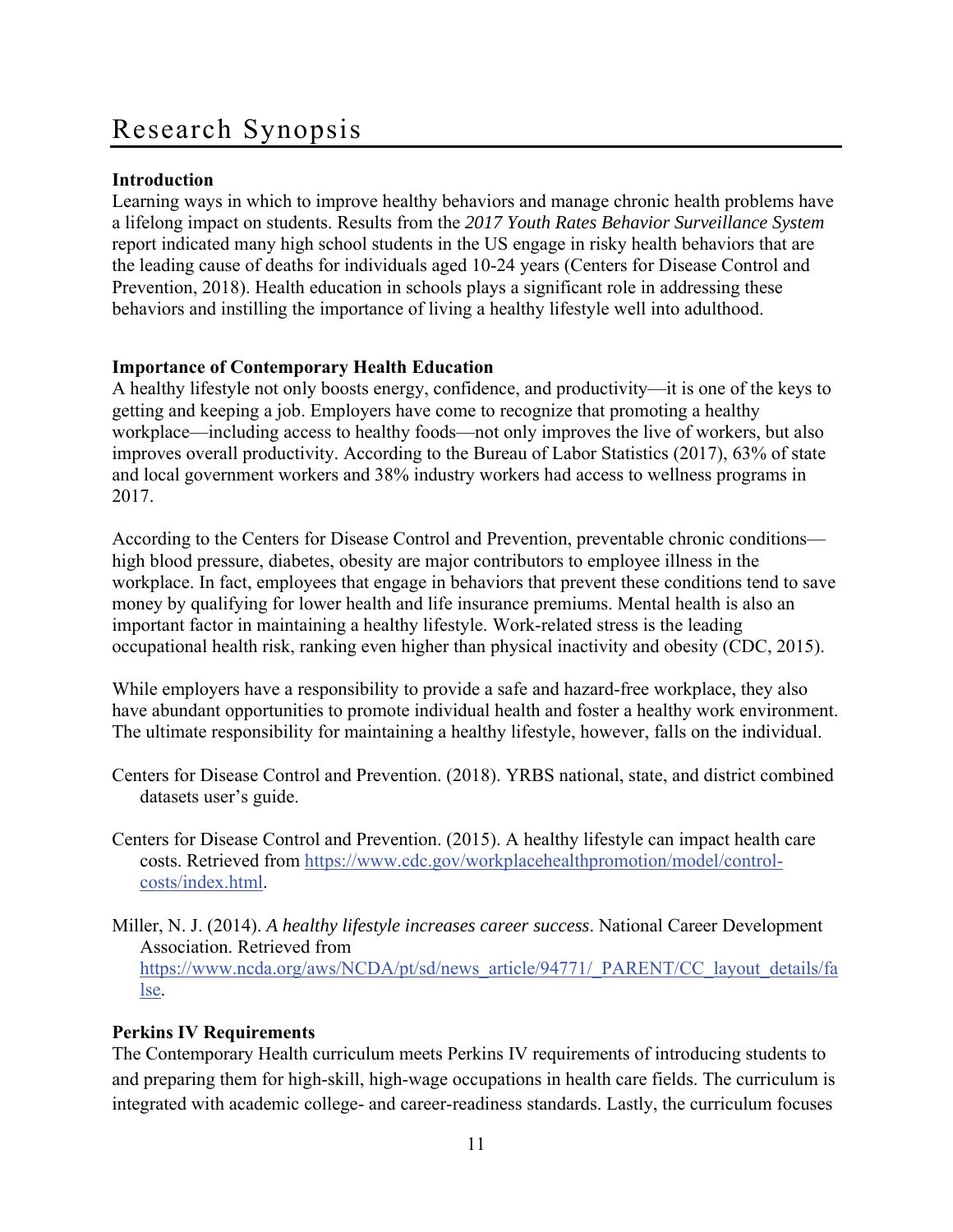# Research Synopsis

**Introduction**

Learning ways in which to improve healthy behaviors and manage chronic health problems have a lifelong impact on students. Results from the *2017 Youth Rates Behavior Surveillance System* report indicated many high school students in the US engage in risky health behaviors that are the leading cause of deaths for individuals aged 10-24 years (Centers for Disease Control and Prevention, 2018). Health education in schools plays a significant role in addressing these behaviors and instilling the importance of living a healthy lifestyle well into adulthood.

**Importance of Contemporary Health Education**

A healthy lifestyle not only boosts energy, confidence, and productivity—it is one of the keys to getting and keeping a job. Employers have come to recognize that promoting a healthy workplace—including access to healthy foods—not only improves the live of workers, but also improves overall productivity. According to the Bureau of Labor Statistics (2017), 63% of state and local government workers and 38% industry workers had access to wellness programs in 2017.

According to the Centers for Disease Control and Prevention, preventable chronic conditions—high blood pressure, diabetes, obesity are major contributors to employee illness in the workplace. In fact, employees that engage in behaviors that prevent these conditions tend to save money by qualifying for lower health and life insurance premiums. Mental health is also an important factor in maintaining a healthy lifestyle. Work-related stress is the leading occupational health risk, ranking even higher than physical inactivity and obesity (CDC, 2015).

While employers have a responsibility to provide a safe and hazard-free workplace, they also have abundant opportunities to promote individual health and foster a healthy work environment. The ultimate responsibility for maintaining a healthy lifestyle, however, falls on the individual.

Centers for Disease Control and Prevention. (2018). YRBS national, state, and district combined datasets user's guide.

Centers for Disease Control and Prevention. (2015). A healthy lifestyle can impact health care costs. Retrieved from https://www.cdc.gov/workplacehealthpromotion/model/control-costs/index.html.

Miller, N. J. (2014). *A healthy lifestyle increases career success*. National Career Development Association. Retrieved from https://www.ncda.org/aws/NCDA/pt/sd/news_article/94771/_PARENT/CC_layout_details/false.

**Perkins IV Requirements**

The Contemporary Health curriculum meets Perkins IV requirements of introducing students to and preparing them for high-skill, high-wage occupations in health care fields. The curriculum is integrated with academic college- and career-readiness standards. Lastly, the curriculum focuses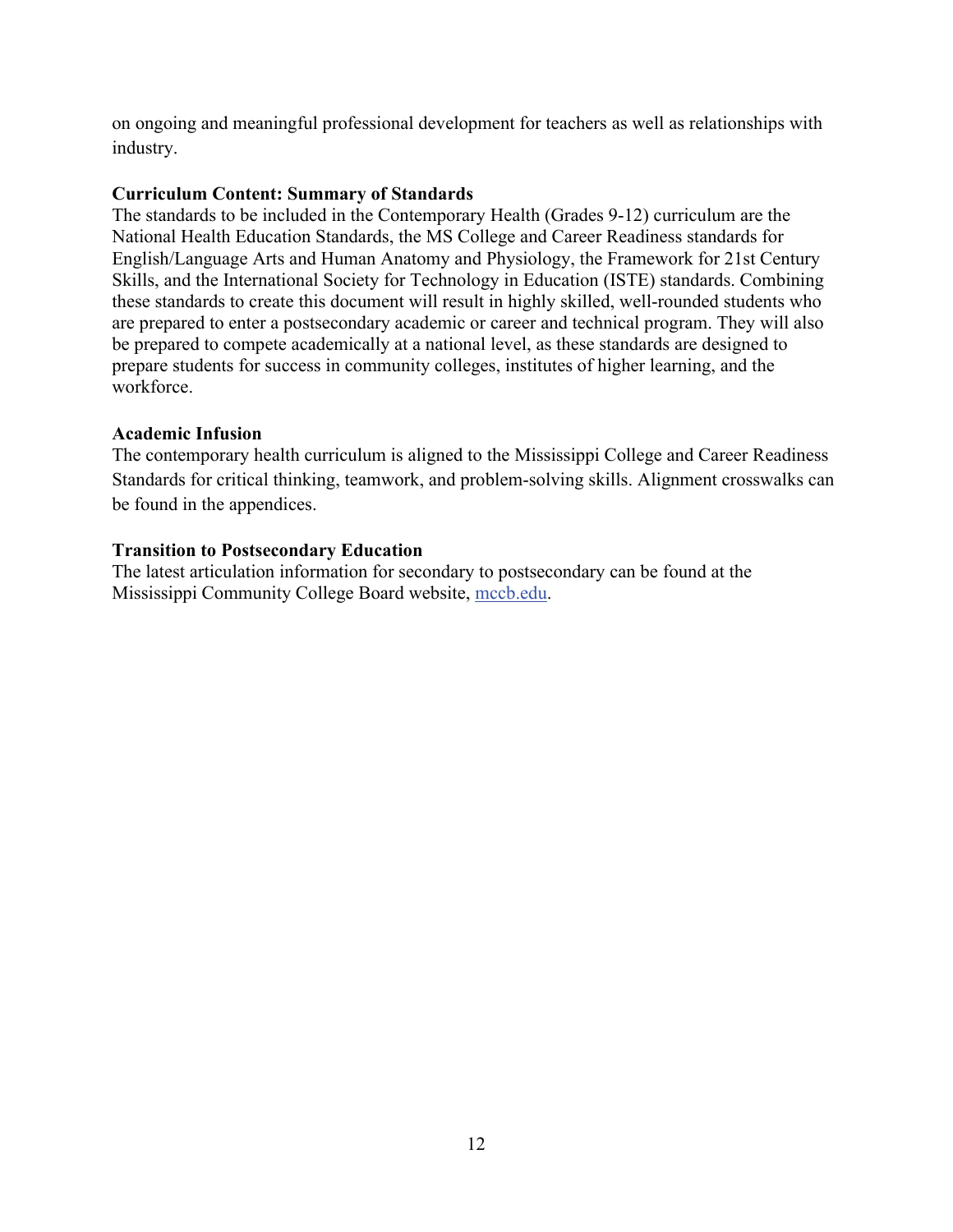on ongoing and meaningful professional development for teachers as well as relationships with industry.

**Curriculum Content: Summary of Standards**

The standards to be included in the Contemporary Health (Grades 9-12) curriculum are the National Health Education Standards, the MS College and Career Readiness standards for English/Language Arts and Human Anatomy and Physiology, the Framework for 21st Century Skills, and the International Society for Technology in Education (ISTE) standards. Combining these standards to create this document will result in highly skilled, well-rounded students who are prepared to enter a postsecondary academic or career and technical program. They will also be prepared to compete academically at a national level, as these standards are designed to prepare students for success in community colleges, institutes of higher learning, and the workforce.

**Academic Infusion**

The contemporary health curriculum is aligned to the Mississippi College and Career Readiness Standards for critical thinking, teamwork, and problem-solving skills. Alignment crosswalks can be found in the appendices.

**Transition to Postsecondary Education**

The latest articulation information for secondary to postsecondary can be found at the Mississippi Community College Board website, mccb.edu.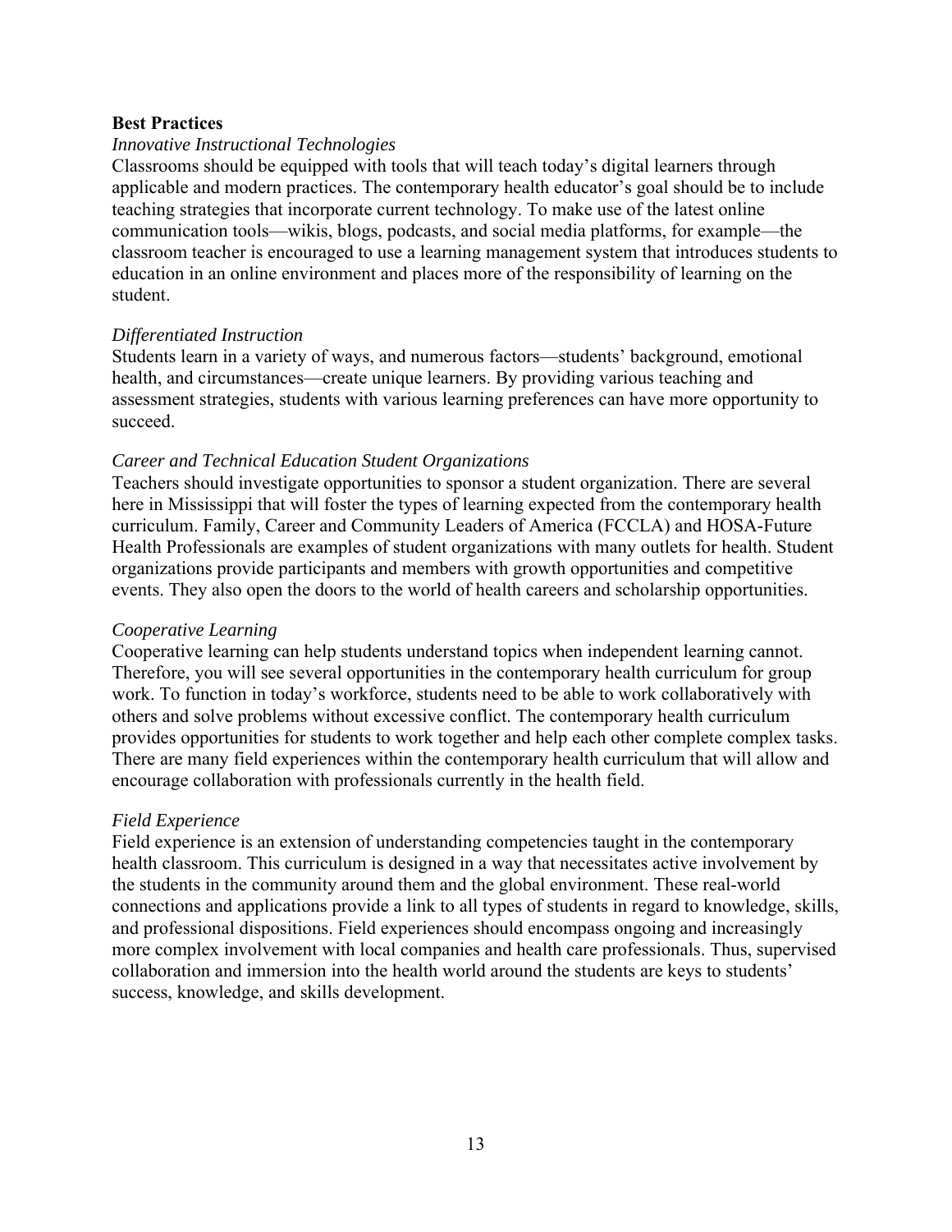**Best Practices**

*Innovative Instructional Technologies*

Classrooms should be equipped with tools that will teach today's digital learners through applicable and modern practices. The contemporary health educator's goal should be to include teaching strategies that incorporate current technology. To make use of the latest online communication tools—wikis, blogs, podcasts, and social media platforms, for example—the classroom teacher is encouraged to use a learning management system that introduces students to education in an online environment and places more of the responsibility of learning on the student.

*Differentiated Instruction*

Students learn in a variety of ways, and numerous factors—students' background, emotional health, and circumstances—create unique learners. By providing various teaching and assessment strategies, students with various learning preferences can have more opportunity to succeed.

*Career and Technical Education Student Organizations*

Teachers should investigate opportunities to sponsor a student organization. There are several here in Mississippi that will foster the types of learning expected from the contemporary health curriculum. Family, Career and Community Leaders of America (FCCLA) and HOSA-Future Health Professionals are examples of student organizations with many outlets for health. Student organizations provide participants and members with growth opportunities and competitive events. They also open the doors to the world of health careers and scholarship opportunities.

*Cooperative Learning*

Cooperative learning can help students understand topics when independent learning cannot. Therefore, you will see several opportunities in the contemporary health curriculum for group work. To function in today's workforce, students need to be able to work collaboratively with others and solve problems without excessive conflict. The contemporary health curriculum provides opportunities for students to work together and help each other complete complex tasks. There are many field experiences within the contemporary health curriculum that will allow and encourage collaboration with professionals currently in the health field.

*Field Experience*

Field experience is an extension of understanding competencies taught in the contemporary health classroom. This curriculum is designed in a way that necessitates active involvement by the students in the community around them and the global environment. These real-world connections and applications provide a link to all types of students in regard to knowledge, skills, and professional dispositions. Field experiences should encompass ongoing and increasingly more complex involvement with local companies and health care professionals. Thus, supervised collaboration and immersion into the health world around the students are keys to students' success, knowledge, and skills development.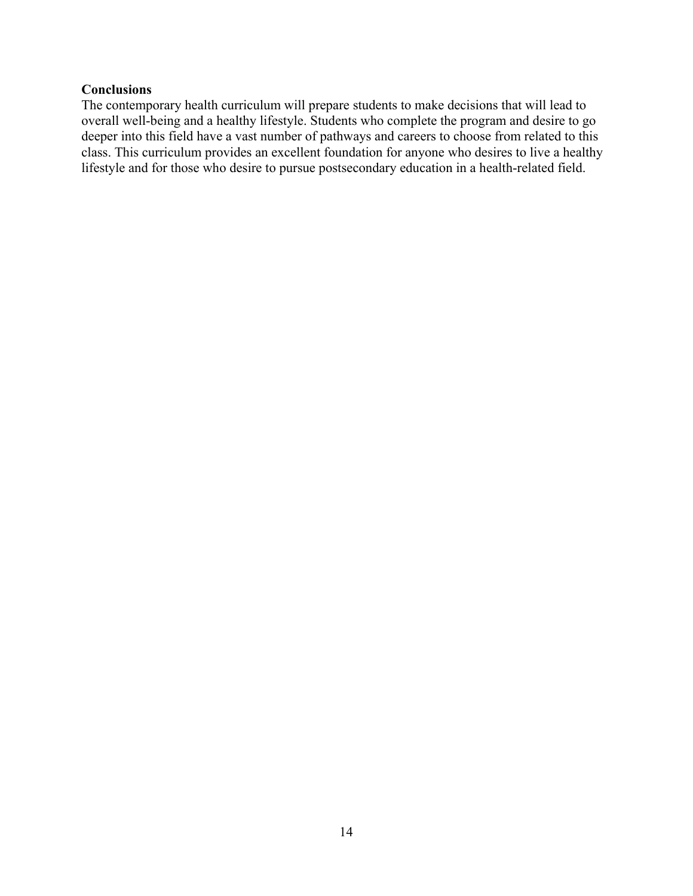**Conclusions**

The contemporary health curriculum will prepare students to make decisions that will lead to overall well-being and a healthy lifestyle. Students who complete the program and desire to go deeper into this field have a vast number of pathways and careers to choose from related to this class. This curriculum provides an excellent foundation for anyone who desires to live a healthy lifestyle and for those who desire to pursue postsecondary education in a health-related field.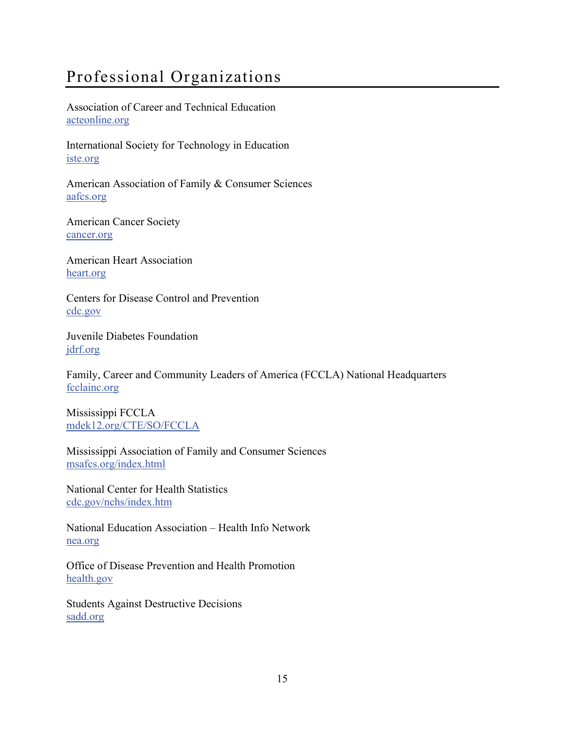# Professional Organizations

Association of Career and Technical Education
[acteonline.org](acteonline.org)

International Society for Technology in Education
[iste.org](iste.org)

American Association of Family & Consumer Sciences
[aafcs.org](aafcs.org)

American Cancer Society
[cancer.org](cancer.org)

American Heart Association
[heart.org](heart.org)

Centers for Disease Control and Prevention
[cdc.gov](cdc.gov)

Juvenile Diabetes Foundation
[jdrf.org](jdrf.org)

Family, Career and Community Leaders of America (FCCLA) National Headquarters
[fcclainc.org](fcclainc.org)

Mississippi FCCLA
[mdek12.org/CTE/SO/FCCLA](mdek12.org/CTE/SO/FCCLA)

Mississippi Association of Family and Consumer Sciences
[msafcs.org/index.html](msafcs.org/index.html)

National Center for Health Statistics
[cdc.gov/nchs/index.htm](cdc.gov/nchs/index.htm)

National Education Association – Health Info Network
[nea.org](nea.org)

Office of Disease Prevention and Health Promotion
[health.gov](health.gov)

Students Against Destructive Decisions
[sadd.org](sadd.org)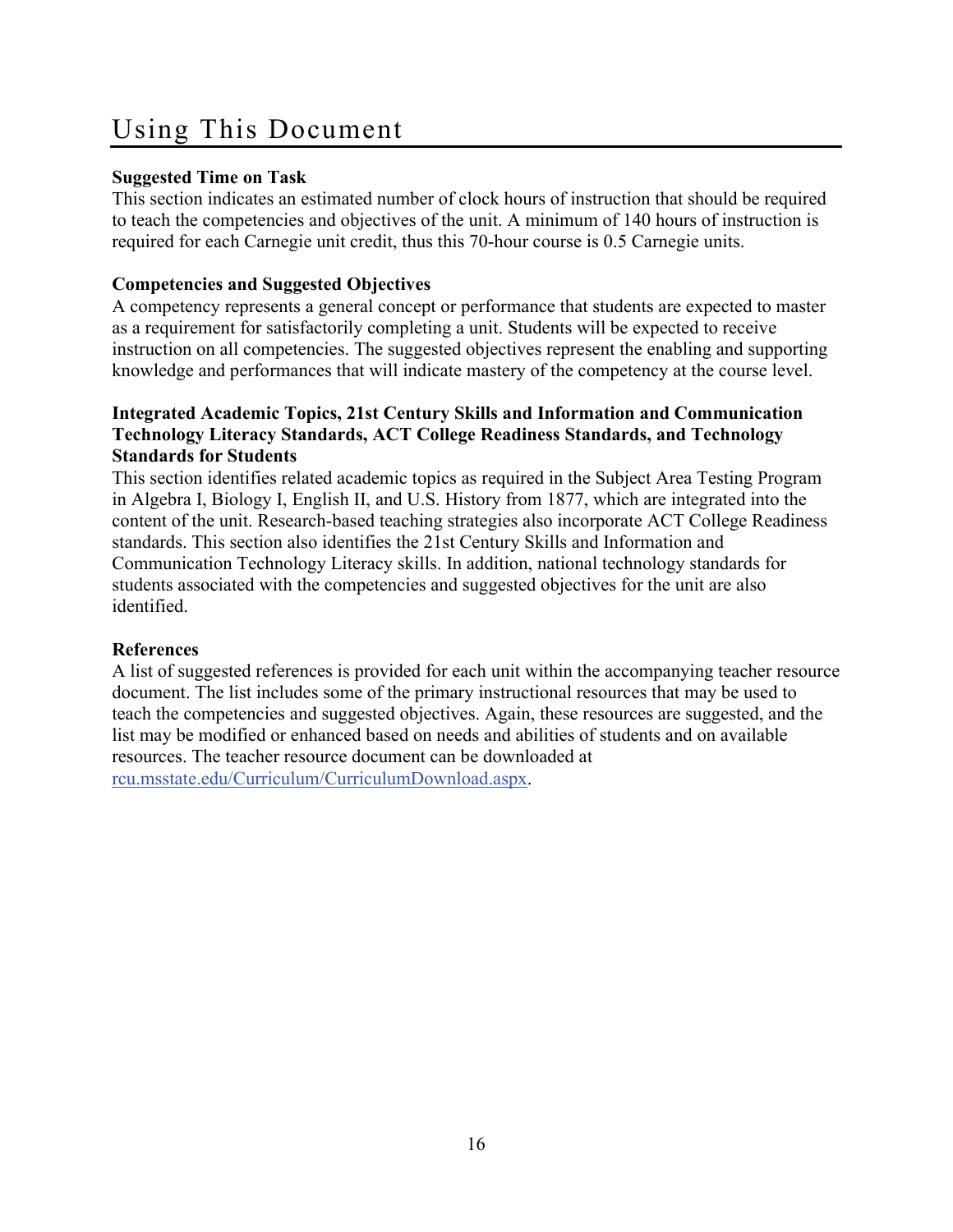# Using This Document

**Suggested Time on Task**

This section indicates an estimated number of clock hours of instruction that should be required to teach the competencies and objectives of the unit. A minimum of 140 hours of instruction is required for each Carnegie unit credit, thus this 70-hour course is 0.5 Carnegie units.

**Competencies and Suggested Objectives**

A competency represents a general concept or performance that students are expected to master as a requirement for satisfactorily completing a unit. Students will be expected to receive instruction on all competencies. The suggested objectives represent the enabling and supporting knowledge and performances that will indicate mastery of the competency at the course level.

**Integrated Academic Topics, 21st Century Skills and Information and Communication Technology Literacy Standards, ACT College Readiness Standards, and Technology Standards for Students**

This section identifies related academic topics as required in the Subject Area Testing Program in Algebra I, Biology I, English II, and U.S. History from 1877, which are integrated into the content of the unit. Research-based teaching strategies also incorporate ACT College Readiness standards. This section also identifies the 21st Century Skills and Information and Communication Technology Literacy skills. In addition, national technology standards for students associated with the competencies and suggested objectives for the unit are also identified.

**References**

A list of suggested references is provided for each unit within the accompanying teacher resource document. The list includes some of the primary instructional resources that may be used to teach the competencies and suggested objectives. Again, these resources are suggested, and the list may be modified or enhanced based on needs and abilities of students and on available resources. The teacher resource document can be downloaded at [rcu.msstate.edu/Curriculum/CurriculumDownload.aspx](rcu.msstate.edu/Curriculum/CurriculumDownload.aspx).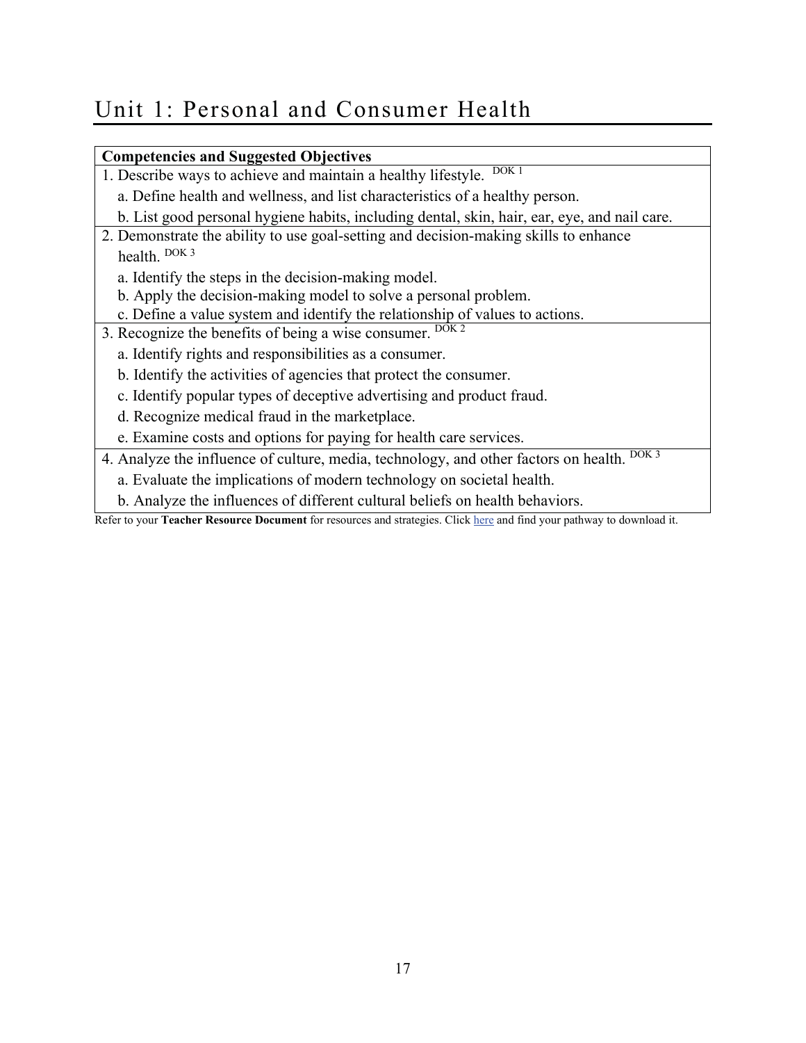# Unit 1: Personal and Consumer Health

| Competencies and Suggested Objectives |
| --- |
| 1. Describe ways to achieve and maintain a healthy lifestyle. DOK 1<br>a. Define health and wellness, and list characteristics of a healthy person.<br>b. List good personal hygiene habits, including dental, skin, hair, ear, eye, and nail care. |
| 2. Demonstrate the ability to use goal-setting and decision-making skills to enhance health. DOK 3<br>a. Identify the steps in the decision-making model.<br>b. Apply the decision-making model to solve a personal problem.<br>c. Define a value system and identify the relationship of values to actions. |
| 3. Recognize the benefits of being a wise consumer. DOK 2<br>a. Identify rights and responsibilities as a consumer.<br>b. Identify the activities of agencies that protect the consumer.<br>c. Identify popular types of deceptive advertising and product fraud.<br>d. Recognize medical fraud in the marketplace.<br>e. Examine costs and options for paying for health care services. |
| 4. Analyze the influence of culture, media, technology, and other factors on health. DOK 3<br>a. Evaluate the implications of modern technology on societal health.<br>b. Analyze the influences of different cultural beliefs on health behaviors. |

Refer to your **Teacher Resource Document** for resources and strategies. Click here and find your pathway to download it.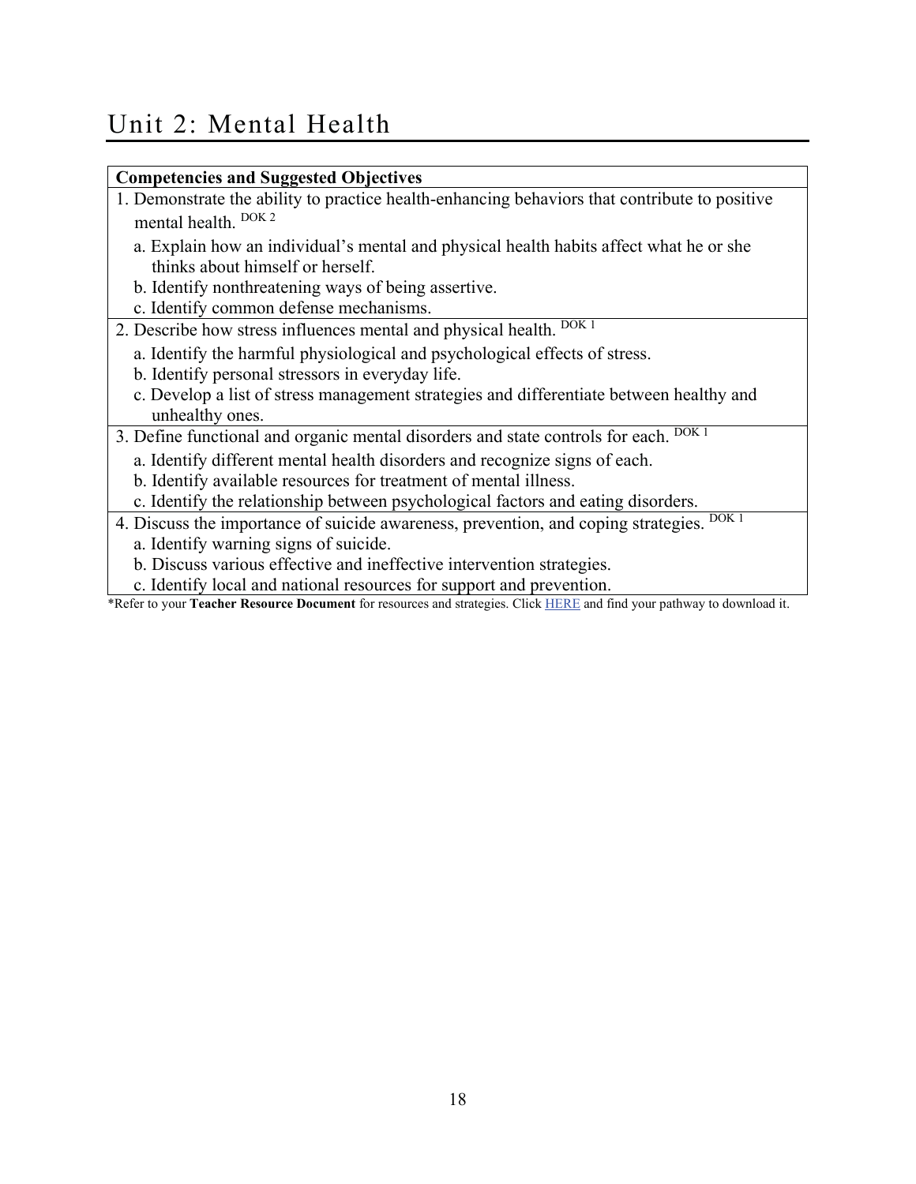# Unit 2: Mental Health

| Competencies and Suggested Objectives |
|---|
| 1. Demonstrate the ability to practice health-enhancing behaviors that contribute to positive mental health. DOK 2<br>a. Explain how an individual's mental and physical health habits affect what he or she thinks about himself or herself.<br>b. Identify nonthreatening ways of being assertive.<br>c. Identify common defense mechanisms. |
| 2. Describe how stress influences mental and physical health. DOK 1<br>a. Identify the harmful physiological and psychological effects of stress.<br>b. Identify personal stressors in everyday life.<br>c. Develop a list of stress management strategies and differentiate between healthy and unhealthy ones. |
| 3. Define functional and organic mental disorders and state controls for each. DOK 1<br>a. Identify different mental health disorders and recognize signs of each.<br>b. Identify available resources for treatment of mental illness.<br>c. Identify the relationship between psychological factors and eating disorders. |
| 4. Discuss the importance of suicide awareness, prevention, and coping strategies. DOK 1<br>a. Identify warning signs of suicide.<br>b. Discuss various effective and ineffective intervention strategies.<br>c. Identify local and national resources for support and prevention. |

*Refer to your **Teacher Resource Document** for resources and strategies. Click HERE and find your pathway to download it.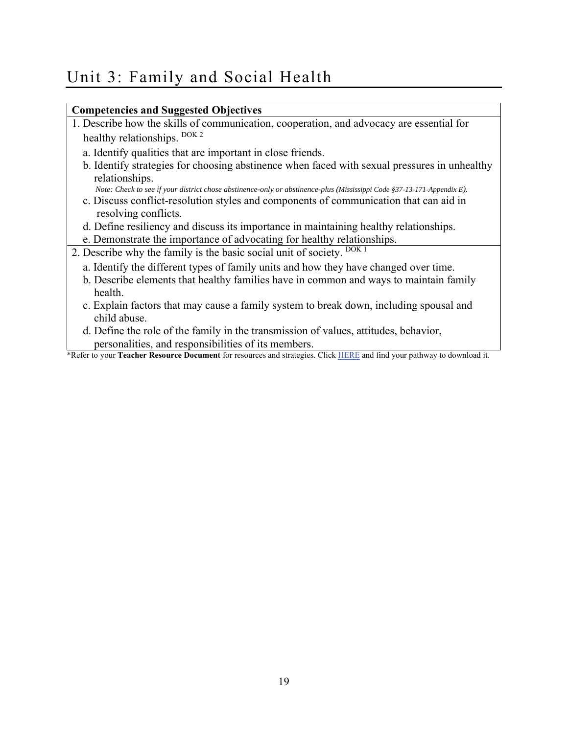# Unit 3: Family and Social Health

| Competencies and Suggested Objectives |
| --- |
| 1. Describe how the skills of communication, cooperation, and advocacy are essential for healthy relationships. DOK 2<br>a. Identify qualities that are important in close friends.<br>b. Identify strategies for choosing abstinence when faced with sexual pressures in unhealthy relationships.<br>*Note: Check to see if your district chose abstinence-only or abstinence-plus (Mississippi Code §37-13-171-Appendix E).*<br>c. Discuss conflict-resolution styles and components of communication that can aid in resolving conflicts.<br>d. Define resiliency and discuss its importance in maintaining healthy relationships.<br>e. Demonstrate the importance of advocating for healthy relationships. |
| 2. Describe why the family is the basic social unit of society. DOK 1<br>a. Identify the different types of family units and how they have changed over time.<br>b. Describe elements that healthy families have in common and ways to maintain family health.<br>c. Explain factors that may cause a family system to break down, including spousal and child abuse.<br>d. Define the role of the family in the transmission of values, attitudes, behavior, personalities, and responsibilities of its members. |

*Refer to your **Teacher Resource Document** for resources and strategies. Click HERE and find your pathway to download it.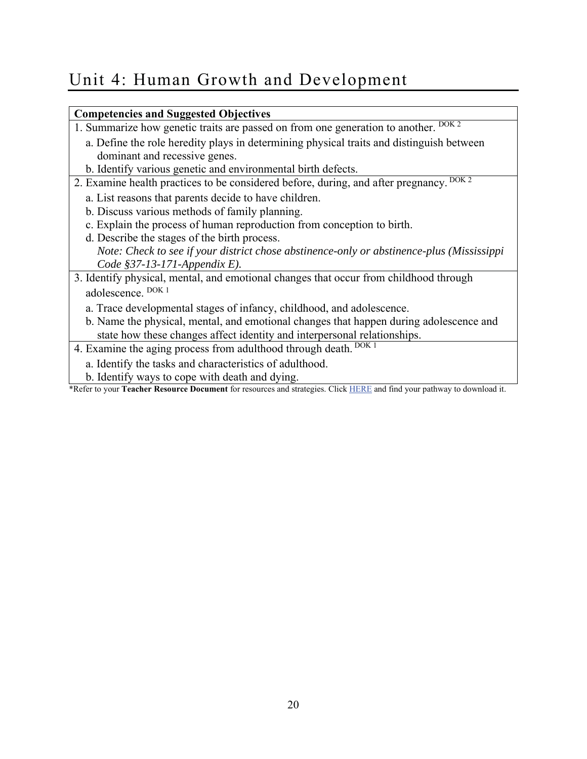# Unit 4: Human Growth and Development

| Competencies and Suggested Objectives |
|---|
| 1. Summarize how genetic traits are passed on from one generation to another. DOK 2 |
| a. Define the role heredity plays in determining physical traits and distinguish between dominant and recessive genes.<br>b. Identify various genetic and environmental birth defects. |
| 2. Examine health practices to be considered before, during, and after pregnancy. DOK 2 |
| a. List reasons that parents decide to have children.<br>b. Discuss various methods of family planning.<br>c. Explain the process of human reproduction from conception to birth.<br>d. Describe the stages of the birth process.<br>*Note: Check to see if your district chose abstinence-only or abstinence-plus (Mississippi Code §37-13-171-Appendix E).* |
| 3. Identify physical, mental, and emotional changes that occur from childhood through adolescence. DOK 1 |
| a. Trace developmental stages of infancy, childhood, and adolescence.<br>b. Name the physical, mental, and emotional changes that happen during adolescence and state how these changes affect identity and interpersonal relationships. |
| 4. Examine the aging process from adulthood through death. DOK 1 |
| a. Identify the tasks and characteristics of adulthood.<br>b. Identify ways to cope with death and dying. |

*Refer to your **Teacher Resource Document** for resources and strategies. Click HERE and find your pathway to download it.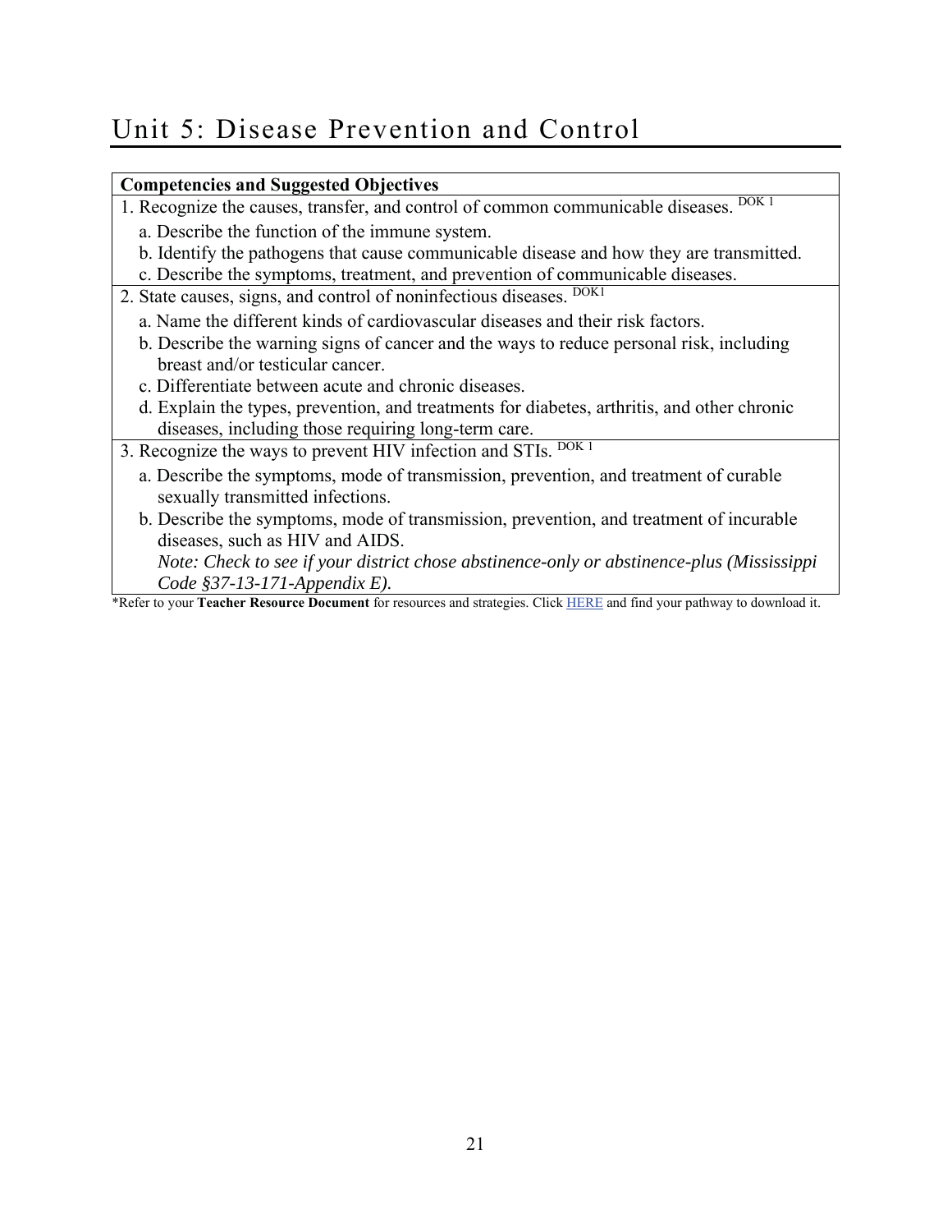# Unit 5: Disease Prevention and Control

| Competencies and Suggested Objectives |
|---|
| 1. Recognize the causes, transfer, and control of common communicable diseases. DOK 1<br>a. Describe the function of the immune system.<br>b. Identify the pathogens that cause communicable disease and how they are transmitted.<br>c. Describe the symptoms, treatment, and prevention of communicable diseases. |
| 2. State causes, signs, and control of noninfectious diseases. DOK1<br>a. Name the different kinds of cardiovascular diseases and their risk factors.<br>b. Describe the warning signs of cancer and the ways to reduce personal risk, including breast and/or testicular cancer.<br>c. Differentiate between acute and chronic diseases.<br>d. Explain the types, prevention, and treatments for diabetes, arthritis, and other chronic diseases, including those requiring long-term care. |
| 3. Recognize the ways to prevent HIV infection and STIs. DOK 1<br>a. Describe the symptoms, mode of transmission, prevention, and treatment of curable sexually transmitted infections.<br>b. Describe the symptoms, mode of transmission, prevention, and treatment of incurable diseases, such as HIV and AIDS.<br>*Note: Check to see if your district chose abstinence-only or abstinence-plus (Mississippi Code §37-13-171-Appendix E).* |

*Refer to your **Teacher Resource Document** for resources and strategies. Click HERE and find your pathway to download it.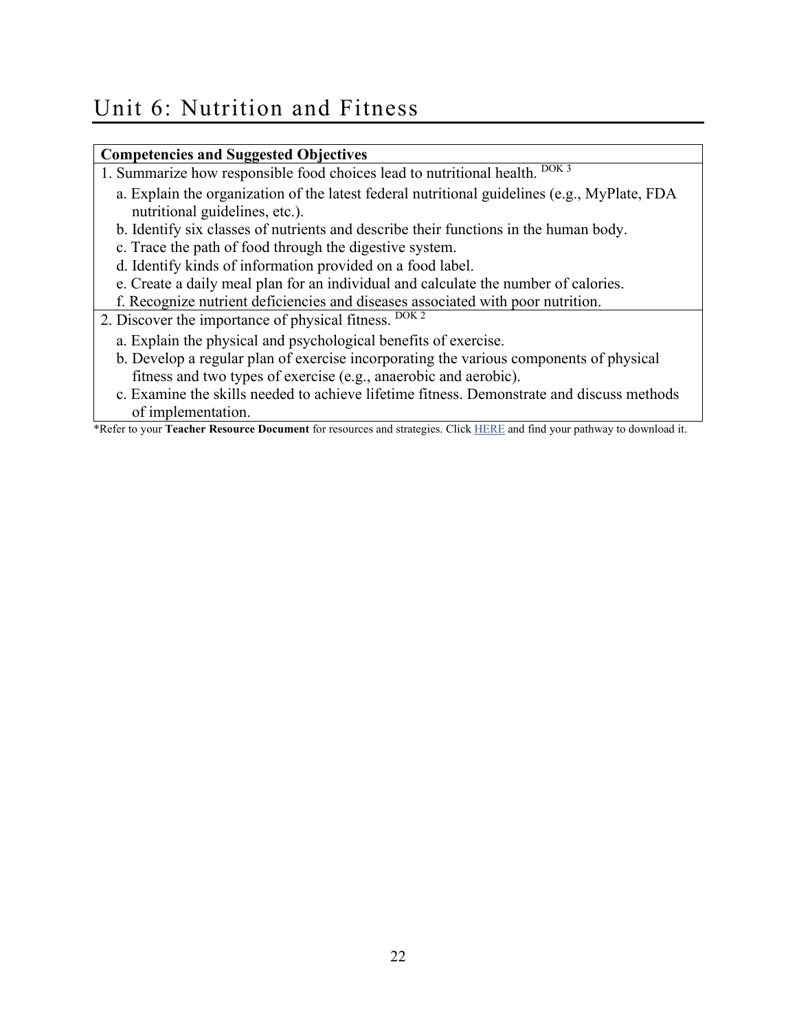# Unit 6: Nutrition and Fitness

| Competencies and Suggested Objectives |
|---|
| 1. Summarize how responsible food choices lead to nutritional health. DOK 3 <br> a. Explain the organization of the latest federal nutritional guidelines (e.g., MyPlate, FDA nutritional guidelines, etc.). <br> b. Identify six classes of nutrients and describe their functions in the human body. <br> c. Trace the path of food through the digestive system. <br> d. Identify kinds of information provided on a food label. <br> e. Create a daily meal plan for an individual and calculate the number of calories. <br> f. Recognize nutrient deficiencies and diseases associated with poor nutrition. |
| 2. Discover the importance of physical fitness. DOK 2 <br> a. Explain the physical and psychological benefits of exercise. <br> b. Develop a regular plan of exercise incorporating the various components of physical fitness and two types of exercise (e.g., anaerobic and aerobic). <br> c. Examine the skills needed to achieve lifetime fitness. Demonstrate and discuss methods of implementation. |

*Refer to your **Teacher Resource Document** for resources and strategies. Click HERE and find your pathway to download it.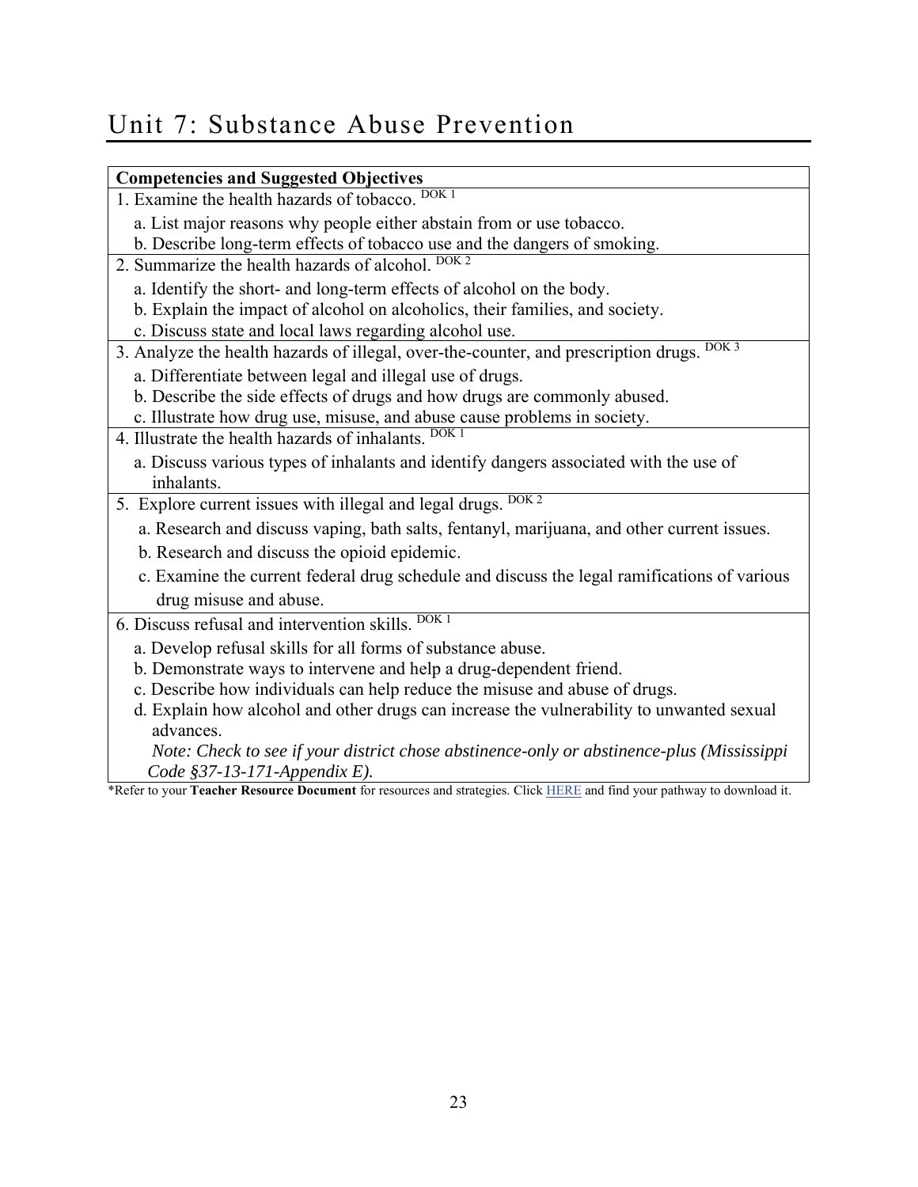# Unit 7: Substance Abuse Prevention

| Competencies and Suggested Objectives |
|---|
| 1. Examine the health hazards of tobacco. DOK 1<br>a. List major reasons why people either abstain from or use tobacco.<br>b. Describe long-term effects of tobacco use and the dangers of smoking. |
| 2. Summarize the health hazards of alcohol. DOK 2<br>a. Identify the short- and long-term effects of alcohol on the body.<br>b. Explain the impact of alcohol on alcoholics, their families, and society.<br>c. Discuss state and local laws regarding alcohol use. |
| 3. Analyze the health hazards of illegal, over-the-counter, and prescription drugs. DOK 3<br>a. Differentiate between legal and illegal use of drugs.<br>b. Describe the side effects of drugs and how drugs are commonly abused.<br>c. Illustrate how drug use, misuse, and abuse cause problems in society. |
| 4. Illustrate the health hazards of inhalants. DOK 1<br>a. Discuss various types of inhalants and identify dangers associated with the use of inhalants. |
| 5. Explore current issues with illegal and legal drugs. DOK 2<br>a. Research and discuss vaping, bath salts, fentanyl, marijuana, and other current issues.<br>b. Research and discuss the opioid epidemic.<br>c. Examine the current federal drug schedule and discuss the legal ramifications of various drug misuse and abuse. |
| 6. Discuss refusal and intervention skills. DOK 1<br>a. Develop refusal skills for all forms of substance abuse.<br>b. Demonstrate ways to intervene and help a drug-dependent friend.<br>c. Describe how individuals can help reduce the misuse and abuse of drugs.<br>d. Explain how alcohol and other drugs can increase the vulnerability to unwanted sexual advances.<br>*Note: Check to see if your district chose abstinence-only or abstinence-plus (Mississippi Code §37-13-171-Appendix E).* |

*Refer to your **Teacher Resource Document** for resources and strategies. Click HERE and find your pathway to download it.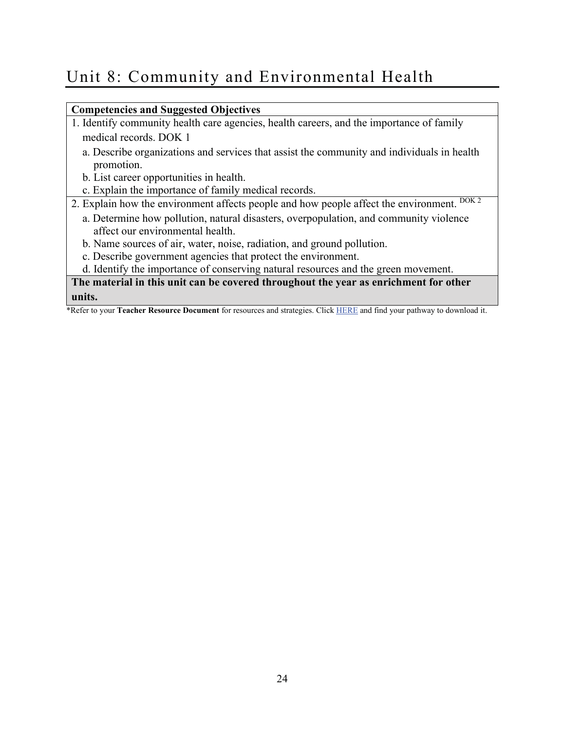# Unit 8: Community and Environmental Health

| Competencies and Suggested Objectives |
| --- |
| 1. Identify community health care agencies, health careers, and the importance of family medical records. DOK 1<br>a. Describe organizations and services that assist the community and individuals in health promotion.<br>b. List career opportunities in health.<br>c. Explain the importance of family medical records. |
| 2. Explain how the environment affects people and how people affect the environment. DOK 2<br>a. Determine how pollution, natural disasters, overpopulation, and community violence affect our environmental health.<br>b. Name sources of air, water, noise, radiation, and ground pollution.<br>c. Describe government agencies that protect the environment.<br>d. Identify the importance of conserving natural resources and the green movement. |
| **The material in this unit can be covered throughout the year as enrichment for other units.** |

*Refer to your **Teacher Resource Document** for resources and strategies. Click HERE and find your pathway to download it.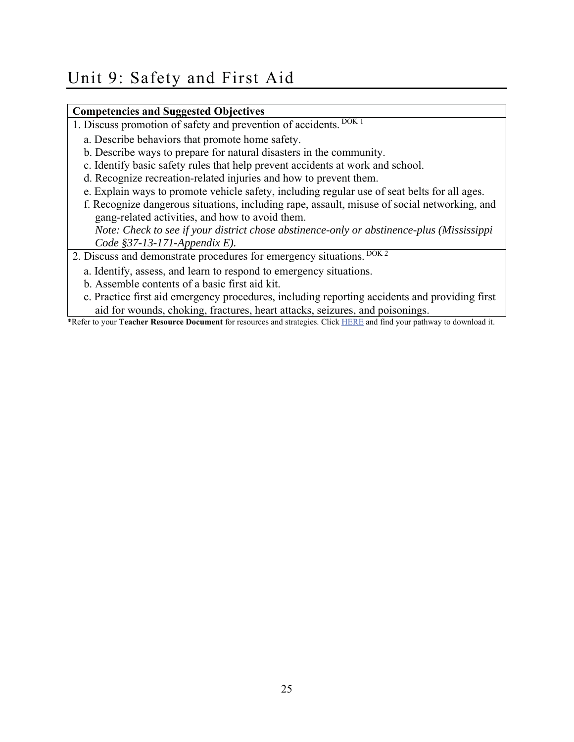# Unit 9: Safety and First Aid

| Competencies and Suggested Objectives |
|---|
| 1. Discuss promotion of safety and prevention of accidents. DOK 1<br>a. Describe behaviors that promote home safety.<br>b. Describe ways to prepare for natural disasters in the community.<br>c. Identify basic safety rules that help prevent accidents at work and school.<br>d. Recognize recreation-related injuries and how to prevent them.<br>e. Explain ways to promote vehicle safety, including regular use of seat belts for all ages.<br>f. Recognize dangerous situations, including rape, assault, misuse of social networking, and gang-related activities, and how to avoid them.<br>*Note: Check to see if your district chose abstinence-only or abstinence-plus (Mississippi Code §37-13-171-Appendix E).* |
| 2. Discuss and demonstrate procedures for emergency situations. DOK 2<br>a. Identify, assess, and learn to respond to emergency situations.<br>b. Assemble contents of a basic first aid kit.<br>c. Practice first aid emergency procedures, including reporting accidents and providing first aid for wounds, choking, fractures, heart attacks, seizures, and poisonings. |

*Refer to your **Teacher Resource Document** for resources and strategies. Click HERE and find your pathway to download it.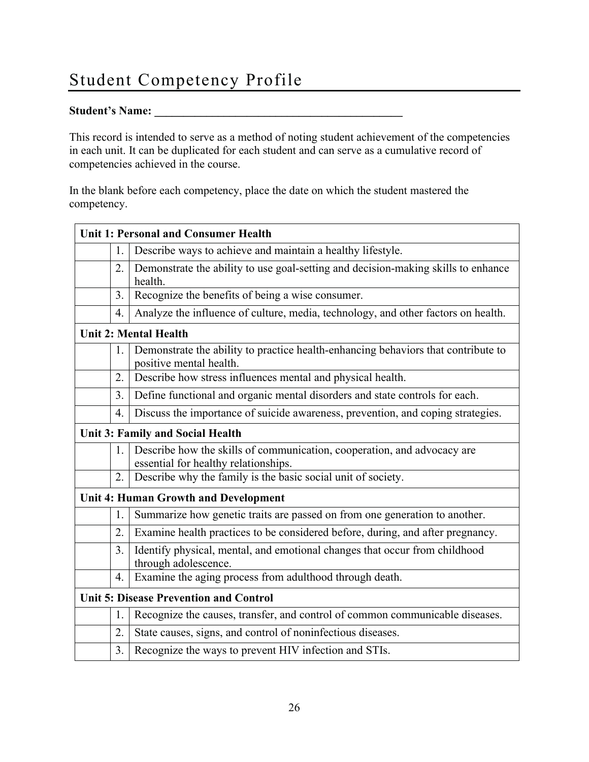# Student Competency Profile

**Student's Name: ___________________________________________**

This record is intended to serve as a method of noting student achievement of the competencies in each unit. It can be duplicated for each student and can serve as a cumulative record of competencies achieved in the course.

In the blank before each competency, place the date on which the student mastered the competency.

| | | |
|---|---|---|
| **Unit 1: Personal and Consumer Health** | | |
| | 1. | Describe ways to achieve and maintain a healthy lifestyle. |
| | 2. | Demonstrate the ability to use goal-setting and decision-making skills to enhance health. |
| | 3. | Recognize the benefits of being a wise consumer. |
| | 4. | Analyze the influence of culture, media, technology, and other factors on health. |
| **Unit 2: Mental Health** | | |
| | 1. | Demonstrate the ability to practice health-enhancing behaviors that contribute to positive mental health. |
| | 2. | Describe how stress influences mental and physical health. |
| | 3. | Define functional and organic mental disorders and state controls for each. |
| | 4. | Discuss the importance of suicide awareness, prevention, and coping strategies. |
| **Unit 3: Family and Social Health** | | |
| | 1. | Describe how the skills of communication, cooperation, and advocacy are essential for healthy relationships. |
| | 2. | Describe why the family is the basic social unit of society. |
| **Unit 4: Human Growth and Development** | | |
| | 1. | Summarize how genetic traits are passed on from one generation to another. |
| | 2. | Examine health practices to be considered before, during, and after pregnancy. |
| | 3. | Identify physical, mental, and emotional changes that occur from childhood through adolescence. |
| | 4. | Examine the aging process from adulthood through death. |
| **Unit 5: Disease Prevention and Control** | | |
| | 1. | Recognize the causes, transfer, and control of common communicable diseases. |
| | 2. | State causes, signs, and control of noninfectious diseases. |
| | 3. | Recognize the ways to prevent HIV infection and STIs. |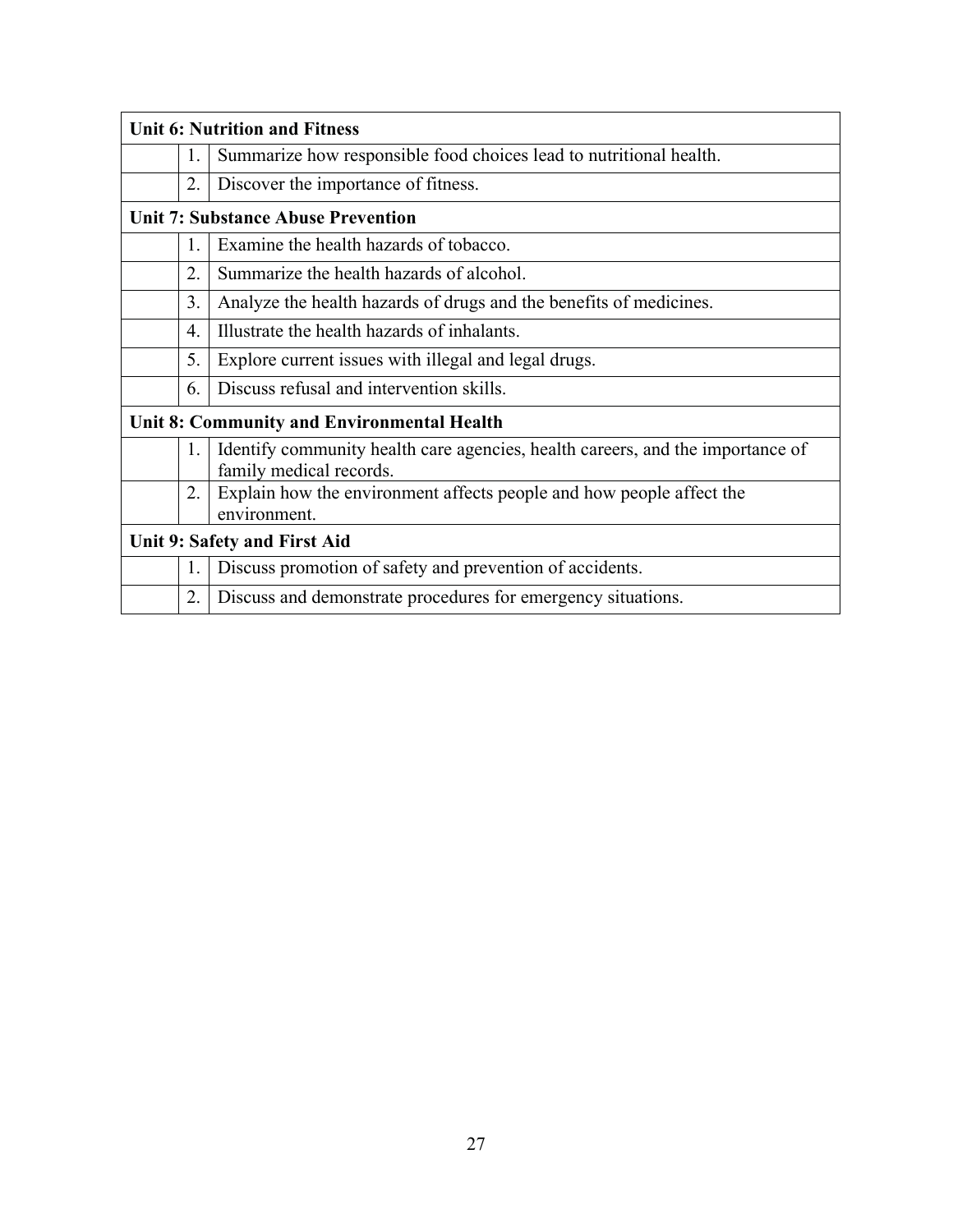| Unit 6: Nutrition and Fitness | | |
|---|---|---|
| | 1. | Summarize how responsible food choices lead to nutritional health. |
| | 2. | Discover the importance of fitness. |
| **Unit 7: Substance Abuse Prevention** | | |
| | 1. | Examine the health hazards of tobacco. |
| | 2. | Summarize the health hazards of alcohol. |
| | 3. | Analyze the health hazards of drugs and the benefits of medicines. |
| | 4. | Illustrate the health hazards of inhalants. |
| | 5. | Explore current issues with illegal and legal drugs. |
| | 6. | Discuss refusal and intervention skills. |
| **Unit 8: Community and Environmental Health** | | |
| | 1. | Identify community health care agencies, health careers, and the importance of family medical records. |
| | 2. | Explain how the environment affects people and how people affect the environment. |
| **Unit 9: Safety and First Aid** | | |
| | 1. | Discuss promotion of safety and prevention of accidents. |
| | 2. | Discuss and demonstrate procedures for emergency situations. |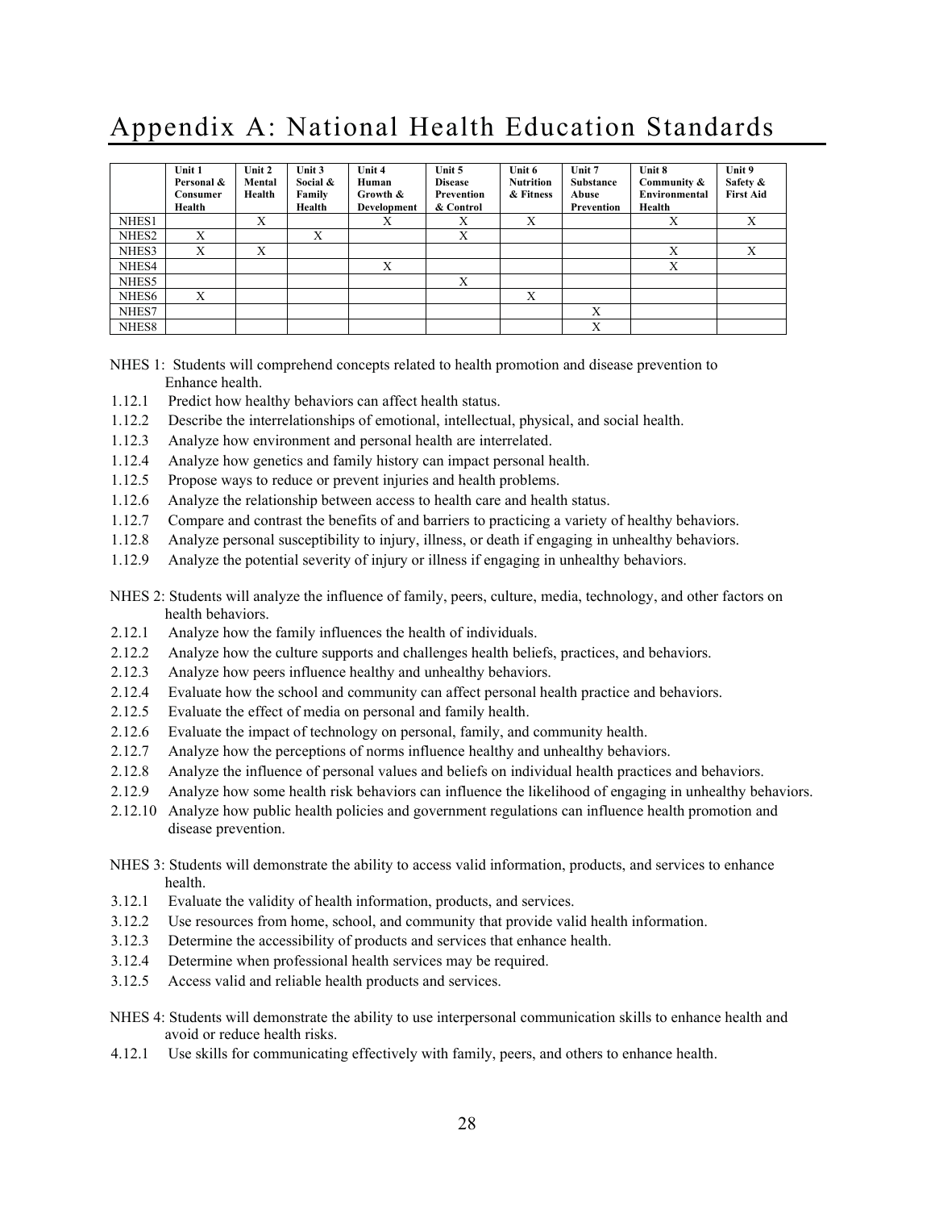# Appendix A: National Health Education Standards

| | Unit 1 Personal & Consumer Health | Unit 2 Mental Health | Unit 3 Social & Family Health | Unit 4 Human Growth & Development | Unit 5 Disease Prevention & Control | Unit 6 Nutrition & Fitness | Unit 7 Substance Abuse Prevention | Unit 8 Community & Environmental Health | Unit 9 Safety & First Aid |
|---|---|---|---|---|---|---|---|---|---|
| NHES1 | | X | | X | X | X | | X | X |
| NHES2 | X | | X | | X | | | | |
| NHES3 | X | X | | | | | | X | X |
| NHES4 | | | | X | | | | X | |
| NHES5 | | | | | X | | | | |
| NHES6 | X | | | | | X | | | |
| NHES7 | | | | | | | X | | |
| NHES8 | | | | | | | X | | |

NHES 1: Students will comprehend concepts related to health promotion and disease prevention to Enhance health.

1.12.1 Predict how healthy behaviors can affect health status.
1.12.2 Describe the interrelationships of emotional, intellectual, physical, and social health.
1.12.3 Analyze how environment and personal health are interrelated.
1.12.4 Analyze how genetics and family history can impact personal health.
1.12.5 Propose ways to reduce or prevent injuries and health problems.
1.12.6 Analyze the relationship between access to health care and health status.
1.12.7 Compare and contrast the benefits of and barriers to practicing a variety of healthy behaviors.
1.12.8 Analyze personal susceptibility to injury, illness, or death if engaging in unhealthy behaviors.
1.12.9 Analyze the potential severity of injury or illness if engaging in unhealthy behaviors.

NHES 2: Students will analyze the influence of family, peers, culture, media, technology, and other factors on health behaviors.

2.12.1 Analyze how the family influences the health of individuals.
2.12.2 Analyze how the culture supports and challenges health beliefs, practices, and behaviors.
2.12.3 Analyze how peers influence healthy and unhealthy behaviors.
2.12.4 Evaluate how the school and community can affect personal health practice and behaviors.
2.12.5 Evaluate the effect of media on personal and family health.
2.12.6 Evaluate the impact of technology on personal, family, and community health.
2.12.7 Analyze how the perceptions of norms influence healthy and unhealthy behaviors.
2.12.8 Analyze the influence of personal values and beliefs on individual health practices and behaviors.
2.12.9 Analyze how some health risk behaviors can influence the likelihood of engaging in unhealthy behaviors.
2.12.10 Analyze how public health policies and government regulations can influence health promotion and disease prevention.

NHES 3: Students will demonstrate the ability to access valid information, products, and services to enhance health.

3.12.1 Evaluate the validity of health information, products, and services.
3.12.2 Use resources from home, school, and community that provide valid health information.
3.12.3 Determine the accessibility of products and services that enhance health.
3.12.4 Determine when professional health services may be required.
3.12.5 Access valid and reliable health products and services.

NHES 4: Students will demonstrate the ability to use interpersonal communication skills to enhance health and avoid or reduce health risks.

4.12.1 Use skills for communicating effectively with family, peers, and others to enhance health.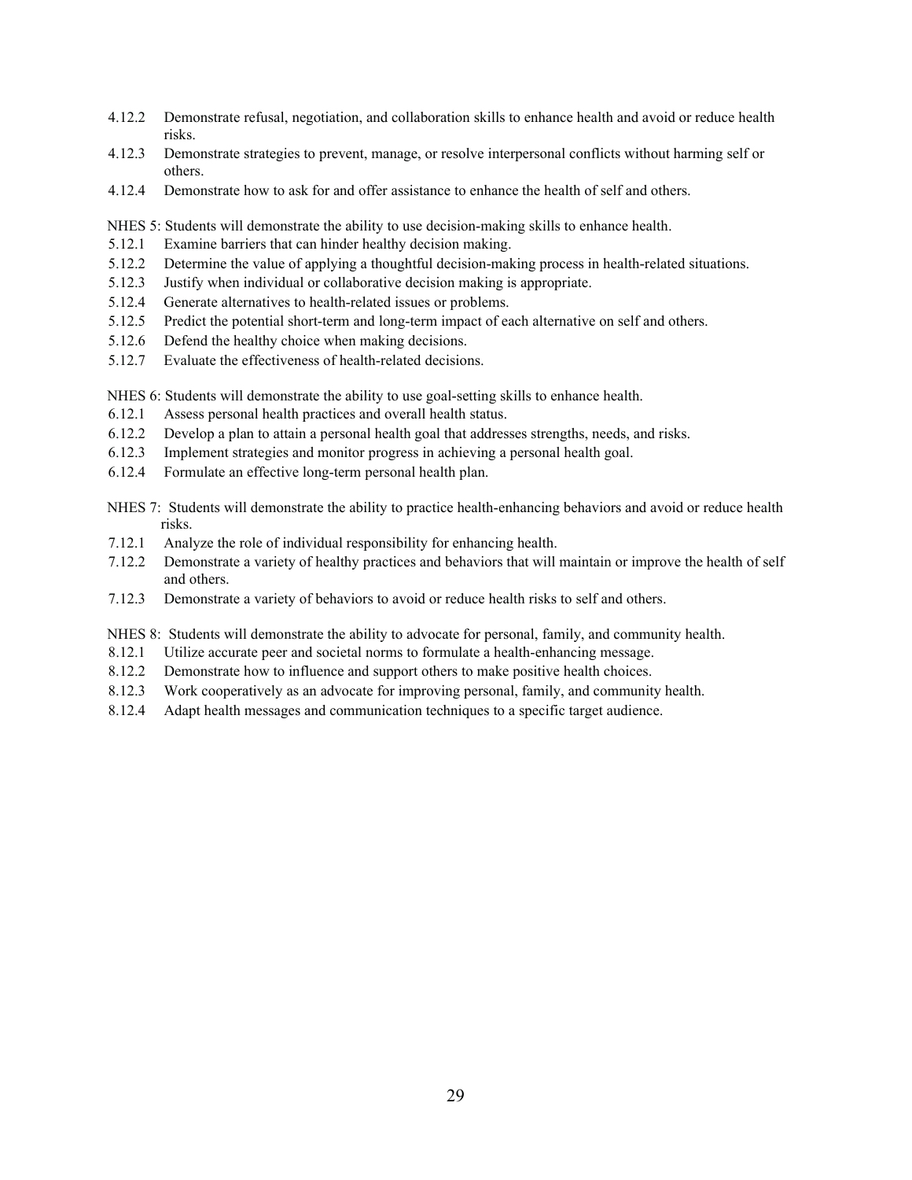4.12.2 Demonstrate refusal, negotiation, and collaboration skills to enhance health and avoid or reduce health risks.

4.12.3 Demonstrate strategies to prevent, manage, or resolve interpersonal conflicts without harming self or others.

4.12.4 Demonstrate how to ask for and offer assistance to enhance the health of self and others.

NHES 5: Students will demonstrate the ability to use decision-making skills to enhance health.

5.12.1 Examine barriers that can hinder healthy decision making.

5.12.2 Determine the value of applying a thoughtful decision-making process in health-related situations.

5.12.3 Justify when individual or collaborative decision making is appropriate.

5.12.4 Generate alternatives to health-related issues or problems.

5.12.5 Predict the potential short-term and long-term impact of each alternative on self and others.

5.12.6 Defend the healthy choice when making decisions.

5.12.7 Evaluate the effectiveness of health-related decisions.

NHES 6: Students will demonstrate the ability to use goal-setting skills to enhance health.

6.12.1 Assess personal health practices and overall health status.

6.12.2 Develop a plan to attain a personal health goal that addresses strengths, needs, and risks.

6.12.3 Implement strategies and monitor progress in achieving a personal health goal.

6.12.4 Formulate an effective long-term personal health plan.

NHES 7: Students will demonstrate the ability to practice health-enhancing behaviors and avoid or reduce health risks.

7.12.1 Analyze the role of individual responsibility for enhancing health.

7.12.2 Demonstrate a variety of healthy practices and behaviors that will maintain or improve the health of self and others.

7.12.3 Demonstrate a variety of behaviors to avoid or reduce health risks to self and others.

NHES 8: Students will demonstrate the ability to advocate for personal, family, and community health.

8.12.1 Utilize accurate peer and societal norms to formulate a health-enhancing message.

8.12.2 Demonstrate how to influence and support others to make positive health choices.

8.12.3 Work cooperatively as an advocate for improving personal, family, and community health.

8.12.4 Adapt health messages and communication techniques to a specific target audience.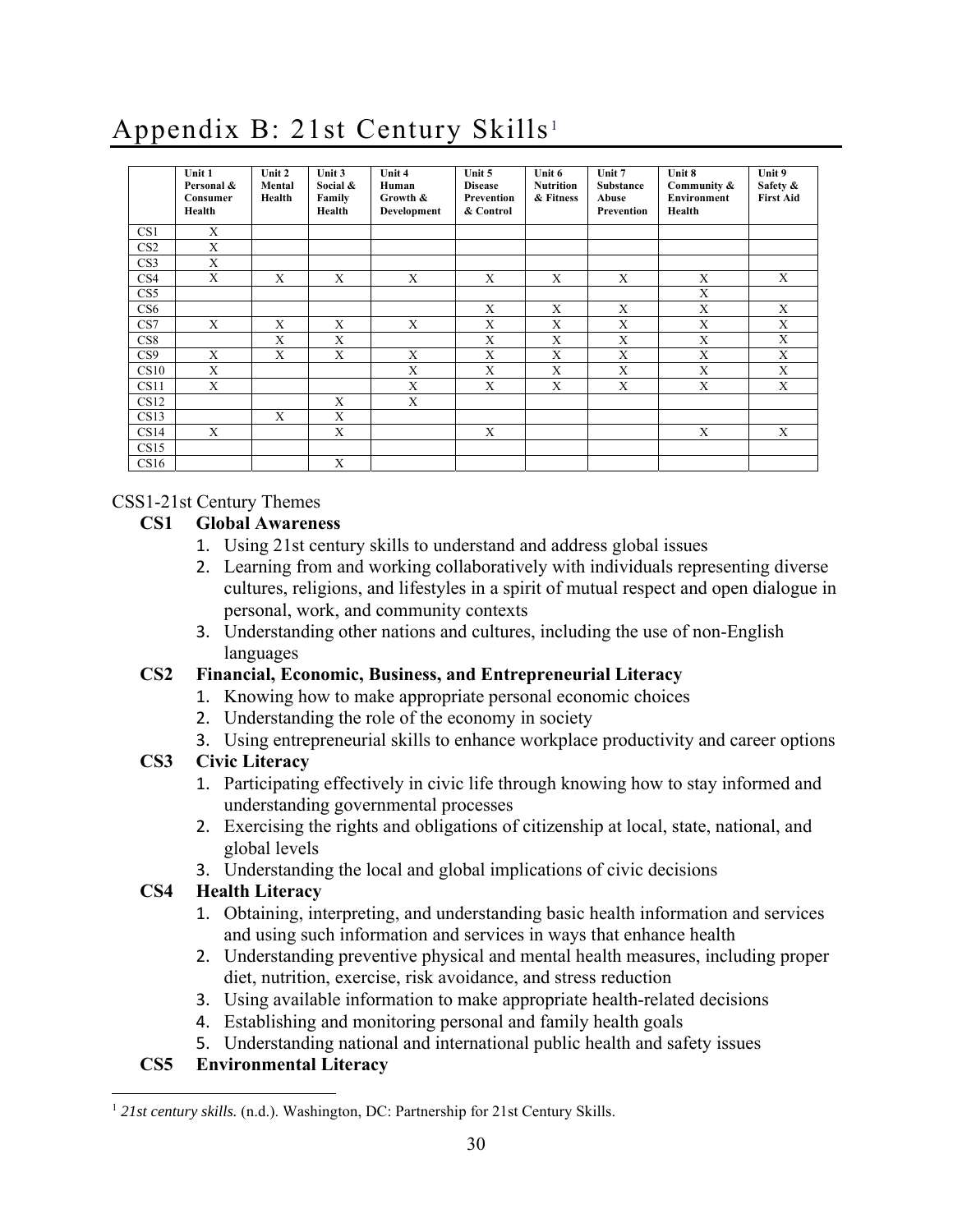# Appendix B: 21st Century Skills[1]

| | Unit 1 Personal & Consumer Health | Unit 2 Mental Health | Unit 3 Social & Family Health | Unit 4 Human Growth & Development | Unit 5 Disease Prevention & Control | Unit 6 Nutrition & Fitness | Unit 7 Substance Abuse Prevention | Unit 8 Community & Environment Health | Unit 9 Safety & First Aid |
|---|---|---|---|---|---|---|---|---|---|
| CS1 | X | | | | | | | | |
| CS2 | X | | | | | | | | |
| CS3 | X | | | | | | | | |
| CS4 | X | X | X | X | X | X | X | X | X |
| CS5 | | | | | | | | X | |
| CS6 | | | | | X | X | X | X | X |
| CS7 | X | X | X | X | X | X | X | X | X |
| CS8 | | X | X | | X | X | X | X | X |
| CS9 | X | X | X | X | X | X | X | X | X |
| CS10 | X | | | X | X | X | X | X | X |
| CS11 | X | | | X | X | X | X | X | X |
| CS12 | | | X | X | | | | | |
| CS13 | | X | X | | | | | | |
| CS14 | X | | X | | X | | | X | X |
| CS15 | | | | | | | | | |
| CS16 | | | X | | | | | | |

CSS1-21st Century Themes

**CS1 Global Awareness**

1. Using 21st century skills to understand and address global issues
2. Learning from and working collaboratively with individuals representing diverse cultures, religions, and lifestyles in a spirit of mutual respect and open dialogue in personal, work, and community contexts
3. Understanding other nations and cultures, including the use of non-English languages

**CS2 Financial, Economic, Business, and Entrepreneurial Literacy**

1. Knowing how to make appropriate personal economic choices
2. Understanding the role of the economy in society
3. Using entrepreneurial skills to enhance workplace productivity and career options

**CS3 Civic Literacy**

1. Participating effectively in civic life through knowing how to stay informed and understanding governmental processes
2. Exercising the rights and obligations of citizenship at local, state, national, and global levels
3. Understanding the local and global implications of civic decisions

**CS4 Health Literacy**

1. Obtaining, interpreting, and understanding basic health information and services and using such information and services in ways that enhance health
2. Understanding preventive physical and mental health measures, including proper diet, nutrition, exercise, risk avoidance, and stress reduction
3. Using available information to make appropriate health-related decisions
4. Establishing and monitoring personal and family health goals
5. Understanding national and international public health and safety issues

**CS5 Environmental Literacy**

[1] *21st century skills.* (n.d.). Washington, DC: Partnership for 21st Century Skills.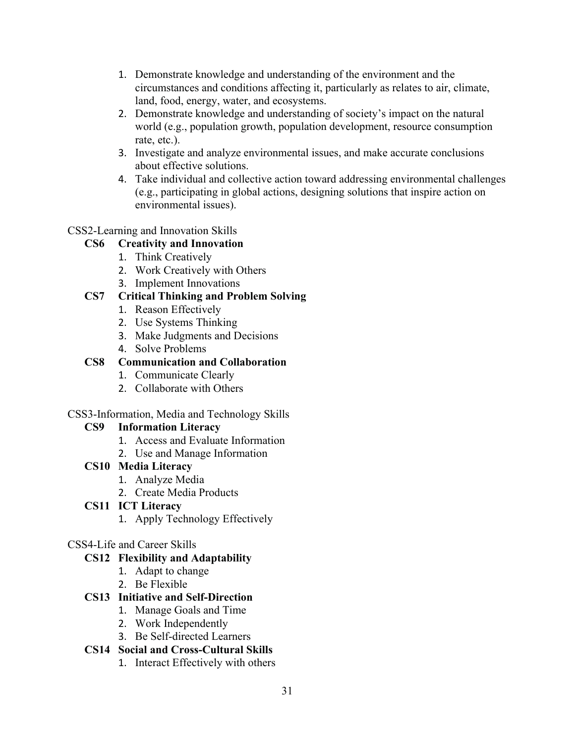1. Demonstrate knowledge and understanding of the environment and the circumstances and conditions affecting it, particularly as relates to air, climate, land, food, energy, water, and ecosystems.
2. Demonstrate knowledge and understanding of society's impact on the natural world (e.g., population growth, population development, resource consumption rate, etc.).
3. Investigate and analyze environmental issues, and make accurate conclusions about effective solutions.
4. Take individual and collective action toward addressing environmental challenges (e.g., participating in global actions, designing solutions that inspire action on environmental issues).

CSS2-Learning and Innovation Skills

**CS6 Creativity and Innovation**

1. Think Creatively
2. Work Creatively with Others
3. Implement Innovations

**CS7 Critical Thinking and Problem Solving**

1. Reason Effectively
2. Use Systems Thinking
3. Make Judgments and Decisions
4. Solve Problems

**CS8 Communication and Collaboration**

1. Communicate Clearly
2. Collaborate with Others

CSS3-Information, Media and Technology Skills

**CS9 Information Literacy**

1. Access and Evaluate Information
2. Use and Manage Information

**CS10 Media Literacy**

1. Analyze Media
2. Create Media Products

**CS11 ICT Literacy**

1. Apply Technology Effectively

CSS4-Life and Career Skills

**CS12 Flexibility and Adaptability**

1. Adapt to change
2. Be Flexible

**CS13 Initiative and Self-Direction**

1. Manage Goals and Time
2. Work Independently
3. Be Self-directed Learners

**CS14 Social and Cross-Cultural Skills**

1. Interact Effectively with others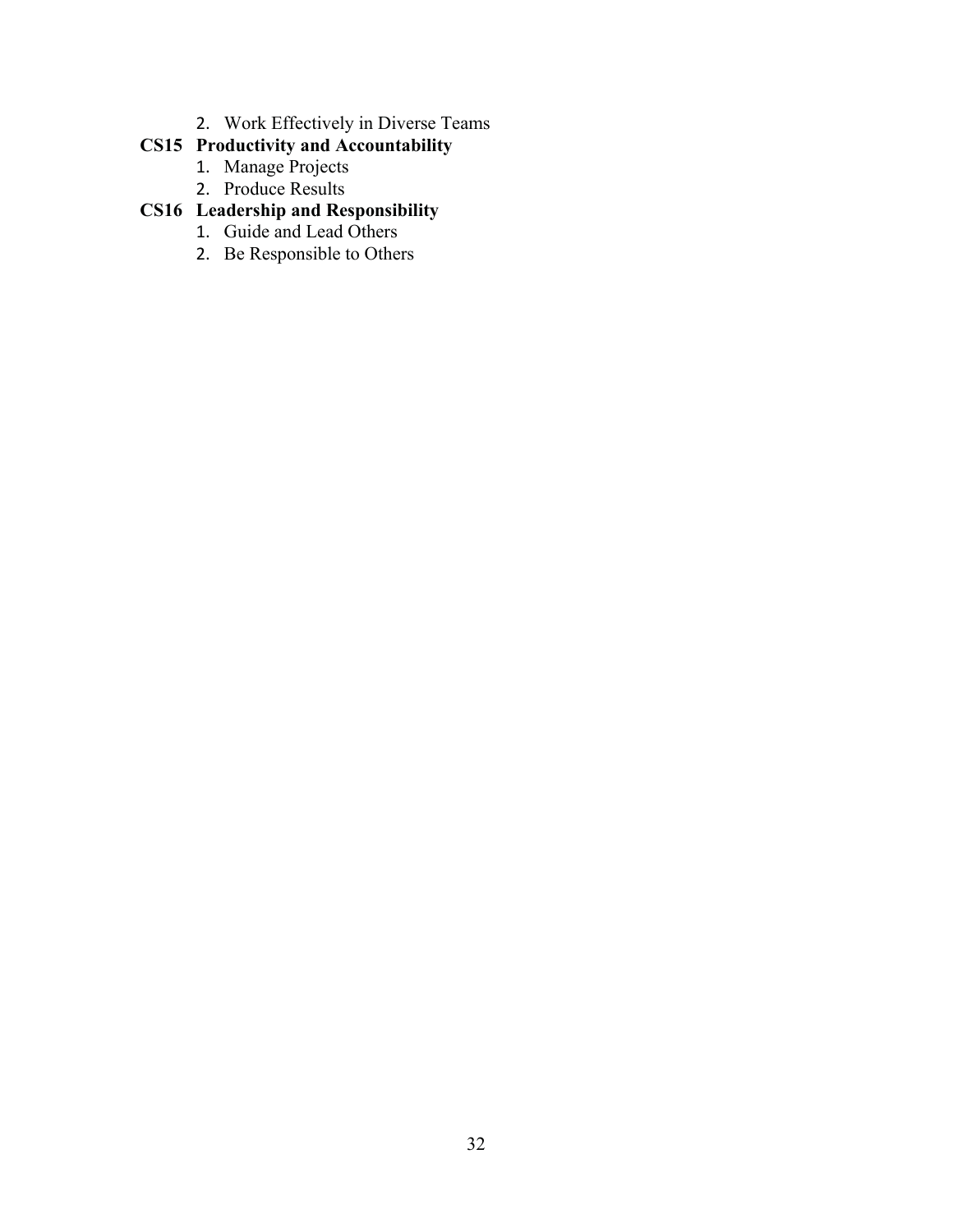2. Work Effectively in Diverse Teams

**CS15 Productivity and Accountability**

1. Manage Projects
2. Produce Results

**CS16 Leadership and Responsibility**

1. Guide and Lead Others
2. Be Responsible to Others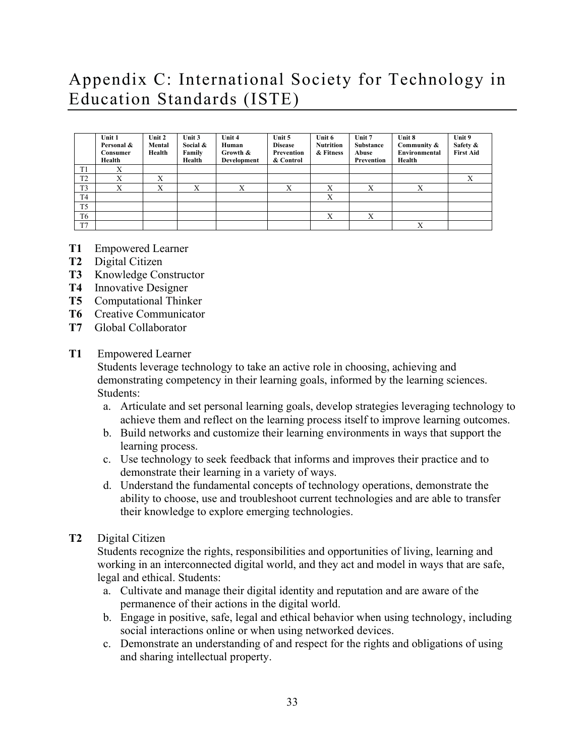# Appendix C: International Society for Technology in Education Standards (ISTE)

| | Unit 1 Personal & Consumer Health | Unit 2 Mental Health | Unit 3 Social & Family Health | Unit 4 Human Growth & Development | Unit 5 Disease Prevention & Control | Unit 6 Nutrition & Fitness | Unit 7 Substance Abuse Prevention | Unit 8 Community & Environmental Health | Unit 9 Safety & First Aid |
|---|---|---|---|---|---|---|---|---|---|
| T1 | X | | | | | | | | |
| T2 | X | X | | | | | | | X |
| T3 | X | X | X | X | X | X | X | X | |
| T4 | | | | | | X | | | |
| T5 | | | | | | | | | |
| T6 | | | | | | X | X | | |
| T7 | | | | | | | | X | |

**T1** Empowered Learner
**T2** Digital Citizen
**T3** Knowledge Constructor
**T4** Innovative Designer
**T5** Computational Thinker
**T6** Creative Communicator
**T7** Global Collaborator

**T1** Empowered Learner

Students leverage technology to take an active role in choosing, achieving and demonstrating competency in their learning goals, informed by the learning sciences. Students:

a. Articulate and set personal learning goals, develop strategies leveraging technology to achieve them and reflect on the learning process itself to improve learning outcomes.
b. Build networks and customize their learning environments in ways that support the learning process.
c. Use technology to seek feedback that informs and improves their practice and to demonstrate their learning in a variety of ways.
d. Understand the fundamental concepts of technology operations, demonstrate the ability to choose, use and troubleshoot current technologies and are able to transfer their knowledge to explore emerging technologies.

**T2** Digital Citizen

Students recognize the rights, responsibilities and opportunities of living, learning and working in an interconnected digital world, and they act and model in ways that are safe, legal and ethical. Students:

a. Cultivate and manage their digital identity and reputation and are aware of the permanence of their actions in the digital world.
b. Engage in positive, safe, legal and ethical behavior when using technology, including social interactions online or when using networked devices.
c. Demonstrate an understanding of and respect for the rights and obligations of using and sharing intellectual property.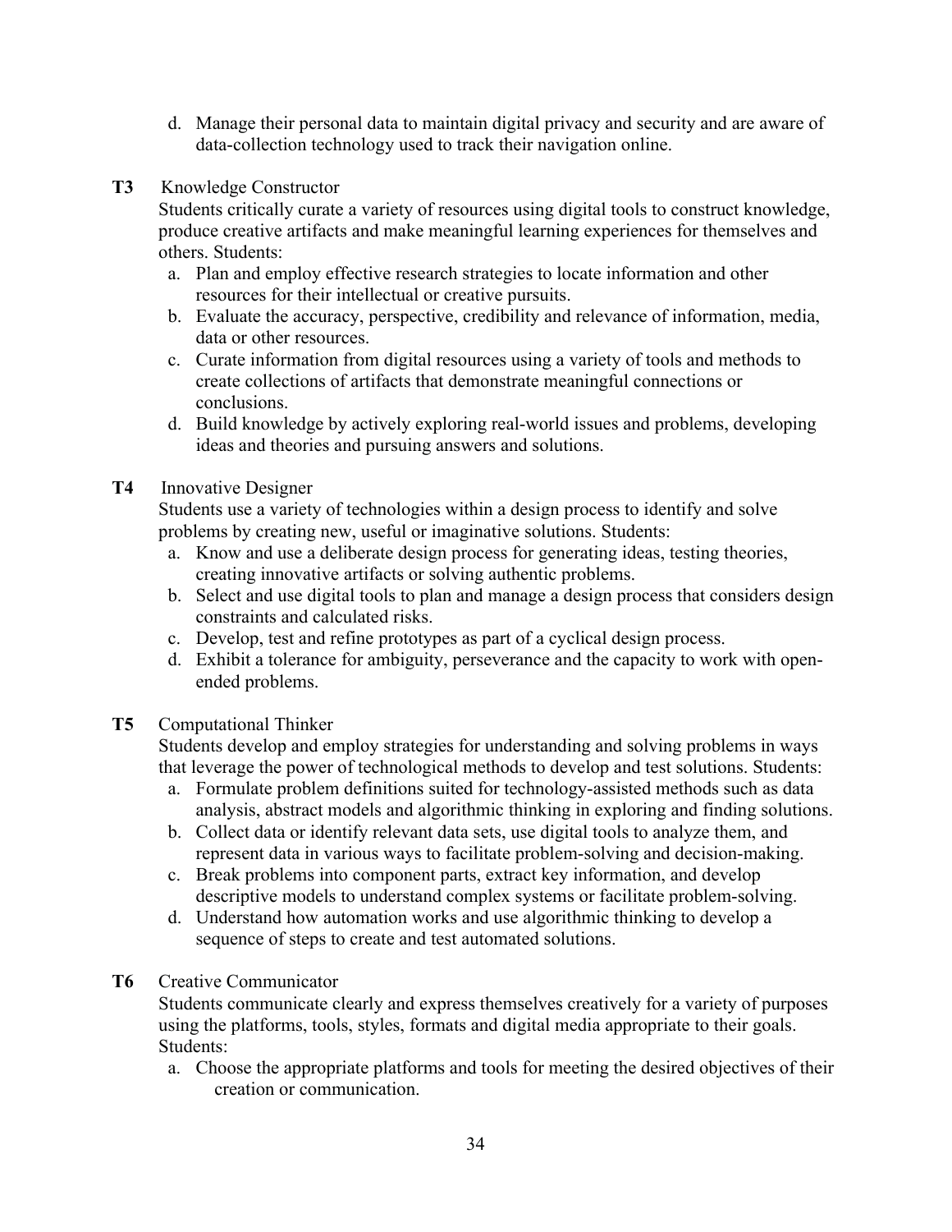d. Manage their personal data to maintain digital privacy and security and are aware of data-collection technology used to track their navigation online.

**T3** Knowledge Constructor

Students critically curate a variety of resources using digital tools to construct knowledge, produce creative artifacts and make meaningful learning experiences for themselves and others. Students:

a. Plan and employ effective research strategies to locate information and other resources for their intellectual or creative pursuits.
b. Evaluate the accuracy, perspective, credibility and relevance of information, media, data or other resources.
c. Curate information from digital resources using a variety of tools and methods to create collections of artifacts that demonstrate meaningful connections or conclusions.
d. Build knowledge by actively exploring real-world issues and problems, developing ideas and theories and pursuing answers and solutions.

**T4** Innovative Designer

Students use a variety of technologies within a design process to identify and solve problems by creating new, useful or imaginative solutions. Students:

a. Know and use a deliberate design process for generating ideas, testing theories, creating innovative artifacts or solving authentic problems.
b. Select and use digital tools to plan and manage a design process that considers design constraints and calculated risks.
c. Develop, test and refine prototypes as part of a cyclical design process.
d. Exhibit a tolerance for ambiguity, perseverance and the capacity to work with open-ended problems.

**T5** Computational Thinker

Students develop and employ strategies for understanding and solving problems in ways that leverage the power of technological methods to develop and test solutions. Students:

a. Formulate problem definitions suited for technology-assisted methods such as data analysis, abstract models and algorithmic thinking in exploring and finding solutions.
b. Collect data or identify relevant data sets, use digital tools to analyze them, and represent data in various ways to facilitate problem-solving and decision-making.
c. Break problems into component parts, extract key information, and develop descriptive models to understand complex systems or facilitate problem-solving.
d. Understand how automation works and use algorithmic thinking to develop a sequence of steps to create and test automated solutions.

**T6** Creative Communicator

Students communicate clearly and express themselves creatively for a variety of purposes using the platforms, tools, styles, formats and digital media appropriate to their goals. Students:

a. Choose the appropriate platforms and tools for meeting the desired objectives of their creation or communication.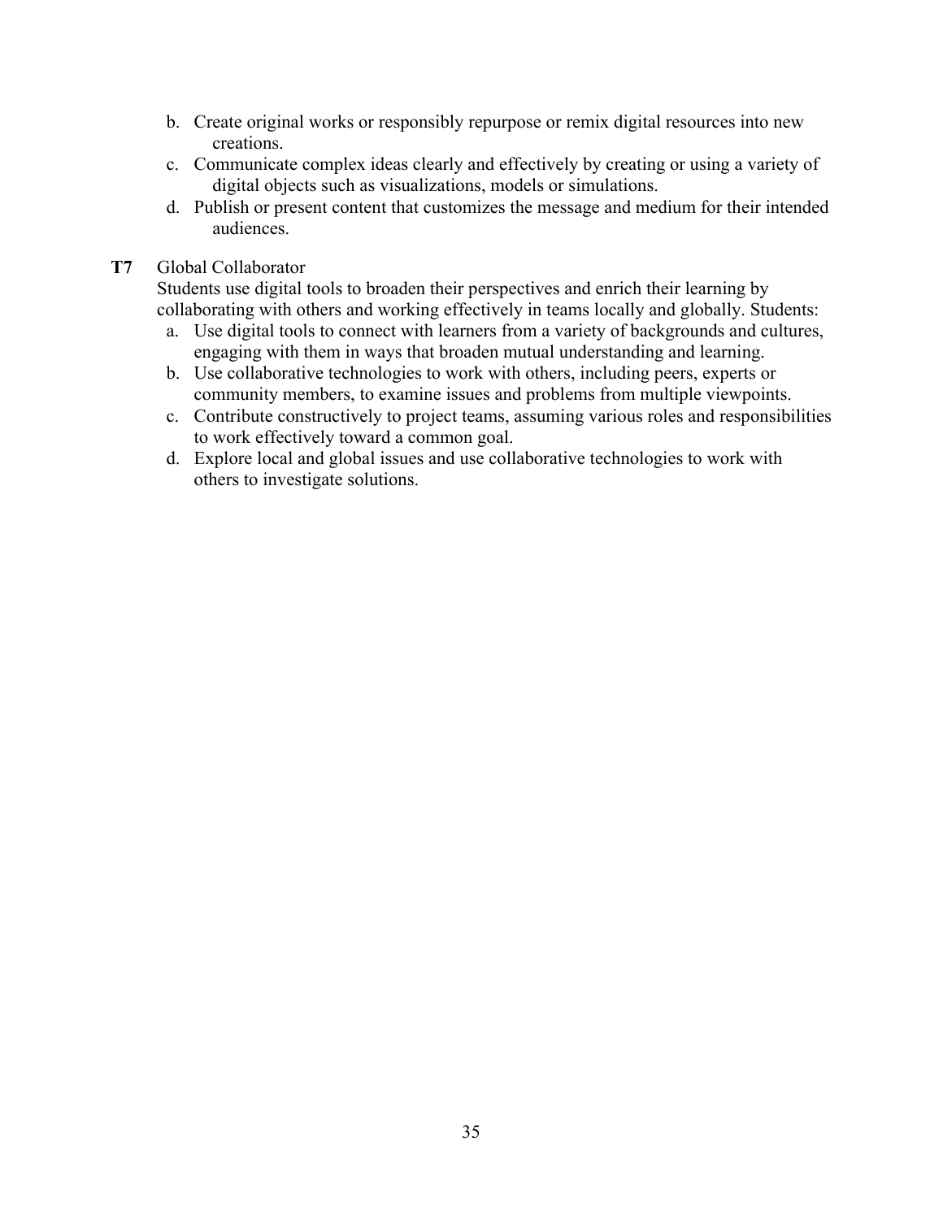b. Create original works or responsibly repurpose or remix digital resources into new creations.
c. Communicate complex ideas clearly and effectively by creating or using a variety of digital objects such as visualizations, models or simulations.
d. Publish or present content that customizes the message and medium for their intended audiences.

**T7** Global Collaborator

Students use digital tools to broaden their perspectives and enrich their learning by collaborating with others and working effectively in teams locally and globally. Students:

a. Use digital tools to connect with learners from a variety of backgrounds and cultures, engaging with them in ways that broaden mutual understanding and learning.
b. Use collaborative technologies to work with others, including peers, experts or community members, to examine issues and problems from multiple viewpoints.
c. Contribute constructively to project teams, assuming various roles and responsibilities to work effectively toward a common goal.
d. Explore local and global issues and use collaborative technologies to work with others to investigate solutions.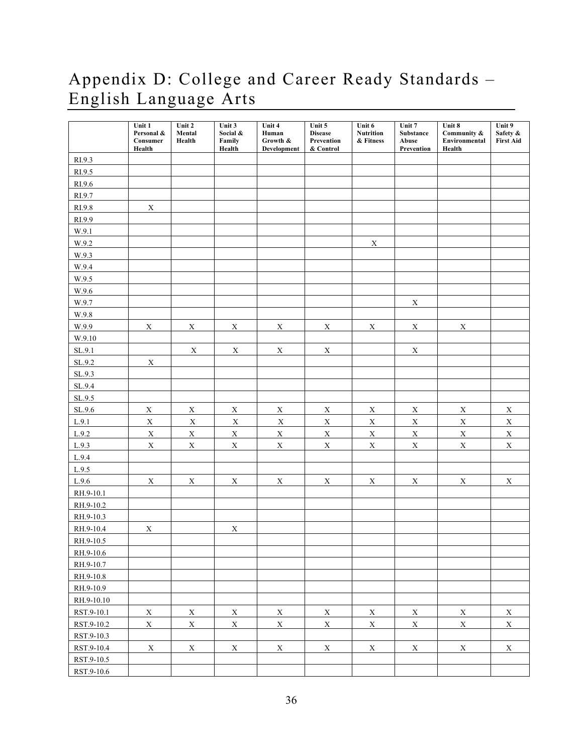# Appendix D: College and Career Ready Standards – English Language Arts

| | Unit 1 Personal & Consumer Health | Unit 2 Mental Health | Unit 3 Social & Family Health | Unit 4 Human Growth & Development | Unit 5 Disease Prevention & Control | Unit 6 Nutrition & Fitness | Unit 7 Substance Abuse Prevention | Unit 8 Community & Environmental Health | Unit 9 Safety & First Aid |
|---|---|---|---|---|---|---|---|---|---|
| RI.9.3 | | | | | | | | | |
| RI.9.5 | | | | | | | | | |
| RI.9.6 | | | | | | | | | |
| RI.9.7 | | | | | | | | | |
| RI.9.8 | X | | | | | | | | |
| RI.9.9 | | | | | | | | | |
| W.9.1 | | | | | | | | | |
| W.9.2 | | | | | | X | | | |
| W.9.3 | | | | | | | | | |
| W.9.4 | | | | | | | | | |
| W.9.5 | | | | | | | | | |
| W.9.6 | | | | | | | | | |
| W.9.7 | | | | | | | X | | |
| W.9.8 | | | | | | | | | |
| W.9.9 | X | X | X | X | X | X | X | X | |
| W.9.10 | | | | | | | | | |
| SL.9.1 | | X | X | X | X | | X | | |
| SL.9.2 | X | | | | | | | | |
| SL.9.3 | | | | | | | | | |
| SL.9.4 | | | | | | | | | |
| SL.9.5 | | | | | | | | | |
| SL.9.6 | X | X | X | X | X | X | X | X | X |
| L.9.1 | X | X | X | X | X | X | X | X | X |
| L.9.2 | X | X | X | X | X | X | X | X | X |
| L.9.3 | X | X | X | X | X | X | X | X | X |
| L.9.4 | | | | | | | | | |
| L.9.5 | | | | | | | | | |
| L.9.6 | X | X | X | X | X | X | X | X | X |
| RH.9-10.1 | | | | | | | | | |
| RH.9-10.2 | | | | | | | | | |
| RH.9-10.3 | | | | | | | | | |
| RH.9-10.4 | X | | X | | | | | | |
| RH.9-10.5 | | | | | | | | | |
| RH.9-10.6 | | | | | | | | | |
| RH.9-10.7 | | | | | | | | | |
| RH.9-10.8 | | | | | | | | | |
| RH.9-10.9 | | | | | | | | | |
| RH.9-10.10 | | | | | | | | | |
| RST.9-10.1 | X | X | X | X | X | X | X | X | X |
| RST.9-10.2 | X | X | X | X | X | X | X | X | X |
| RST.9-10.3 | | | | | | | | | |
| RST.9-10.4 | X | X | X | X | X | X | X | X | X |
| RST.9-10.5 | | | | | | | | | |
| RST.9-10.6 | | | | | | | | | |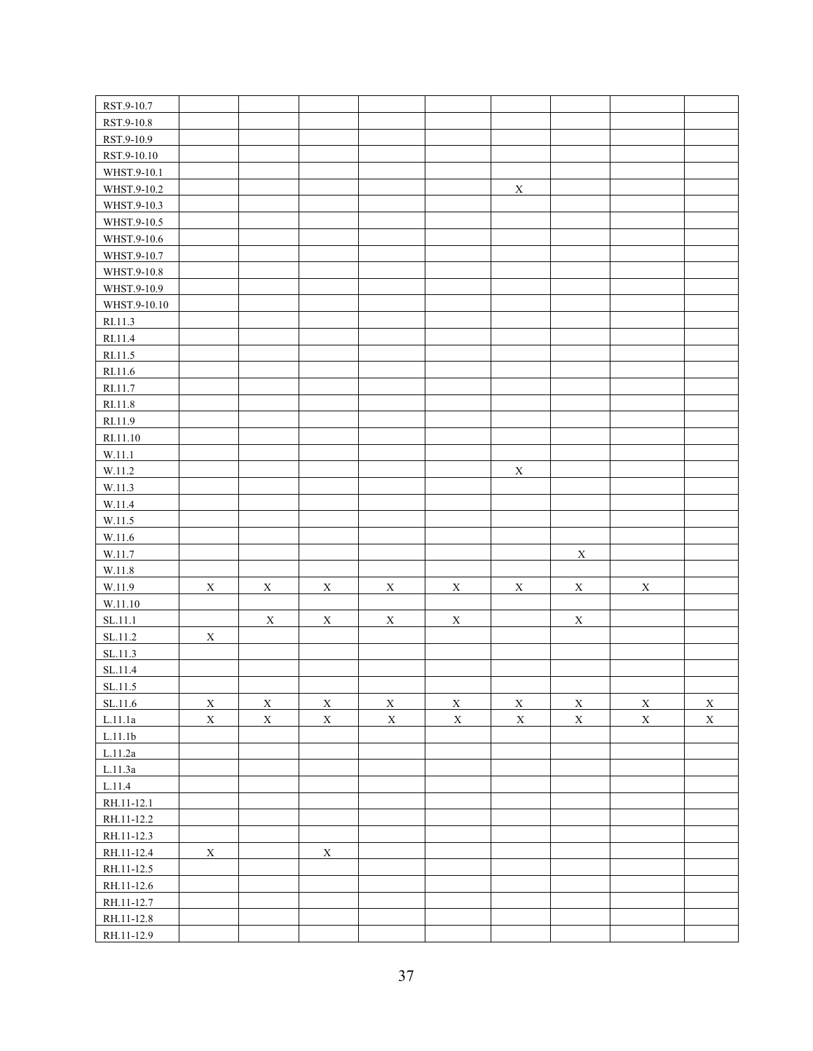| RST.9-10.7 | | | | | | | | | |
|---|---|---|---|---|---|---|---|---|---|
| RST.9-10.8 | | | | | | | | | |
| RST.9-10.9 | | | | | | | | | |
| RST.9-10.10 | | | | | | | | | |
| WHST.9-10.1 | | | | | | | | | |
| WHST.9-10.2 | | | | | | X | | | |
| WHST.9-10.3 | | | | | | | | | |
| WHST.9-10.5 | | | | | | | | | |
| WHST.9-10.6 | | | | | | | | | |
| WHST.9-10.7 | | | | | | | | | |
| WHST.9-10.8 | | | | | | | | | |
| WHST.9-10.9 | | | | | | | | | |
| WHST.9-10.10 | | | | | | | | | |
| RI.11.3 | | | | | | | | | |
| RI.11.4 | | | | | | | | | |
| RI.11.5 | | | | | | | | | |
| RI.11.6 | | | | | | | | | |
| RI.11.7 | | | | | | | | | |
| RI.11.8 | | | | | | | | | |
| RI.11.9 | | | | | | | | | |
| RI.11.10 | | | | | | | | | |
| W.11.1 | | | | | | | | | |
| W.11.2 | | | | | | X | | | |
| W.11.3 | | | | | | | | | |
| W.11.4 | | | | | | | | | |
| W.11.5 | | | | | | | | | |
| W.11.6 | | | | | | | | | |
| W.11.7 | | | | | | | X | | |
| W.11.8 | | | | | | | | | |
| W.11.9 | X | X | X | X | X | X | X | X | |
| W.11.10 | | | | | | | | | |
| SL.11.1 | | X | X | X | X | | X | | |
| SL.11.2 | X | | | | | | | | |
| SL.11.3 | | | | | | | | | |
| SL.11.4 | | | | | | | | | |
| SL.11.5 | | | | | | | | | |
| SL.11.6 | X | X | X | X | X | X | X | X | X |
| L.11.1a | X | X | X | X | X | X | X | X | X |
| L.11.1b | | | | | | | | | |
| L.11.2a | | | | | | | | | |
| L.11.3a | | | | | | | | | |
| L.11.4 | | | | | | | | | |
| RH.11-12.1 | | | | | | | | | |
| RH.11-12.2 | | | | | | | | | |
| RH.11-12.3 | | | | | | | | | |
| RH.11-12.4 | X | | X | | | | | | |
| RH.11-12.5 | | | | | | | | | |
| RH.11-12.6 | | | | | | | | | |
| RH.11-12.7 | | | | | | | | | |
| RH.11-12.8 | | | | | | | | | |
| RH.11-12.9 | | | | | | | | | |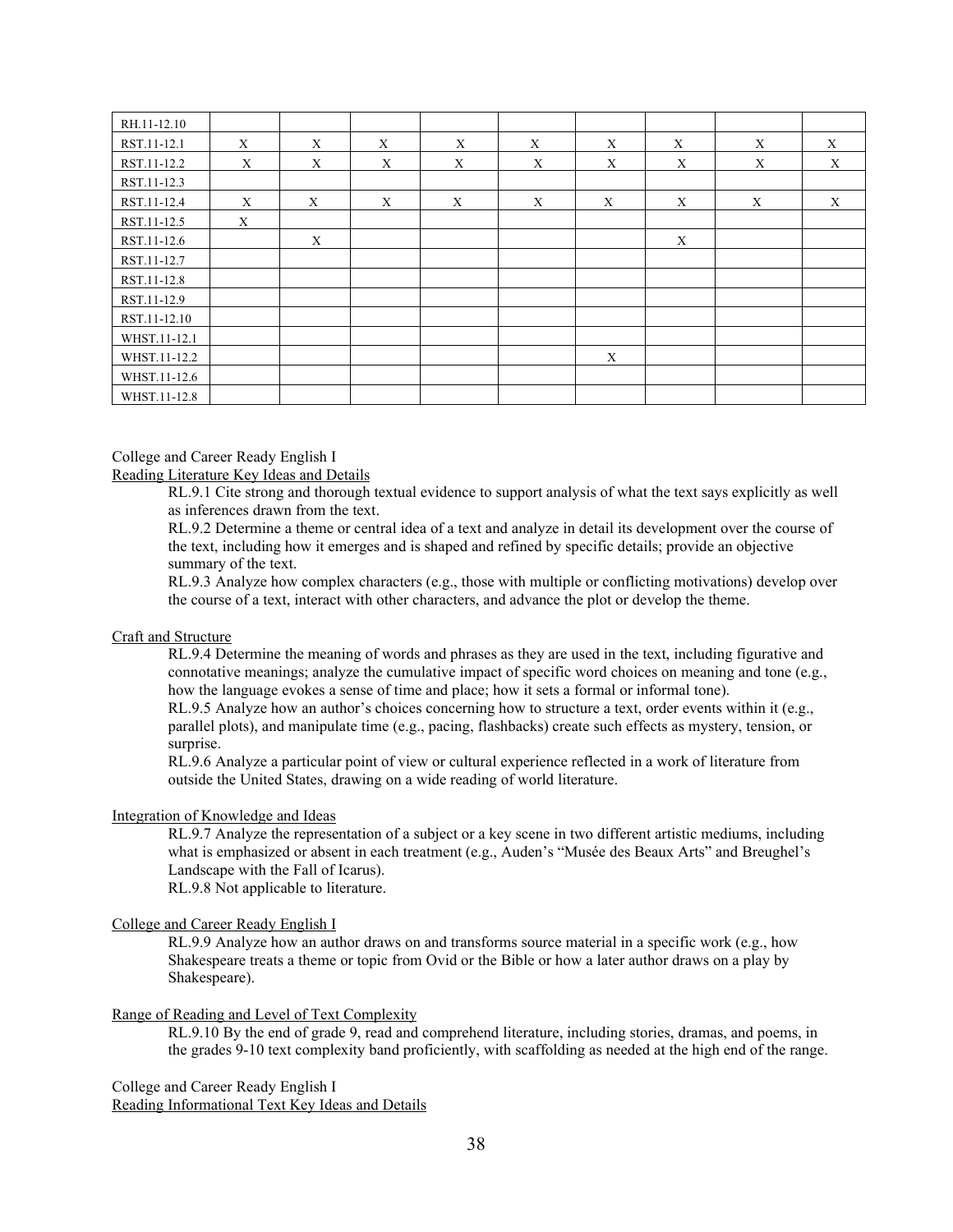| | | | | | | | | | |
|---|---|---|---|---|---|---|---|---|---|
| RH.11-12.10 | | | | | | | | | |
| RST.11-12.1 | X | X | X | X | X | X | X | X | X |
| RST.11-12.2 | X | X | X | X | X | X | X | X | X |
| RST.11-12.3 | | | | | | | | | |
| RST.11-12.4 | X | X | X | X | X | X | X | X | X |
| RST.11-12.5 | X | | | | | | | | |
| RST.11-12.6 | | X | | | | | X | | |
| RST.11-12.7 | | | | | | | | | |
| RST.11-12.8 | | | | | | | | | |
| RST.11-12.9 | | | | | | | | | |
| RST.11-12.10 | | | | | | | | | |
| WHST.11-12.1 | | | | | | | | | |
| WHST.11-12.2 | | | | | | X | | | |
| WHST.11-12.6 | | | | | | | | | |
| WHST.11-12.8 | | | | | | | | | |

College and Career Ready English I

Reading Literature Key Ideas and Details

RL.9.1 Cite strong and thorough textual evidence to support analysis of what the text says explicitly as well as inferences drawn from the text.

RL.9.2 Determine a theme or central idea of a text and analyze in detail its development over the course of the text, including how it emerges and is shaped and refined by specific details; provide an objective summary of the text.

RL.9.3 Analyze how complex characters (e.g., those with multiple or conflicting motivations) develop over the course of a text, interact with other characters, and advance the plot or develop the theme.

Craft and Structure

RL.9.4 Determine the meaning of words and phrases as they are used in the text, including figurative and connotative meanings; analyze the cumulative impact of specific word choices on meaning and tone (e.g., how the language evokes a sense of time and place; how it sets a formal or informal tone).

RL.9.5 Analyze how an author's choices concerning how to structure a text, order events within it (e.g., parallel plots), and manipulate time (e.g., pacing, flashbacks) create such effects as mystery, tension, or surprise.

RL.9.6 Analyze a particular point of view or cultural experience reflected in a work of literature from outside the United States, drawing on a wide reading of world literature.

Integration of Knowledge and Ideas

RL.9.7 Analyze the representation of a subject or a key scene in two different artistic mediums, including what is emphasized or absent in each treatment (e.g., Auden's "Musée des Beaux Arts" and Breughel's Landscape with the Fall of Icarus).

RL.9.8 Not applicable to literature.

College and Career Ready English I

RL.9.9 Analyze how an author draws on and transforms source material in a specific work (e.g., how Shakespeare treats a theme or topic from Ovid or the Bible or how a later author draws on a play by Shakespeare).

Range of Reading and Level of Text Complexity

RL.9.10 By the end of grade 9, read and comprehend literature, including stories, dramas, and poems, in the grades 9-10 text complexity band proficiently, with scaffolding as needed at the high end of the range.

College and Career Ready English I

Reading Informational Text Key Ideas and Details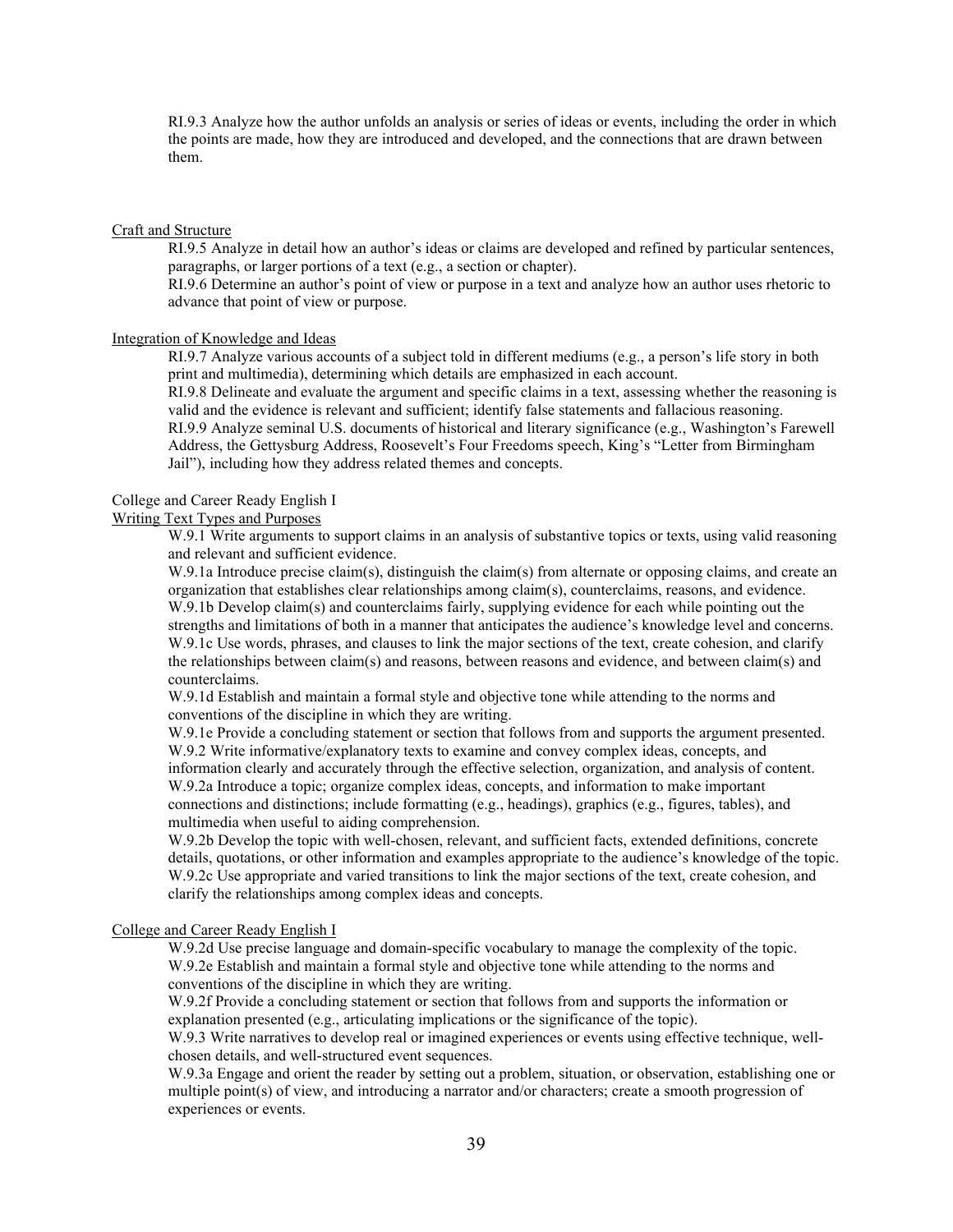RI.9.3 Analyze how the author unfolds an analysis or series of ideas or events, including the order in which the points are made, how they are introduced and developed, and the connections that are drawn between them.

Craft and Structure

RI.9.5 Analyze in detail how an author's ideas or claims are developed and refined by particular sentences, paragraphs, or larger portions of a text (e.g., a section or chapter).
RI.9.6 Determine an author's point of view or purpose in a text and analyze how an author uses rhetoric to advance that point of view or purpose.

Integration of Knowledge and Ideas

RI.9.7 Analyze various accounts of a subject told in different mediums (e.g., a person's life story in both print and multimedia), determining which details are emphasized in each account.
RI.9.8 Delineate and evaluate the argument and specific claims in a text, assessing whether the reasoning is valid and the evidence is relevant and sufficient; identify false statements and fallacious reasoning.
RI.9.9 Analyze seminal U.S. documents of historical and literary significance (e.g., Washington's Farewell Address, the Gettysburg Address, Roosevelt's Four Freedoms speech, King's "Letter from Birmingham Jail"), including how they address related themes and concepts.

College and Career Ready English I

Writing Text Types and Purposes

W.9.1 Write arguments to support claims in an analysis of substantive topics or texts, using valid reasoning and relevant and sufficient evidence.
W.9.1a Introduce precise claim(s), distinguish the claim(s) from alternate or opposing claims, and create an organization that establishes clear relationships among claim(s), counterclaims, reasons, and evidence.
W.9.1b Develop claim(s) and counterclaims fairly, supplying evidence for each while pointing out the strengths and limitations of both in a manner that anticipates the audience's knowledge level and concerns.
W.9.1c Use words, phrases, and clauses to link the major sections of the text, create cohesion, and clarify the relationships between claim(s) and reasons, between reasons and evidence, and between claim(s) and counterclaims.
W.9.1d Establish and maintain a formal style and objective tone while attending to the norms and conventions of the discipline in which they are writing.
W.9.1e Provide a concluding statement or section that follows from and supports the argument presented.
W.9.2 Write informative/explanatory texts to examine and convey complex ideas, concepts, and information clearly and accurately through the effective selection, organization, and analysis of content.
W.9.2a Introduce a topic; organize complex ideas, concepts, and information to make important connections and distinctions; include formatting (e.g., headings), graphics (e.g., figures, tables), and multimedia when useful to aiding comprehension.
W.9.2b Develop the topic with well-chosen, relevant, and sufficient facts, extended definitions, concrete details, quotations, or other information and examples appropriate to the audience's knowledge of the topic.
W.9.2c Use appropriate and varied transitions to link the major sections of the text, create cohesion, and clarify the relationships among complex ideas and concepts.

College and Career Ready English I

W.9.2d Use precise language and domain-specific vocabulary to manage the complexity of the topic.
W.9.2e Establish and maintain a formal style and objective tone while attending to the norms and conventions of the discipline in which they are writing.
W.9.2f Provide a concluding statement or section that follows from and supports the information or explanation presented (e.g., articulating implications or the significance of the topic).
W.9.3 Write narratives to develop real or imagined experiences or events using effective technique, well-chosen details, and well-structured event sequences.
W.9.3a Engage and orient the reader by setting out a problem, situation, or observation, establishing one or multiple point(s) of view, and introducing a narrator and/or characters; create a smooth progression of experiences or events.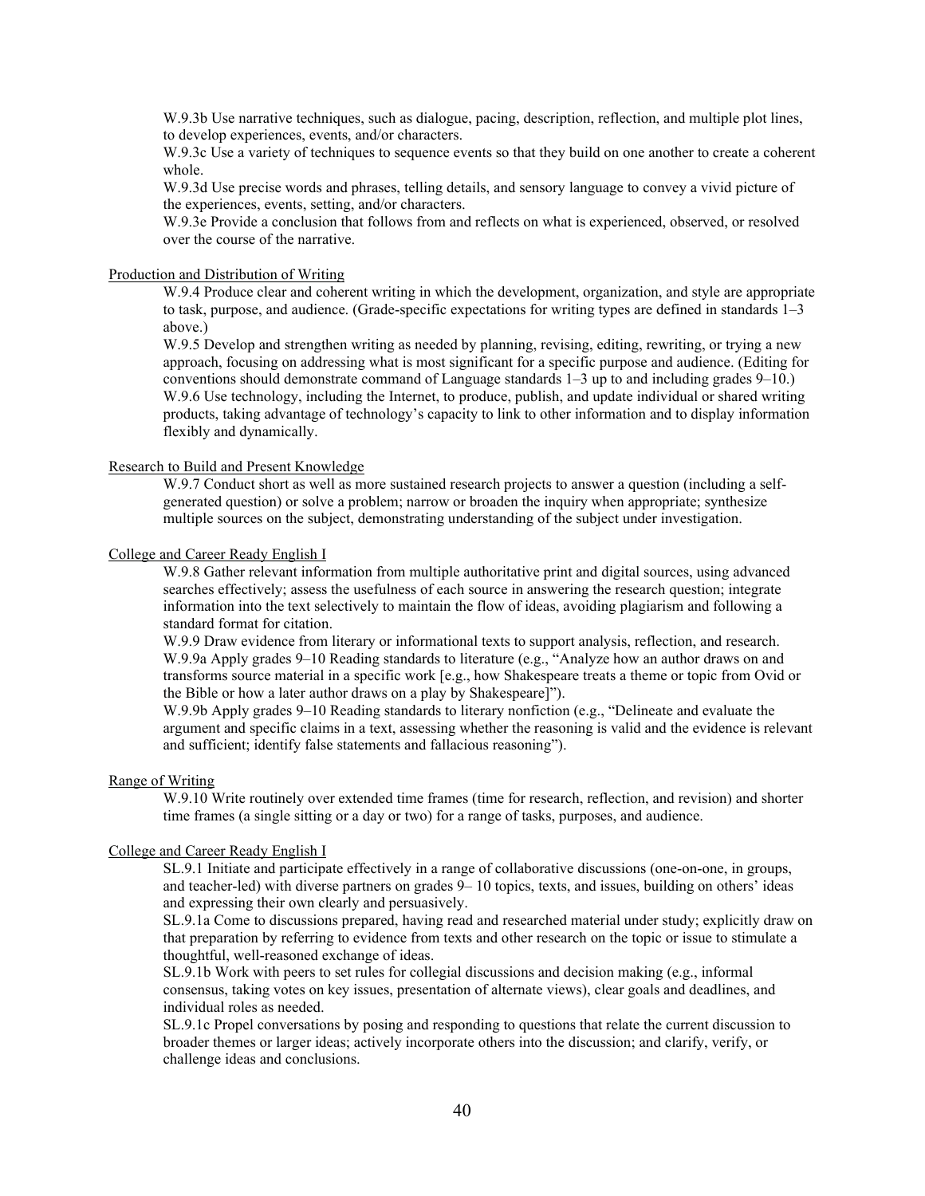W.9.3b Use narrative techniques, such as dialogue, pacing, description, reflection, and multiple plot lines, to develop experiences, events, and/or characters.

W.9.3c Use a variety of techniques to sequence events so that they build on one another to create a coherent whole.

W.9.3d Use precise words and phrases, telling details, and sensory language to convey a vivid picture of the experiences, events, setting, and/or characters.

W.9.3e Provide a conclusion that follows from and reflects on what is experienced, observed, or resolved over the course of the narrative.

<u>Production and Distribution of Writing</u>

W.9.4 Produce clear and coherent writing in which the development, organization, and style are appropriate to task, purpose, and audience. (Grade-specific expectations for writing types are defined in standards 1–3 above.)

W.9.5 Develop and strengthen writing as needed by planning, revising, editing, rewriting, or trying a new approach, focusing on addressing what is most significant for a specific purpose and audience. (Editing for conventions should demonstrate command of Language standards 1–3 up to and including grades 9–10.)

W.9.6 Use technology, including the Internet, to produce, publish, and update individual or shared writing products, taking advantage of technology's capacity to link to other information and to display information flexibly and dynamically.

<u>Research to Build and Present Knowledge</u>

W.9.7 Conduct short as well as more sustained research projects to answer a question (including a self-generated question) or solve a problem; narrow or broaden the inquiry when appropriate; synthesize multiple sources on the subject, demonstrating understanding of the subject under investigation.

<u>College and Career Ready English I</u>

W.9.8 Gather relevant information from multiple authoritative print and digital sources, using advanced searches effectively; assess the usefulness of each source in answering the research question; integrate information into the text selectively to maintain the flow of ideas, avoiding plagiarism and following a standard format for citation.

W.9.9 Draw evidence from literary or informational texts to support analysis, reflection, and research.

W.9.9a Apply grades 9–10 Reading standards to literature (e.g., "Analyze how an author draws on and transforms source material in a specific work [e.g., how Shakespeare treats a theme or topic from Ovid or the Bible or how a later author draws on a play by Shakespeare]").

W.9.9b Apply grades 9–10 Reading standards to literary nonfiction (e.g., "Delineate and evaluate the argument and specific claims in a text, assessing whether the reasoning is valid and the evidence is relevant and sufficient; identify false statements and fallacious reasoning").

<u>Range of Writing</u>

W.9.10 Write routinely over extended time frames (time for research, reflection, and revision) and shorter time frames (a single sitting or a day or two) for a range of tasks, purposes, and audience.

<u>College and Career Ready English I</u>

SL.9.1 Initiate and participate effectively in a range of collaborative discussions (one-on-one, in groups, and teacher-led) with diverse partners on grades 9– 10 topics, texts, and issues, building on others' ideas and expressing their own clearly and persuasively.

SL.9.1a Come to discussions prepared, having read and researched material under study; explicitly draw on that preparation by referring to evidence from texts and other research on the topic or issue to stimulate a thoughtful, well-reasoned exchange of ideas.

SL.9.1b Work with peers to set rules for collegial discussions and decision making (e.g., informal consensus, taking votes on key issues, presentation of alternate views), clear goals and deadlines, and individual roles as needed.

SL.9.1c Propel conversations by posing and responding to questions that relate the current discussion to broader themes or larger ideas; actively incorporate others into the discussion; and clarify, verify, or challenge ideas and conclusions.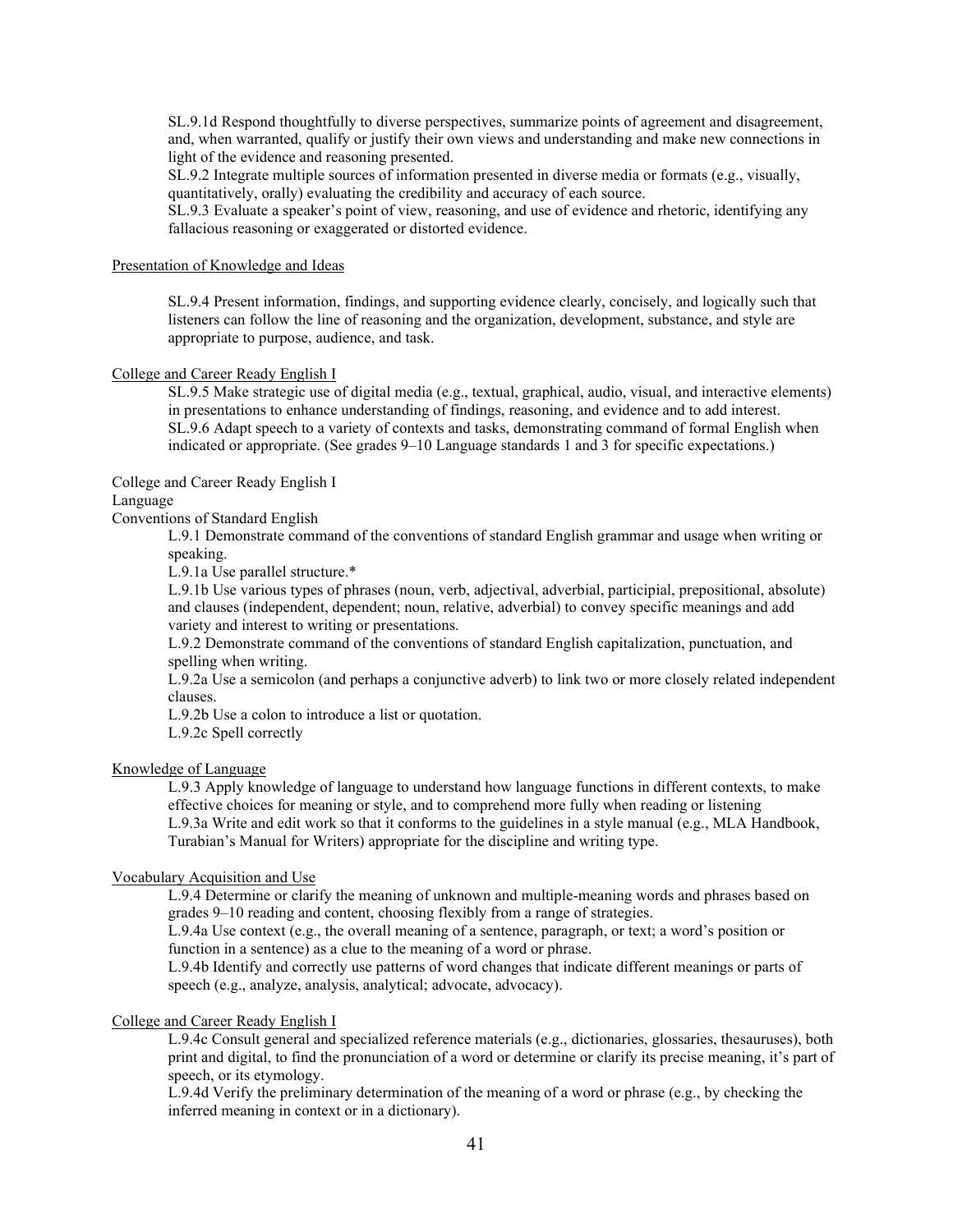SL.9.1d Respond thoughtfully to diverse perspectives, summarize points of agreement and disagreement, and, when warranted, qualify or justify their own views and understanding and make new connections in light of the evidence and reasoning presented.

SL.9.2 Integrate multiple sources of information presented in diverse media or formats (e.g., visually, quantitatively, orally) evaluating the credibility and accuracy of each source.

SL.9.3 Evaluate a speaker's point of view, reasoning, and use of evidence and rhetoric, identifying any fallacious reasoning or exaggerated or distorted evidence.

Presentation of Knowledge and Ideas

SL.9.4 Present information, findings, and supporting evidence clearly, concisely, and logically such that listeners can follow the line of reasoning and the organization, development, substance, and style are appropriate to purpose, audience, and task.

College and Career Ready English I

SL.9.5 Make strategic use of digital media (e.g., textual, graphical, audio, visual, and interactive elements) in presentations to enhance understanding of findings, reasoning, and evidence and to add interest.

SL.9.6 Adapt speech to a variety of contexts and tasks, demonstrating command of formal English when indicated or appropriate. (See grades 9–10 Language standards 1 and 3 for specific expectations.)

College and Career Ready English I

Language

Conventions of Standard English

L.9.1 Demonstrate command of the conventions of standard English grammar and usage when writing or speaking.

L.9.1a Use parallel structure.*

L.9.1b Use various types of phrases (noun, verb, adjectival, adverbial, participial, prepositional, absolute) and clauses (independent, dependent; noun, relative, adverbial) to convey specific meanings and add variety and interest to writing or presentations.

L.9.2 Demonstrate command of the conventions of standard English capitalization, punctuation, and spelling when writing.

L.9.2a Use a semicolon (and perhaps a conjunctive adverb) to link two or more closely related independent clauses.

L.9.2b Use a colon to introduce a list or quotation.

L.9.2c Spell correctly

Knowledge of Language

L.9.3 Apply knowledge of language to understand how language functions in different contexts, to make effective choices for meaning or style, and to comprehend more fully when reading or listening

L.9.3a Write and edit work so that it conforms to the guidelines in a style manual (e.g., MLA Handbook, Turabian's Manual for Writers) appropriate for the discipline and writing type.

Vocabulary Acquisition and Use

L.9.4 Determine or clarify the meaning of unknown and multiple-meaning words and phrases based on grades 9–10 reading and content, choosing flexibly from a range of strategies.

L.9.4a Use context (e.g., the overall meaning of a sentence, paragraph, or text; a word's position or function in a sentence) as a clue to the meaning of a word or phrase.

L.9.4b Identify and correctly use patterns of word changes that indicate different meanings or parts of speech (e.g., analyze, analysis, analytical; advocate, advocacy).

College and Career Ready English I

L.9.4c Consult general and specialized reference materials (e.g., dictionaries, glossaries, thesauruses), both print and digital, to find the pronunciation of a word or determine or clarify its precise meaning, it's part of speech, or its etymology.

L.9.4d Verify the preliminary determination of the meaning of a word or phrase (e.g., by checking the inferred meaning in context or in a dictionary).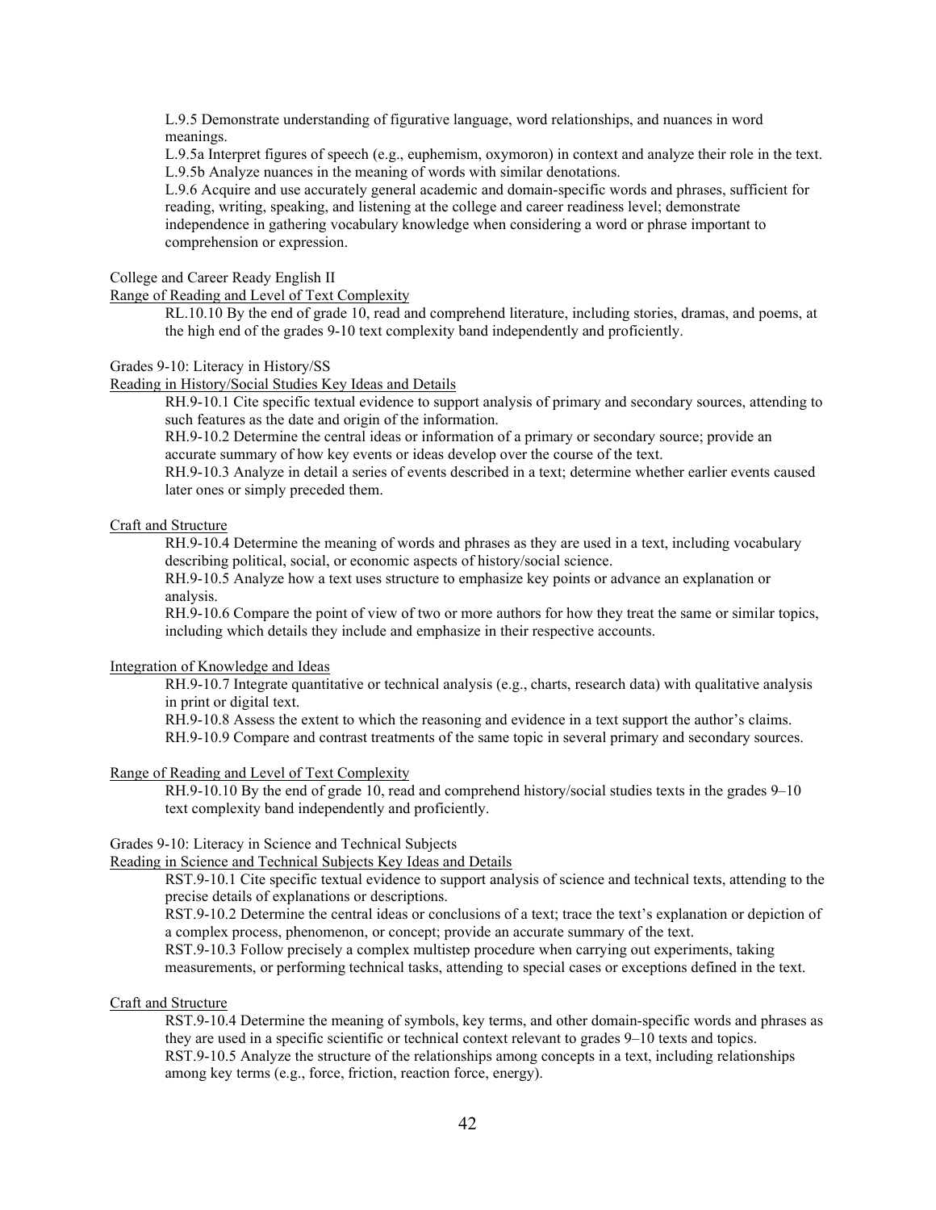L.9.5 Demonstrate understanding of figurative language, word relationships, and nuances in word meanings.

L.9.5a Interpret figures of speech (e.g., euphemism, oxymoron) in context and analyze their role in the text.

L.9.5b Analyze nuances in the meaning of words with similar denotations.

L.9.6 Acquire and use accurately general academic and domain-specific words and phrases, sufficient for reading, writing, speaking, and listening at the college and career readiness level; demonstrate independence in gathering vocabulary knowledge when considering a word or phrase important to comprehension or expression.

College and Career Ready English II

Range of Reading and Level of Text Complexity

RL.10.10 By the end of grade 10, read and comprehend literature, including stories, dramas, and poems, at the high end of the grades 9-10 text complexity band independently and proficiently.

Grades 9-10: Literacy in History/SS

Reading in History/Social Studies Key Ideas and Details

RH.9-10.1 Cite specific textual evidence to support analysis of primary and secondary sources, attending to such features as the date and origin of the information.

RH.9-10.2 Determine the central ideas or information of a primary or secondary source; provide an accurate summary of how key events or ideas develop over the course of the text.

RH.9-10.3 Analyze in detail a series of events described in a text; determine whether earlier events caused later ones or simply preceded them.

Craft and Structure

RH.9-10.4 Determine the meaning of words and phrases as they are used in a text, including vocabulary describing political, social, or economic aspects of history/social science.

RH.9-10.5 Analyze how a text uses structure to emphasize key points or advance an explanation or analysis.

RH.9-10.6 Compare the point of view of two or more authors for how they treat the same or similar topics, including which details they include and emphasize in their respective accounts.

Integration of Knowledge and Ideas

RH.9-10.7 Integrate quantitative or technical analysis (e.g., charts, research data) with qualitative analysis in print or digital text.

RH.9-10.8 Assess the extent to which the reasoning and evidence in a text support the author's claims.

RH.9-10.9 Compare and contrast treatments of the same topic in several primary and secondary sources.

Range of Reading and Level of Text Complexity

RH.9-10.10 By the end of grade 10, read and comprehend history/social studies texts in the grades 9–10 text complexity band independently and proficiently.

Grades 9-10: Literacy in Science and Technical Subjects

Reading in Science and Technical Subjects Key Ideas and Details

RST.9-10.1 Cite specific textual evidence to support analysis of science and technical texts, attending to the precise details of explanations or descriptions.

RST.9-10.2 Determine the central ideas or conclusions of a text; trace the text's explanation or depiction of a complex process, phenomenon, or concept; provide an accurate summary of the text.

RST.9-10.3 Follow precisely a complex multistep procedure when carrying out experiments, taking measurements, or performing technical tasks, attending to special cases or exceptions defined in the text.

Craft and Structure

RST.9-10.4 Determine the meaning of symbols, key terms, and other domain-specific words and phrases as they are used in a specific scientific or technical context relevant to grades 9–10 texts and topics.

RST.9-10.5 Analyze the structure of the relationships among concepts in a text, including relationships among key terms (e.g., force, friction, reaction force, energy).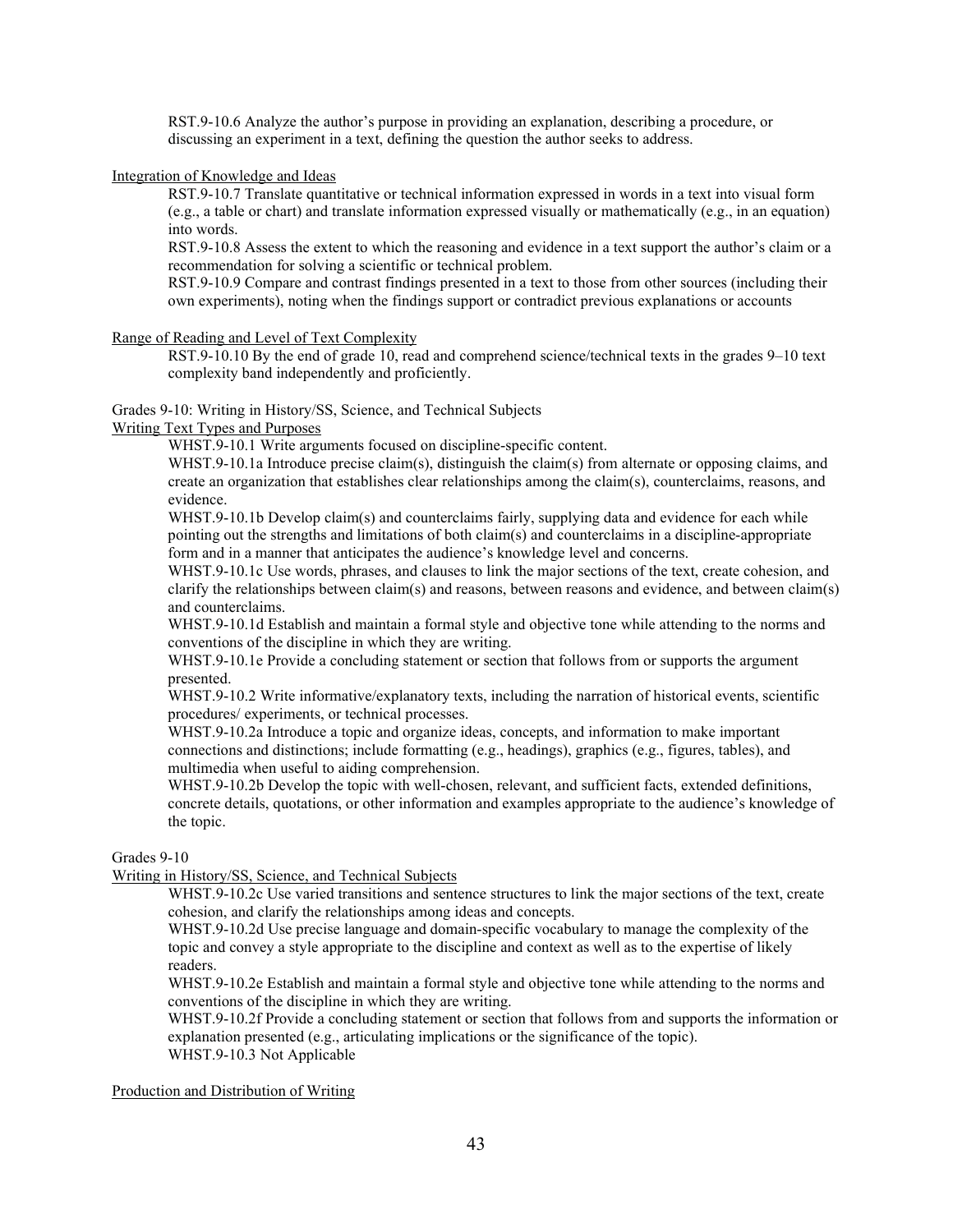RST.9-10.6 Analyze the author's purpose in providing an explanation, describing a procedure, or discussing an experiment in a text, defining the question the author seeks to address.

Integration of Knowledge and Ideas

RST.9-10.7 Translate quantitative or technical information expressed in words in a text into visual form (e.g., a table or chart) and translate information expressed visually or mathematically (e.g., in an equation) into words.

RST.9-10.8 Assess the extent to which the reasoning and evidence in a text support the author's claim or a recommendation for solving a scientific or technical problem.

RST.9-10.9 Compare and contrast findings presented in a text to those from other sources (including their own experiments), noting when the findings support or contradict previous explanations or accounts

Range of Reading and Level of Text Complexity

RST.9-10.10 By the end of grade 10, read and comprehend science/technical texts in the grades 9–10 text complexity band independently and proficiently.

Grades 9-10: Writing in History/SS, Science, and Technical Subjects

Writing Text Types and Purposes

WHST.9-10.1 Write arguments focused on discipline-specific content.

WHST.9-10.1a Introduce precise claim(s), distinguish the claim(s) from alternate or opposing claims, and create an organization that establishes clear relationships among the claim(s), counterclaims, reasons, and evidence.

WHST.9-10.1b Develop claim(s) and counterclaims fairly, supplying data and evidence for each while pointing out the strengths and limitations of both claim(s) and counterclaims in a discipline-appropriate form and in a manner that anticipates the audience's knowledge level and concerns.

WHST.9-10.1c Use words, phrases, and clauses to link the major sections of the text, create cohesion, and clarify the relationships between claim(s) and reasons, between reasons and evidence, and between claim(s) and counterclaims.

WHST.9-10.1d Establish and maintain a formal style and objective tone while attending to the norms and conventions of the discipline in which they are writing.

WHST.9-10.1e Provide a concluding statement or section that follows from or supports the argument presented.

WHST.9-10.2 Write informative/explanatory texts, including the narration of historical events, scientific procedures/ experiments, or technical processes.

WHST.9-10.2a Introduce a topic and organize ideas, concepts, and information to make important connections and distinctions; include formatting (e.g., headings), graphics (e.g., figures, tables), and multimedia when useful to aiding comprehension.

WHST.9-10.2b Develop the topic with well-chosen, relevant, and sufficient facts, extended definitions, concrete details, quotations, or other information and examples appropriate to the audience's knowledge of the topic.

Grades 9-10

Writing in History/SS, Science, and Technical Subjects

WHST.9-10.2c Use varied transitions and sentence structures to link the major sections of the text, create cohesion, and clarify the relationships among ideas and concepts.

WHST.9-10.2d Use precise language and domain-specific vocabulary to manage the complexity of the topic and convey a style appropriate to the discipline and context as well as to the expertise of likely readers.

WHST.9-10.2e Establish and maintain a formal style and objective tone while attending to the norms and conventions of the discipline in which they are writing.

WHST.9-10.2f Provide a concluding statement or section that follows from and supports the information or explanation presented (e.g., articulating implications or the significance of the topic).

WHST.9-10.3 Not Applicable

Production and Distribution of Writing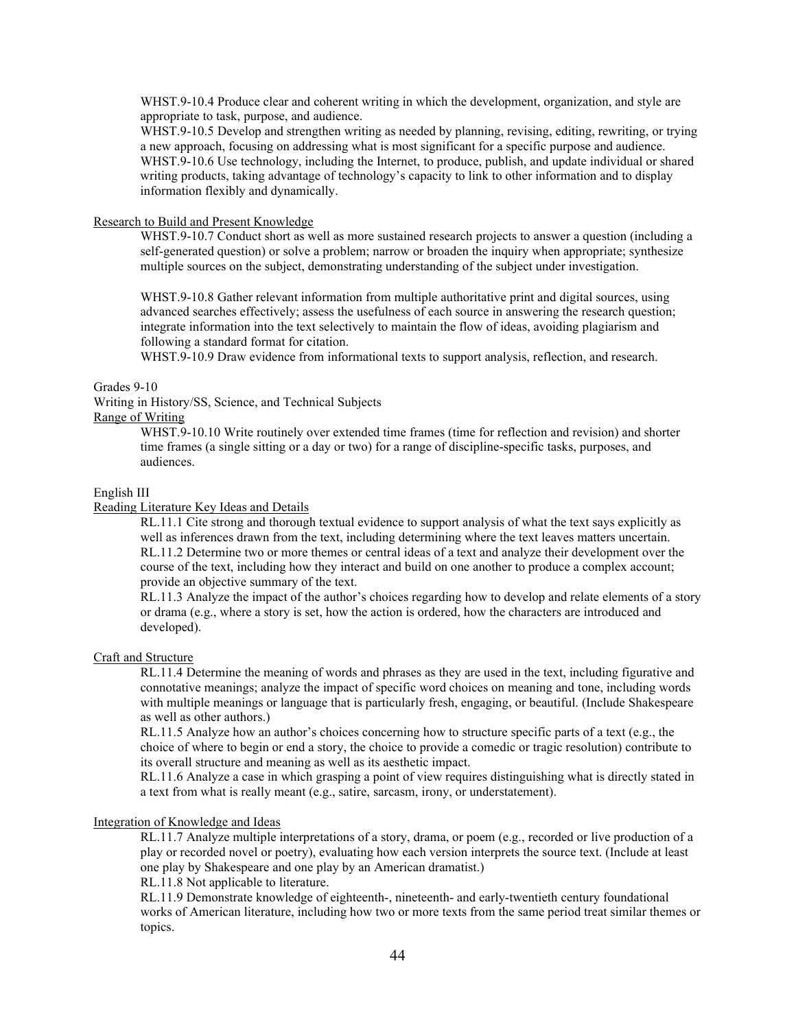WHST.9-10.4 Produce clear and coherent writing in which the development, organization, and style are appropriate to task, purpose, and audience.
WHST.9-10.5 Develop and strengthen writing as needed by planning, revising, editing, rewriting, or trying a new approach, focusing on addressing what is most significant for a specific purpose and audience.
WHST.9-10.6 Use technology, including the Internet, to produce, publish, and update individual or shared writing products, taking advantage of technology's capacity to link to other information and to display information flexibly and dynamically.

<u>Research to Build and Present Knowledge</u>

WHST.9-10.7 Conduct short as well as more sustained research projects to answer a question (including a self-generated question) or solve a problem; narrow or broaden the inquiry when appropriate; synthesize multiple sources on the subject, demonstrating understanding of the subject under investigation.

WHST.9-10.8 Gather relevant information from multiple authoritative print and digital sources, using advanced searches effectively; assess the usefulness of each source in answering the research question; integrate information into the text selectively to maintain the flow of ideas, avoiding plagiarism and following a standard format for citation.
WHST.9-10.9 Draw evidence from informational texts to support analysis, reflection, and research.

Grades 9-10
Writing in History/SS, Science, and Technical Subjects
<u>Range of Writing</u>

WHST.9-10.10 Write routinely over extended time frames (time for reflection and revision) and shorter time frames (a single sitting or a day or two) for a range of discipline-specific tasks, purposes, and audiences.

English III
<u>Reading Literature Key Ideas and Details</u>

RL.11.1 Cite strong and thorough textual evidence to support analysis of what the text says explicitly as well as inferences drawn from the text, including determining where the text leaves matters uncertain.
RL.11.2 Determine two or more themes or central ideas of a text and analyze their development over the course of the text, including how they interact and build on one another to produce a complex account; provide an objective summary of the text.
RL.11.3 Analyze the impact of the author's choices regarding how to develop and relate elements of a story or drama (e.g., where a story is set, how the action is ordered, how the characters are introduced and developed).

<u>Craft and Structure</u>

RL.11.4 Determine the meaning of words and phrases as they are used in the text, including figurative and connotative meanings; analyze the impact of specific word choices on meaning and tone, including words with multiple meanings or language that is particularly fresh, engaging, or beautiful. (Include Shakespeare as well as other authors.)
RL.11.5 Analyze how an author's choices concerning how to structure specific parts of a text (e.g., the choice of where to begin or end a story, the choice to provide a comedic or tragic resolution) contribute to its overall structure and meaning as well as its aesthetic impact.
RL.11.6 Analyze a case in which grasping a point of view requires distinguishing what is directly stated in a text from what is really meant (e.g., satire, sarcasm, irony, or understatement).

<u>Integration of Knowledge and Ideas</u>

RL.11.7 Analyze multiple interpretations of a story, drama, or poem (e.g., recorded or live production of a play or recorded novel or poetry), evaluating how each version interprets the source text. (Include at least one play by Shakespeare and one play by an American dramatist.)
RL.11.8 Not applicable to literature.
RL.11.9 Demonstrate knowledge of eighteenth-, nineteenth- and early-twentieth century foundational works of American literature, including how two or more texts from the same period treat similar themes or topics.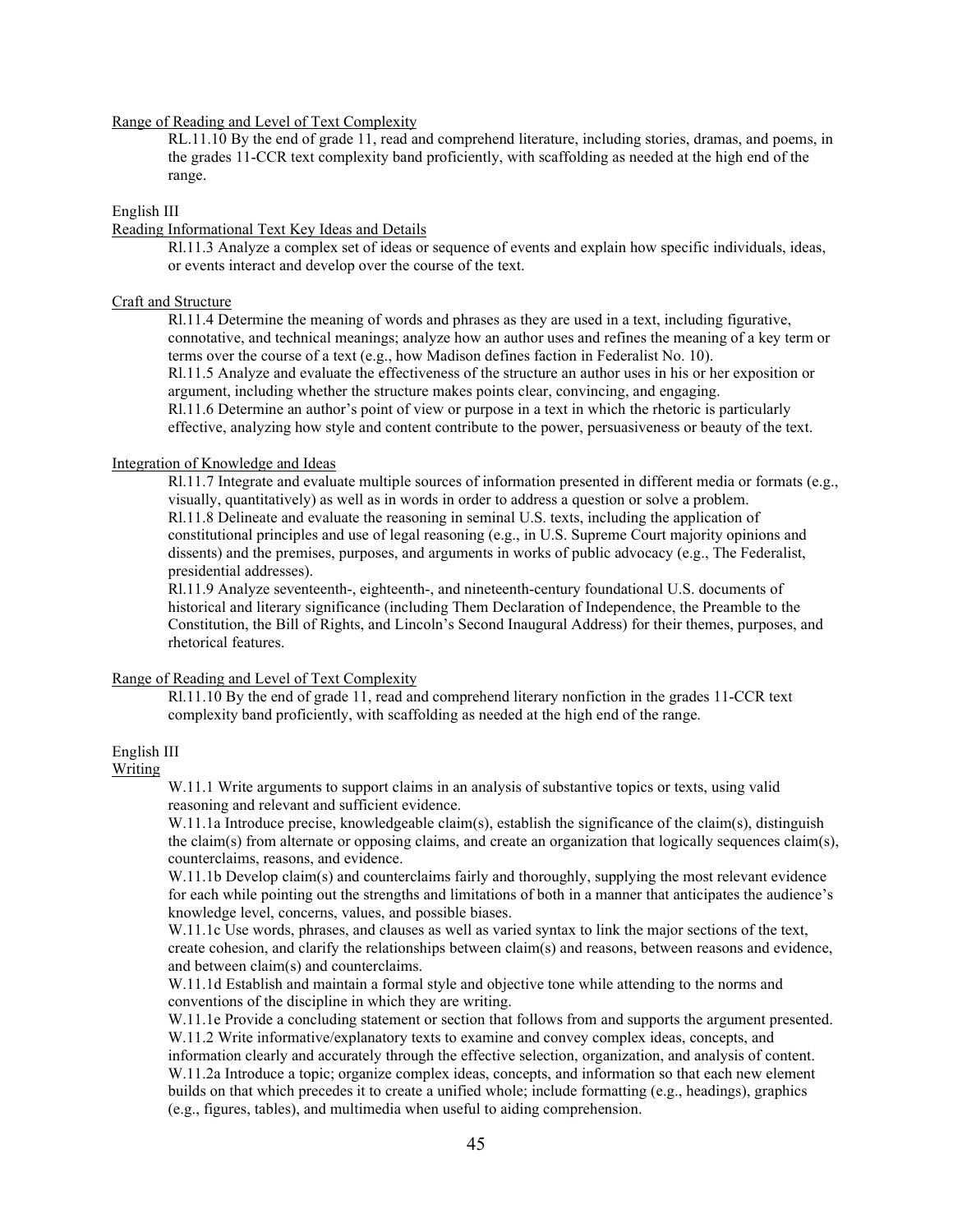Range of Reading and Level of Text Complexity

RL.11.10 By the end of grade 11, read and comprehend literature, including stories, dramas, and poems, in the grades 11-CCR text complexity band proficiently, with scaffolding as needed at the high end of the range.

English III

Reading Informational Text Key Ideas and Details

Rl.11.3 Analyze a complex set of ideas or sequence of events and explain how specific individuals, ideas, or events interact and develop over the course of the text.

Craft and Structure

Rl.11.4 Determine the meaning of words and phrases as they are used in a text, including figurative, connotative, and technical meanings; analyze how an author uses and refines the meaning of a key term or terms over the course of a text (e.g., how Madison defines faction in Federalist No. 10).
Rl.11.5 Analyze and evaluate the effectiveness of the structure an author uses in his or her exposition or argument, including whether the structure makes points clear, convincing, and engaging.
Rl.11.6 Determine an author's point of view or purpose in a text in which the rhetoric is particularly effective, analyzing how style and content contribute to the power, persuasiveness or beauty of the text.

Integration of Knowledge and Ideas

Rl.11.7 Integrate and evaluate multiple sources of information presented in different media or formats (e.g., visually, quantitatively) as well as in words in order to address a question or solve a problem.
Rl.11.8 Delineate and evaluate the reasoning in seminal U.S. texts, including the application of constitutional principles and use of legal reasoning (e.g., in U.S. Supreme Court majority opinions and dissents) and the premises, purposes, and arguments in works of public advocacy (e.g., The Federalist, presidential addresses).
Rl.11.9 Analyze seventeenth-, eighteenth-, and nineteenth-century foundational U.S. documents of historical and literary significance (including Them Declaration of Independence, the Preamble to the Constitution, the Bill of Rights, and Lincoln's Second Inaugural Address) for their themes, purposes, and rhetorical features.

Range of Reading and Level of Text Complexity

Rl.11.10 By the end of grade 11, read and comprehend literary nonfiction in the grades 11-CCR text complexity band proficiently, with scaffolding as needed at the high end of the range.

English III

Writing

W.11.1 Write arguments to support claims in an analysis of substantive topics or texts, using valid reasoning and relevant and sufficient evidence.
W.11.1a Introduce precise, knowledgeable claim(s), establish the significance of the claim(s), distinguish the claim(s) from alternate or opposing claims, and create an organization that logically sequences claim(s), counterclaims, reasons, and evidence.
W.11.1b Develop claim(s) and counterclaims fairly and thoroughly, supplying the most relevant evidence for each while pointing out the strengths and limitations of both in a manner that anticipates the audience's knowledge level, concerns, values, and possible biases.
W.11.1c Use words, phrases, and clauses as well as varied syntax to link the major sections of the text, create cohesion, and clarify the relationships between claim(s) and reasons, between reasons and evidence, and between claim(s) and counterclaims.
W.11.1d Establish and maintain a formal style and objective tone while attending to the norms and conventions of the discipline in which they are writing.
W.11.1e Provide a concluding statement or section that follows from and supports the argument presented.
W.11.2 Write informative/explanatory texts to examine and convey complex ideas, concepts, and information clearly and accurately through the effective selection, organization, and analysis of content.
W.11.2a Introduce a topic; organize complex ideas, concepts, and information so that each new element builds on that which precedes it to create a unified whole; include formatting (e.g., headings), graphics (e.g., figures, tables), and multimedia when useful to aiding comprehension.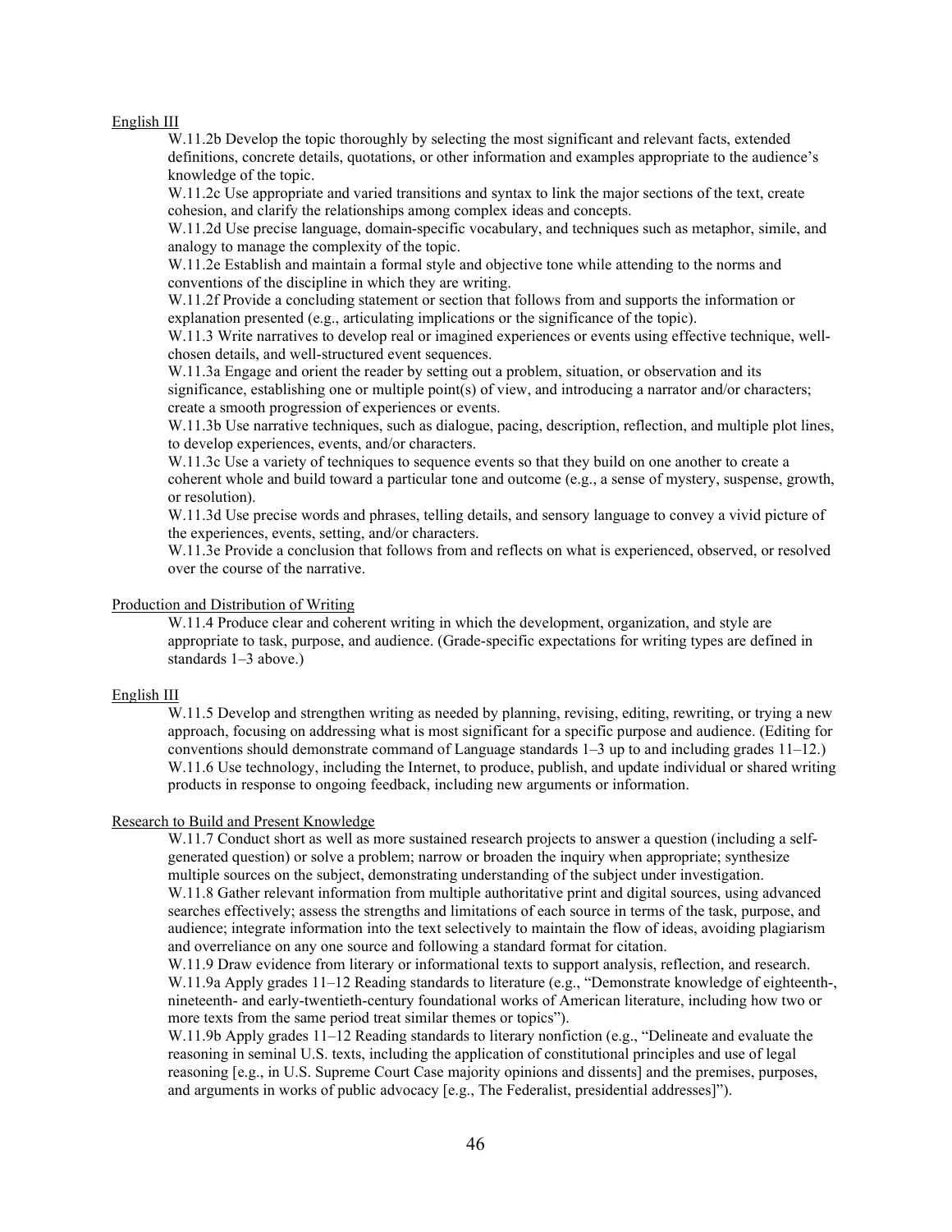English III

W.11.2b Develop the topic thoroughly by selecting the most significant and relevant facts, extended definitions, concrete details, quotations, or other information and examples appropriate to the audience's knowledge of the topic.
W.11.2c Use appropriate and varied transitions and syntax to link the major sections of the text, create cohesion, and clarify the relationships among complex ideas and concepts.
W.11.2d Use precise language, domain-specific vocabulary, and techniques such as metaphor, simile, and analogy to manage the complexity of the topic.
W.11.2e Establish and maintain a formal style and objective tone while attending to the norms and conventions of the discipline in which they are writing.
W.11.2f Provide a concluding statement or section that follows from and supports the information or explanation presented (e.g., articulating implications or the significance of the topic).
W.11.3 Write narratives to develop real or imagined experiences or events using effective technique, well-chosen details, and well-structured event sequences.
W.11.3a Engage and orient the reader by setting out a problem, situation, or observation and its significance, establishing one or multiple point(s) of view, and introducing a narrator and/or characters; create a smooth progression of experiences or events.
W.11.3b Use narrative techniques, such as dialogue, pacing, description, reflection, and multiple plot lines, to develop experiences, events, and/or characters.
W.11.3c Use a variety of techniques to sequence events so that they build on one another to create a coherent whole and build toward a particular tone and outcome (e.g., a sense of mystery, suspense, growth, or resolution).
W.11.3d Use precise words and phrases, telling details, and sensory language to convey a vivid picture of the experiences, events, setting, and/or characters.
W.11.3e Provide a conclusion that follows from and reflects on what is experienced, observed, or resolved over the course of the narrative.

Production and Distribution of Writing

W.11.4 Produce clear and coherent writing in which the development, organization, and style are appropriate to task, purpose, and audience. (Grade-specific expectations for writing types are defined in standards 1–3 above.)

English III

W.11.5 Develop and strengthen writing as needed by planning, revising, editing, rewriting, or trying a new approach, focusing on addressing what is most significant for a specific purpose and audience. (Editing for conventions should demonstrate command of Language standards 1–3 up to and including grades 11–12.)
W.11.6 Use technology, including the Internet, to produce, publish, and update individual or shared writing products in response to ongoing feedback, including new arguments or information.

Research to Build and Present Knowledge

W.11.7 Conduct short as well as more sustained research projects to answer a question (including a self-generated question) or solve a problem; narrow or broaden the inquiry when appropriate; synthesize multiple sources on the subject, demonstrating understanding of the subject under investigation.
W.11.8 Gather relevant information from multiple authoritative print and digital sources, using advanced searches effectively; assess the strengths and limitations of each source in terms of the task, purpose, and audience; integrate information into the text selectively to maintain the flow of ideas, avoiding plagiarism and overreliance on any one source and following a standard format for citation.
W.11.9 Draw evidence from literary or informational texts to support analysis, reflection, and research.
W.11.9a Apply grades 11–12 Reading standards to literature (e.g., "Demonstrate knowledge of eighteenth-, nineteenth- and early-twentieth-century foundational works of American literature, including how two or more texts from the same period treat similar themes or topics").
W.11.9b Apply grades 11–12 Reading standards to literary nonfiction (e.g., "Delineate and evaluate the reasoning in seminal U.S. texts, including the application of constitutional principles and use of legal reasoning [e.g., in U.S. Supreme Court Case majority opinions and dissents] and the premises, purposes, and arguments in works of public advocacy [e.g., The Federalist, presidential addresses]").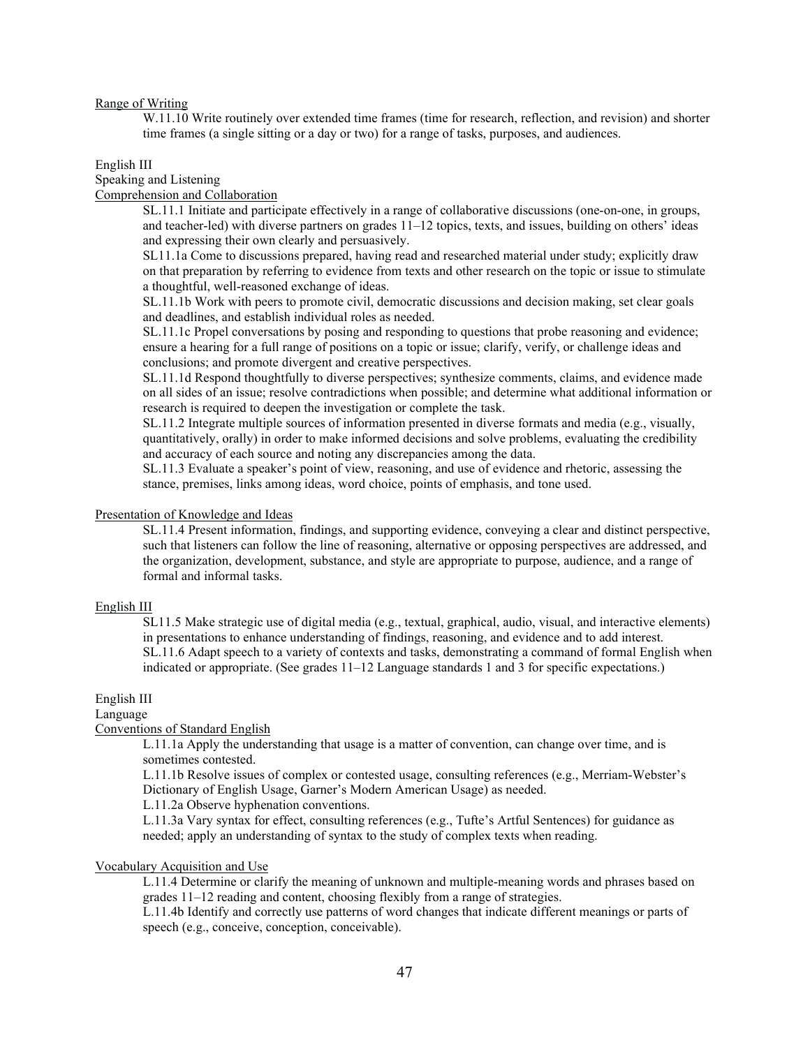Range of Writing

W.11.10 Write routinely over extended time frames (time for research, reflection, and revision) and shorter time frames (a single sitting or a day or two) for a range of tasks, purposes, and audiences.

English III

Speaking and Listening

Comprehension and Collaboration

SL.11.1 Initiate and participate effectively in a range of collaborative discussions (one-on-one, in groups, and teacher-led) with diverse partners on grades 11–12 topics, texts, and issues, building on others' ideas and expressing their own clearly and persuasively.

SL11.1a Come to discussions prepared, having read and researched material under study; explicitly draw on that preparation by referring to evidence from texts and other research on the topic or issue to stimulate a thoughtful, well-reasoned exchange of ideas.

SL.11.1b Work with peers to promote civil, democratic discussions and decision making, set clear goals and deadlines, and establish individual roles as needed.

SL.11.1c Propel conversations by posing and responding to questions that probe reasoning and evidence; ensure a hearing for a full range of positions on a topic or issue; clarify, verify, or challenge ideas and conclusions; and promote divergent and creative perspectives.

SL.11.1d Respond thoughtfully to diverse perspectives; synthesize comments, claims, and evidence made on all sides of an issue; resolve contradictions when possible; and determine what additional information or research is required to deepen the investigation or complete the task.

SL.11.2 Integrate multiple sources of information presented in diverse formats and media (e.g., visually, quantitatively, orally) in order to make informed decisions and solve problems, evaluating the credibility and accuracy of each source and noting any discrepancies among the data.

SL.11.3 Evaluate a speaker's point of view, reasoning, and use of evidence and rhetoric, assessing the stance, premises, links among ideas, word choice, points of emphasis, and tone used.

Presentation of Knowledge and Ideas

SL.11.4 Present information, findings, and supporting evidence, conveying a clear and distinct perspective, such that listeners can follow the line of reasoning, alternative or opposing perspectives are addressed, and the organization, development, substance, and style are appropriate to purpose, audience, and a range of formal and informal tasks.

English III

SL11.5 Make strategic use of digital media (e.g., textual, graphical, audio, visual, and interactive elements) in presentations to enhance understanding of findings, reasoning, and evidence and to add interest.

SL.11.6 Adapt speech to a variety of contexts and tasks, demonstrating a command of formal English when indicated or appropriate. (See grades 11–12 Language standards 1 and 3 for specific expectations.)

English III

Language

Conventions of Standard English

L.11.1a Apply the understanding that usage is a matter of convention, can change over time, and is sometimes contested.

L.11.1b Resolve issues of complex or contested usage, consulting references (e.g., Merriam-Webster's Dictionary of English Usage, Garner's Modern American Usage) as needed.

L.11.2a Observe hyphenation conventions.

L.11.3a Vary syntax for effect, consulting references (e.g., Tufte's Artful Sentences) for guidance as needed; apply an understanding of syntax to the study of complex texts when reading.

Vocabulary Acquisition and Use

L.11.4 Determine or clarify the meaning of unknown and multiple-meaning words and phrases based on grades 11–12 reading and content, choosing flexibly from a range of strategies.

L.11.4b Identify and correctly use patterns of word changes that indicate different meanings or parts of speech (e.g., conceive, conception, conceivable).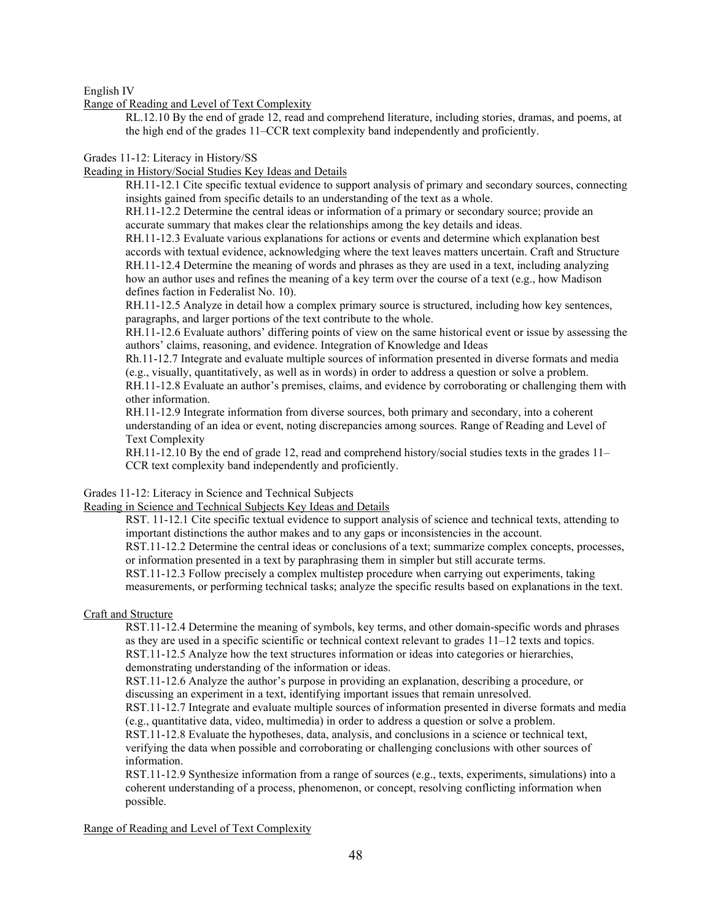English IV

Range of Reading and Level of Text Complexity

RL.12.10 By the end of grade 12, read and comprehend literature, including stories, dramas, and poems, at the high end of the grades 11–CCR text complexity band independently and proficiently.

Grades 11-12: Literacy in History/SS

Reading in History/Social Studies Key Ideas and Details

RH.11-12.1 Cite specific textual evidence to support analysis of primary and secondary sources, connecting insights gained from specific details to an understanding of the text as a whole.
RH.11-12.2 Determine the central ideas or information of a primary or secondary source; provide an accurate summary that makes clear the relationships among the key details and ideas.
RH.11-12.3 Evaluate various explanations for actions or events and determine which explanation best accords with textual evidence, acknowledging where the text leaves matters uncertain. Craft and Structure
RH.11-12.4 Determine the meaning of words and phrases as they are used in a text, including analyzing how an author uses and refines the meaning of a key term over the course of a text (e.g., how Madison defines faction in Federalist No. 10).
RH.11-12.5 Analyze in detail how a complex primary source is structured, including how key sentences, paragraphs, and larger portions of the text contribute to the whole.
RH.11-12.6 Evaluate authors' differing points of view on the same historical event or issue by assessing the authors' claims, reasoning, and evidence. Integration of Knowledge and Ideas
Rh.11-12.7 Integrate and evaluate multiple sources of information presented in diverse formats and media (e.g., visually, quantitatively, as well as in words) in order to address a question or solve a problem.
RH.11-12.8 Evaluate an author's premises, claims, and evidence by corroborating or challenging them with other information.
RH.11-12.9 Integrate information from diverse sources, both primary and secondary, into a coherent understanding of an idea or event, noting discrepancies among sources. Range of Reading and Level of Text Complexity
RH.11-12.10 By the end of grade 12, read and comprehend history/social studies texts in the grades 11–CCR text complexity band independently and proficiently.

Grades 11-12: Literacy in Science and Technical Subjects

Reading in Science and Technical Subjects Key Ideas and Details

RST. 11-12.1 Cite specific textual evidence to support analysis of science and technical texts, attending to important distinctions the author makes and to any gaps or inconsistencies in the account.
RST.11-12.2 Determine the central ideas or conclusions of a text; summarize complex concepts, processes, or information presented in a text by paraphrasing them in simpler but still accurate terms.
RST.11-12.3 Follow precisely a complex multistep procedure when carrying out experiments, taking measurements, or performing technical tasks; analyze the specific results based on explanations in the text.

Craft and Structure

RST.11-12.4 Determine the meaning of symbols, key terms, and other domain-specific words and phrases as they are used in a specific scientific or technical context relevant to grades 11–12 texts and topics.
RST.11-12.5 Analyze how the text structures information or ideas into categories or hierarchies, demonstrating understanding of the information or ideas.
RST.11-12.6 Analyze the author's purpose in providing an explanation, describing a procedure, or discussing an experiment in a text, identifying important issues that remain unresolved.
RST.11-12.7 Integrate and evaluate multiple sources of information presented in diverse formats and media (e.g., quantitative data, video, multimedia) in order to address a question or solve a problem.
RST.11-12.8 Evaluate the hypotheses, data, analysis, and conclusions in a science or technical text, verifying the data when possible and corroborating or challenging conclusions with other sources of information.
RST.11-12.9 Synthesize information from a range of sources (e.g., texts, experiments, simulations) into a coherent understanding of a process, phenomenon, or concept, resolving conflicting information when possible.

Range of Reading and Level of Text Complexity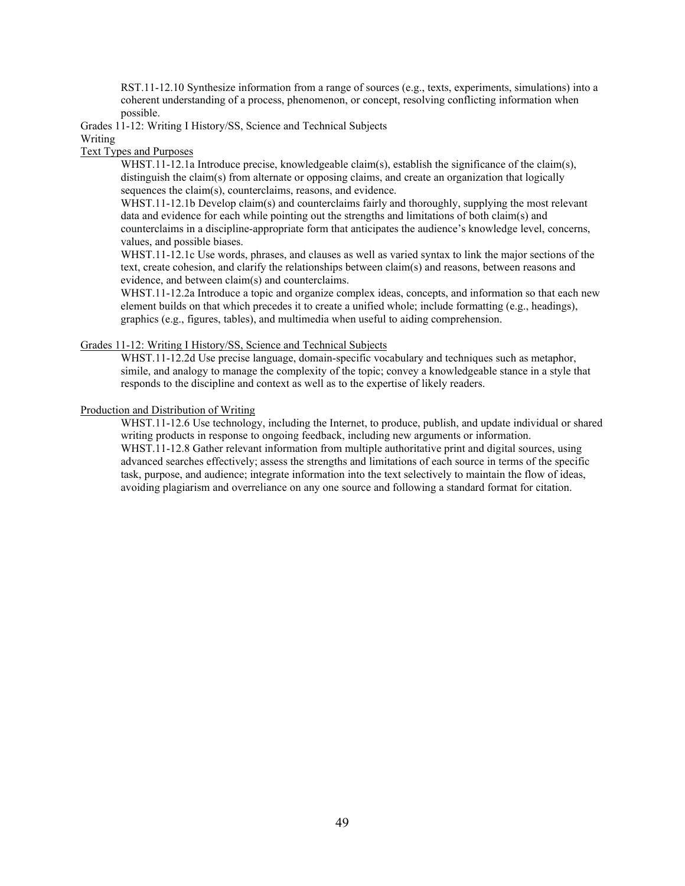RST.11-12.10 Synthesize information from a range of sources (e.g., texts, experiments, simulations) into a coherent understanding of a process, phenomenon, or concept, resolving conflicting information when possible.

Grades 11-12: Writing I History/SS, Science and Technical Subjects

Writing

<u>Text Types and Purposes</u>

WHST.11-12.1a Introduce precise, knowledgeable claim(s), establish the significance of the claim(s), distinguish the claim(s) from alternate or opposing claims, and create an organization that logically sequences the claim(s), counterclaims, reasons, and evidence.

WHST.11-12.1b Develop claim(s) and counterclaims fairly and thoroughly, supplying the most relevant data and evidence for each while pointing out the strengths and limitations of both claim(s) and counterclaims in a discipline-appropriate form that anticipates the audience's knowledge level, concerns, values, and possible biases.

WHST.11-12.1c Use words, phrases, and clauses as well as varied syntax to link the major sections of the text, create cohesion, and clarify the relationships between claim(s) and reasons, between reasons and evidence, and between claim(s) and counterclaims.

WHST.11-12.2a Introduce a topic and organize complex ideas, concepts, and information so that each new element builds on that which precedes it to create a unified whole; include formatting (e.g., headings), graphics (e.g., figures, tables), and multimedia when useful to aiding comprehension.

<u>Grades 11-12: Writing I History/SS, Science and Technical Subjects</u>

WHST.11-12.2d Use precise language, domain-specific vocabulary and techniques such as metaphor, simile, and analogy to manage the complexity of the topic; convey a knowledgeable stance in a style that responds to the discipline and context as well as to the expertise of likely readers.

<u>Production and Distribution of Writing</u>

WHST.11-12.6 Use technology, including the Internet, to produce, publish, and update individual or shared writing products in response to ongoing feedback, including new arguments or information.

WHST.11-12.8 Gather relevant information from multiple authoritative print and digital sources, using advanced searches effectively; assess the strengths and limitations of each source in terms of the specific task, purpose, and audience; integrate information into the text selectively to maintain the flow of ideas, avoiding plagiarism and overreliance on any one source and following a standard format for citation.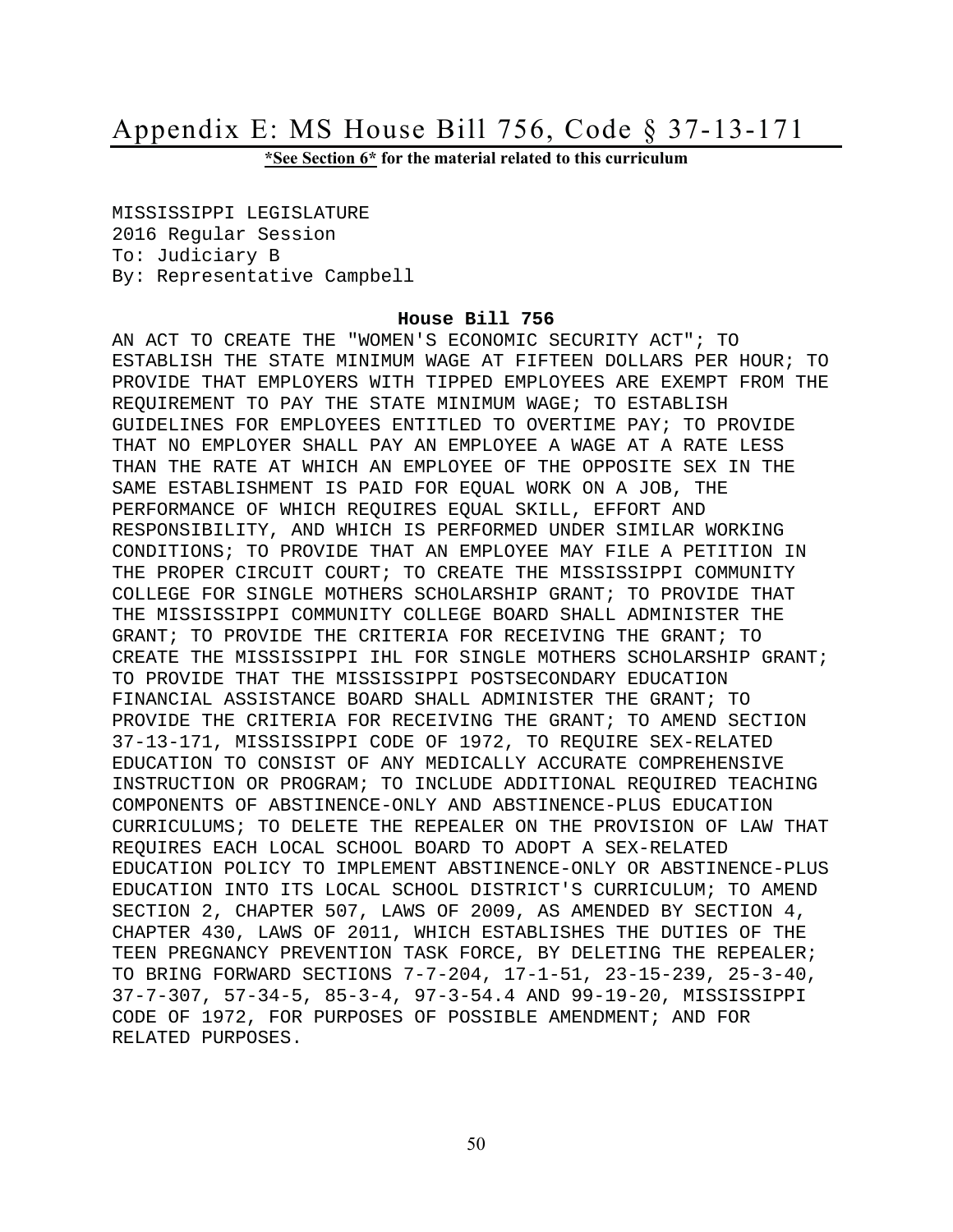# Appendix E: MS House Bill 756, Code § 37-13-171

**\*See Section 6\* for the material related to this curriculum**

MISSISSIPPI LEGISLATURE
2016 Regular Session
To: Judiciary B
By: Representative Campbell

**House Bill 756**

AN ACT TO CREATE THE "WOMEN'S ECONOMIC SECURITY ACT"; TO ESTABLISH THE STATE MINIMUM WAGE AT FIFTEEN DOLLARS PER HOUR; TO PROVIDE THAT EMPLOYERS WITH TIPPED EMPLOYEES ARE EXEMPT FROM THE REQUIREMENT TO PAY THE STATE MINIMUM WAGE; TO ESTABLISH GUIDELINES FOR EMPLOYEES ENTITLED TO OVERTIME PAY; TO PROVIDE THAT NO EMPLOYER SHALL PAY AN EMPLOYEE A WAGE AT A RATE LESS THAN THE RATE AT WHICH AN EMPLOYEE OF THE OPPOSITE SEX IN THE SAME ESTABLISHMENT IS PAID FOR EQUAL WORK ON A JOB, THE PERFORMANCE OF WHICH REQUIRES EQUAL SKILL, EFFORT AND RESPONSIBILITY, AND WHICH IS PERFORMED UNDER SIMILAR WORKING CONDITIONS; TO PROVIDE THAT AN EMPLOYEE MAY FILE A PETITION IN THE PROPER CIRCUIT COURT; TO CREATE THE MISSISSIPPI COMMUNITY COLLEGE FOR SINGLE MOTHERS SCHOLARSHIP GRANT; TO PROVIDE THAT THE MISSISSIPPI COMMUNITY COLLEGE BOARD SHALL ADMINISTER THE GRANT; TO PROVIDE THE CRITERIA FOR RECEIVING THE GRANT; TO CREATE THE MISSISSIPPI IHL FOR SINGLE MOTHERS SCHOLARSHIP GRANT; TO PROVIDE THAT THE MISSISSIPPI POSTSECONDARY EDUCATION FINANCIAL ASSISTANCE BOARD SHALL ADMINISTER THE GRANT; TO PROVIDE THE CRITERIA FOR RECEIVING THE GRANT; TO AMEND SECTION 37-13-171, MISSISSIPPI CODE OF 1972, TO REQUIRE SEX-RELATED EDUCATION TO CONSIST OF ANY MEDICALLY ACCURATE COMPREHENSIVE INSTRUCTION OR PROGRAM; TO INCLUDE ADDITIONAL REQUIRED TEACHING COMPONENTS OF ABSTINENCE-ONLY AND ABSTINENCE-PLUS EDUCATION CURRICULUMS; TO DELETE THE REPEALER ON THE PROVISION OF LAW THAT REQUIRES EACH LOCAL SCHOOL BOARD TO ADOPT A SEX-RELATED EDUCATION POLICY TO IMPLEMENT ABSTINENCE-ONLY OR ABSTINENCE-PLUS EDUCATION INTO ITS LOCAL SCHOOL DISTRICT'S CURRICULUM; TO AMEND SECTION 2, CHAPTER 507, LAWS OF 2009, AS AMENDED BY SECTION 4, CHAPTER 430, LAWS OF 2011, WHICH ESTABLISHES THE DUTIES OF THE TEEN PREGNANCY PREVENTION TASK FORCE, BY DELETING THE REPEALER; TO BRING FORWARD SECTIONS 7-7-204, 17-1-51, 23-15-239, 25-3-40, 37-7-307, 57-34-5, 85-3-4, 97-3-54.4 AND 99-19-20, MISSISSIPPI CODE OF 1972, FOR PURPOSES OF POSSIBLE AMENDMENT; AND FOR RELATED PURPOSES.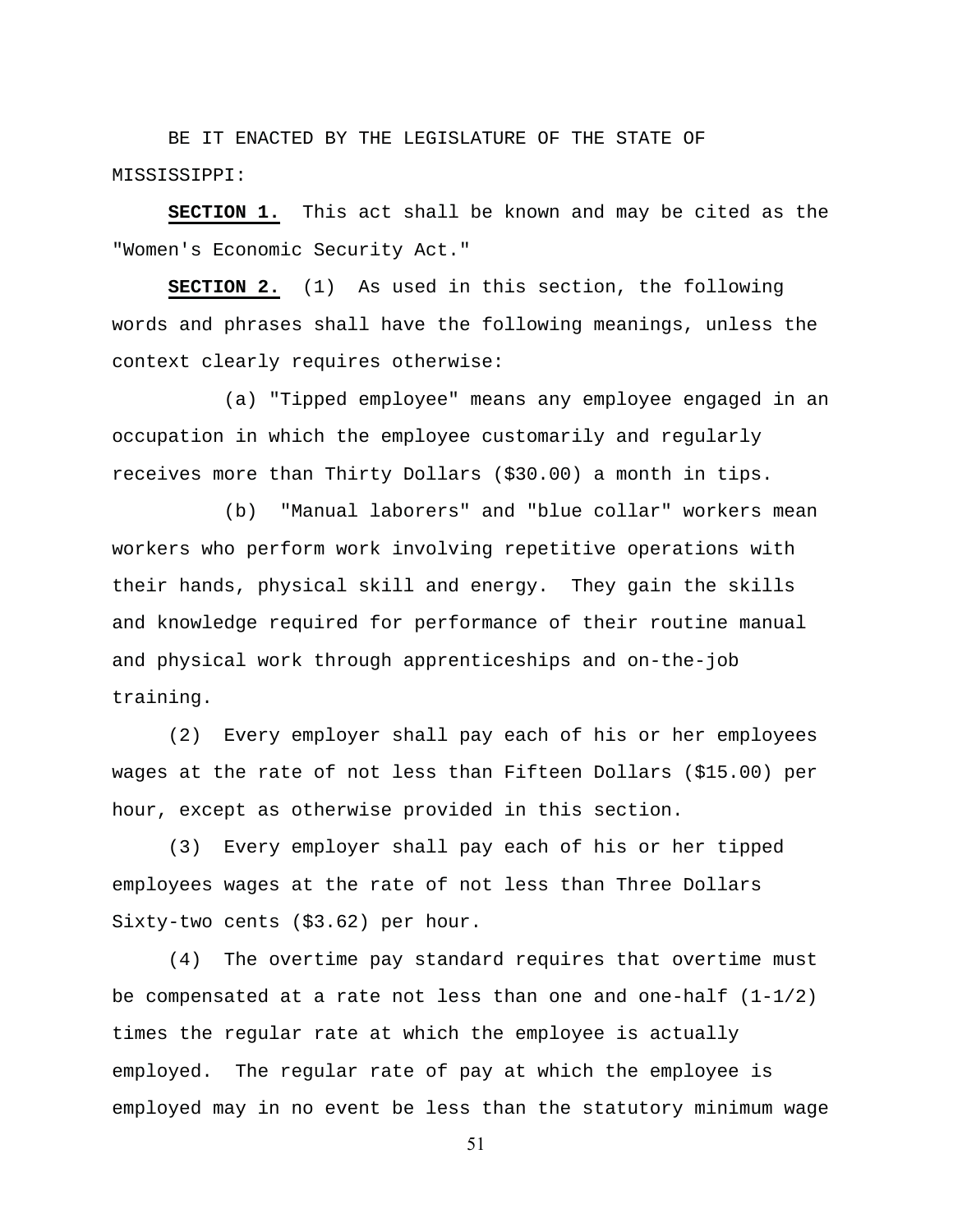BE IT ENACTED BY THE LEGISLATURE OF THE STATE OF MISSISSIPPI:

**SECTION 1.** This act shall be known and may be cited as the "Women's Economic Security Act."

**SECTION 2.** (1) As used in this section, the following words and phrases shall have the following meanings, unless the context clearly requires otherwise:

(a) "Tipped employee" means any employee engaged in an occupation in which the employee customarily and regularly receives more than Thirty Dollars ($30.00) a month in tips.

(b) "Manual laborers" and "blue collar" workers mean workers who perform work involving repetitive operations with their hands, physical skill and energy. They gain the skills and knowledge required for performance of their routine manual and physical work through apprenticeships and on-the-job training.

(2) Every employer shall pay each of his or her employees wages at the rate of not less than Fifteen Dollars ($15.00) per hour, except as otherwise provided in this section.

(3) Every employer shall pay each of his or her tipped employees wages at the rate of not less than Three Dollars Sixty-two cents ($3.62) per hour.

(4) The overtime pay standard requires that overtime must be compensated at a rate not less than one and one-half (1-1/2) times the regular rate at which the employee is actually employed. The regular rate of pay at which the employee is employed may in no event be less than the statutory minimum wage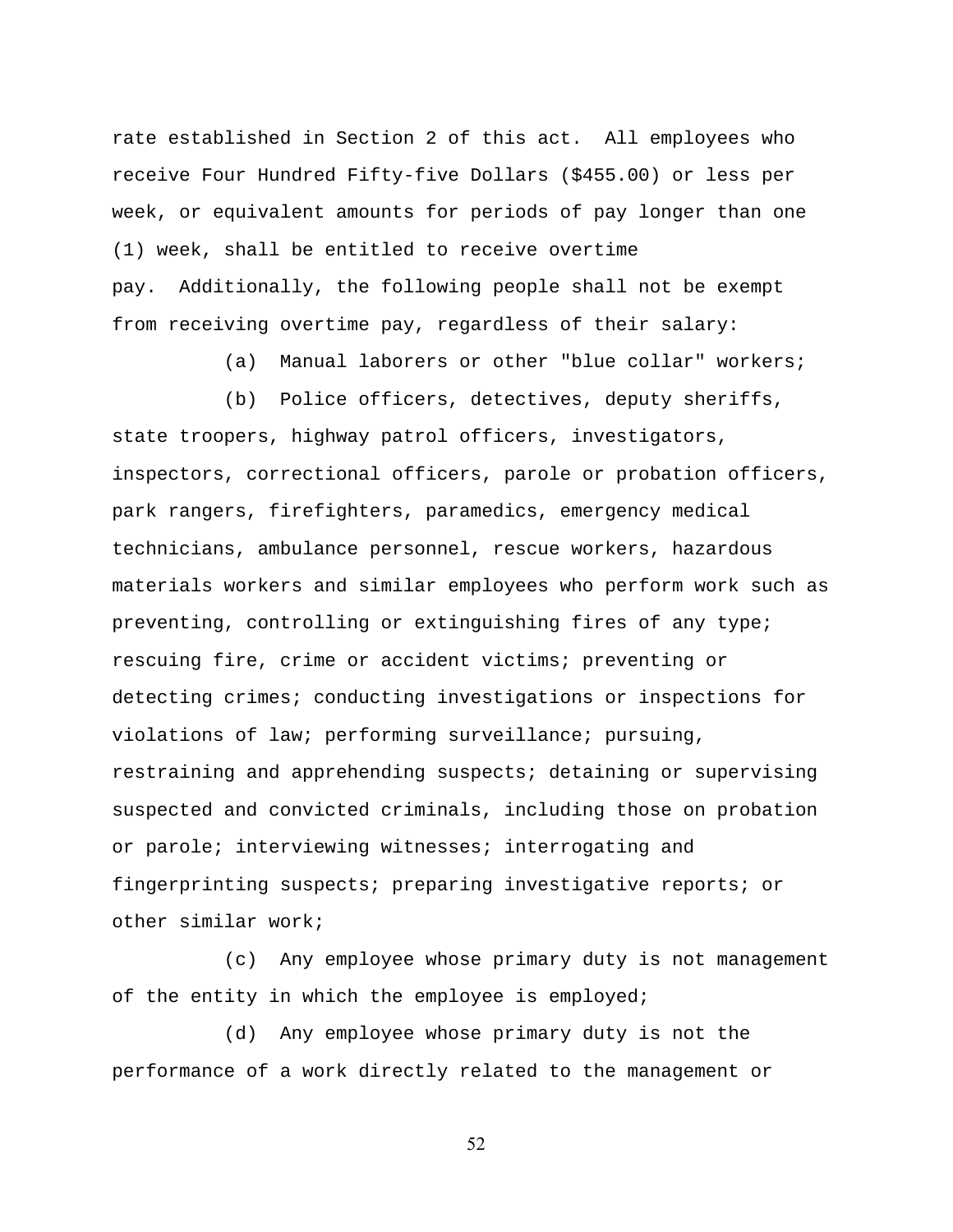rate established in Section 2 of this act. All employees who receive Four Hundred Fifty-five Dollars ($455.00) or less per week, or equivalent amounts for periods of pay longer than one (1) week, shall be entitled to receive overtime pay. Additionally, the following people shall not be exempt from receiving overtime pay, regardless of their salary:

(a) Manual laborers or other "blue collar" workers;

(b) Police officers, detectives, deputy sheriffs, state troopers, highway patrol officers, investigators, inspectors, correctional officers, parole or probation officers, park rangers, firefighters, paramedics, emergency medical technicians, ambulance personnel, rescue workers, hazardous materials workers and similar employees who perform work such as preventing, controlling or extinguishing fires of any type; rescuing fire, crime or accident victims; preventing or detecting crimes; conducting investigations or inspections for violations of law; performing surveillance; pursuing, restraining and apprehending suspects; detaining or supervising suspected and convicted criminals, including those on probation or parole; interviewing witnesses; interrogating and fingerprinting suspects; preparing investigative reports; or other similar work;

(c) Any employee whose primary duty is not management of the entity in which the employee is employed;

(d) Any employee whose primary duty is not the performance of a work directly related to the management or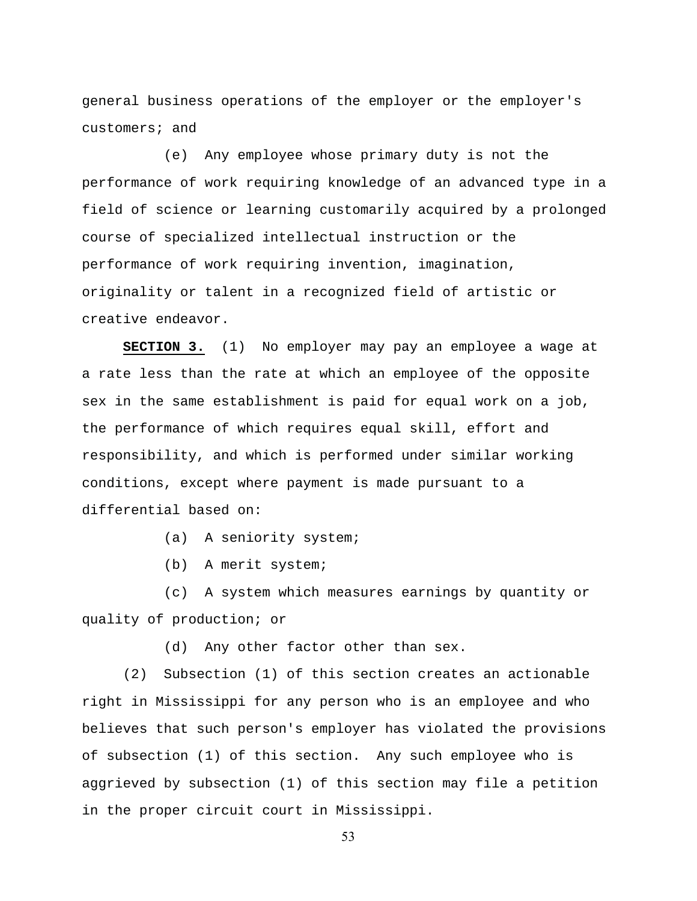general business operations of the employer or the employer's customers; and

(e) Any employee whose primary duty is not the performance of work requiring knowledge of an advanced type in a field of science or learning customarily acquired by a prolonged course of specialized intellectual instruction or the performance of work requiring invention, imagination, originality or talent in a recognized field of artistic or creative endeavor.

**SECTION 3.** (1) No employer may pay an employee a wage at a rate less than the rate at which an employee of the opposite sex in the same establishment is paid for equal work on a job, the performance of which requires equal skill, effort and responsibility, and which is performed under similar working conditions, except where payment is made pursuant to a differential based on:

(a) A seniority system;

(b) A merit system;

(c) A system which measures earnings by quantity or quality of production; or

(d) Any other factor other than sex.

(2) Subsection (1) of this section creates an actionable right in Mississippi for any person who is an employee and who believes that such person's employer has violated the provisions of subsection (1) of this section. Any such employee who is aggrieved by subsection (1) of this section may file a petition in the proper circuit court in Mississippi.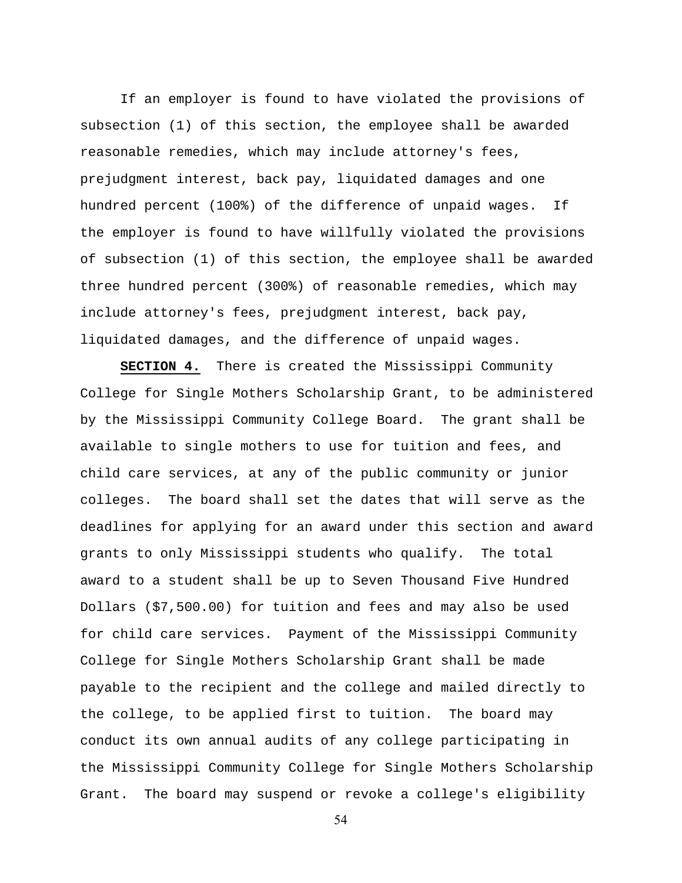If an employer is found to have violated the provisions of subsection (1) of this section, the employee shall be awarded reasonable remedies, which may include attorney's fees, prejudgment interest, back pay, liquidated damages and one hundred percent (100%) of the difference of unpaid wages. If the employer is found to have willfully violated the provisions of subsection (1) of this section, the employee shall be awarded three hundred percent (300%) of reasonable remedies, which may include attorney's fees, prejudgment interest, back pay, liquidated damages, and the difference of unpaid wages.

**SECTION 4.** There is created the Mississippi Community College for Single Mothers Scholarship Grant, to be administered by the Mississippi Community College Board. The grant shall be available to single mothers to use for tuition and fees, and child care services, at any of the public community or junior colleges. The board shall set the dates that will serve as the deadlines for applying for an award under this section and award grants to only Mississippi students who qualify. The total award to a student shall be up to Seven Thousand Five Hundred Dollars ($7,500.00) for tuition and fees and may also be used for child care services. Payment of the Mississippi Community College for Single Mothers Scholarship Grant shall be made payable to the recipient and the college and mailed directly to the college, to be applied first to tuition. The board may conduct its own annual audits of any college participating in the Mississippi Community College for Single Mothers Scholarship Grant. The board may suspend or revoke a college's eligibility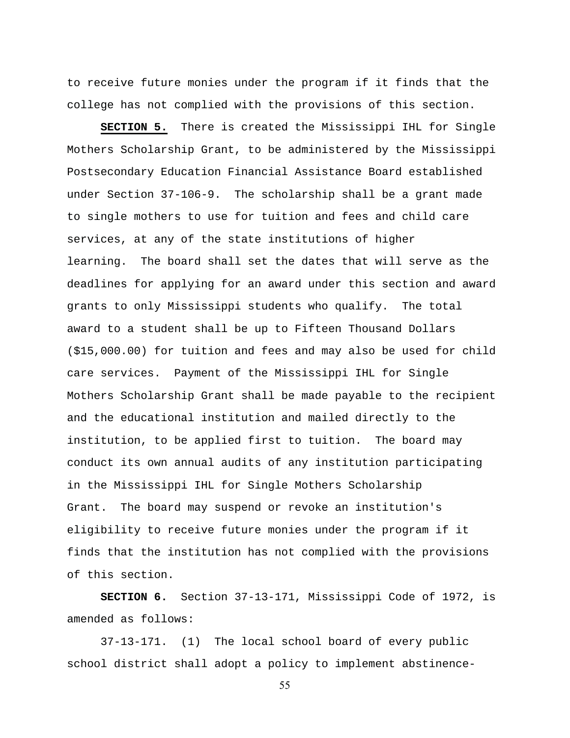to receive future monies under the program if it finds that the college has not complied with the provisions of this section.

**SECTION 5.** There is created the Mississippi IHL for Single Mothers Scholarship Grant, to be administered by the Mississippi Postsecondary Education Financial Assistance Board established under Section 37-106-9. The scholarship shall be a grant made to single mothers to use for tuition and fees and child care services, at any of the state institutions of higher learning. The board shall set the dates that will serve as the deadlines for applying for an award under this section and award grants to only Mississippi students who qualify. The total award to a student shall be up to Fifteen Thousand Dollars ($15,000.00) for tuition and fees and may also be used for child care services. Payment of the Mississippi IHL for Single Mothers Scholarship Grant shall be made payable to the recipient and the educational institution and mailed directly to the institution, to be applied first to tuition. The board may conduct its own annual audits of any institution participating in the Mississippi IHL for Single Mothers Scholarship Grant. The board may suspend or revoke an institution's eligibility to receive future monies under the program if it finds that the institution has not complied with the provisions of this section.

**SECTION 6.** Section 37-13-171, Mississippi Code of 1972, is amended as follows:

37-13-171. (1) The local school board of every public school district shall adopt a policy to implement abstinence-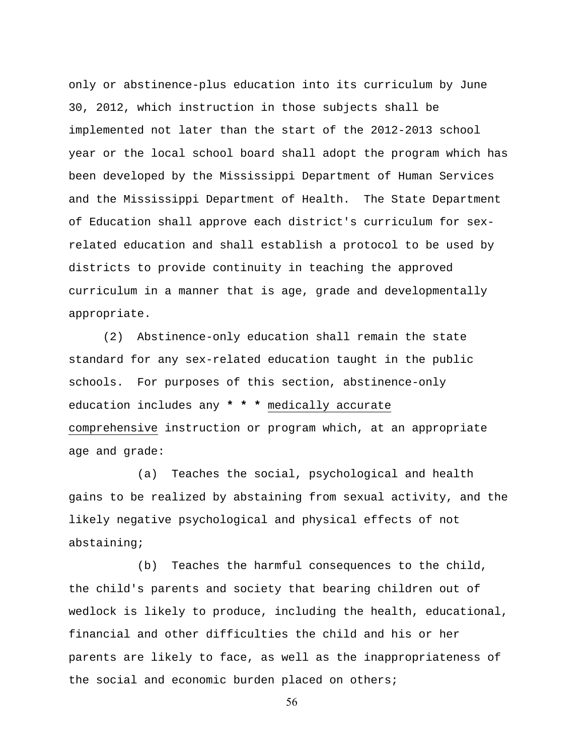only or abstinence-plus education into its curriculum by June 30, 2012, which instruction in those subjects shall be implemented not later than the start of the 2012-2013 school year or the local school board shall adopt the program which has been developed by the Mississippi Department of Human Services and the Mississippi Department of Health. The State Department of Education shall approve each district's curriculum for sex-related education and shall establish a protocol to be used by districts to provide continuity in teaching the approved curriculum in a manner that is age, grade and developmentally appropriate.

(2) Abstinence-only education shall remain the state standard for any sex-related education taught in the public schools. For purposes of this section, abstinence-only education includes any *** * * *** <u>medically accurate comprehensive</u> instruction or program which, at an appropriate age and grade:

(a) Teaches the social, psychological and health gains to be realized by abstaining from sexual activity, and the likely negative psychological and physical effects of not abstaining;

(b) Teaches the harmful consequences to the child, the child's parents and society that bearing children out of wedlock is likely to produce, including the health, educational, financial and other difficulties the child and his or her parents are likely to face, as well as the inappropriateness of the social and economic burden placed on others;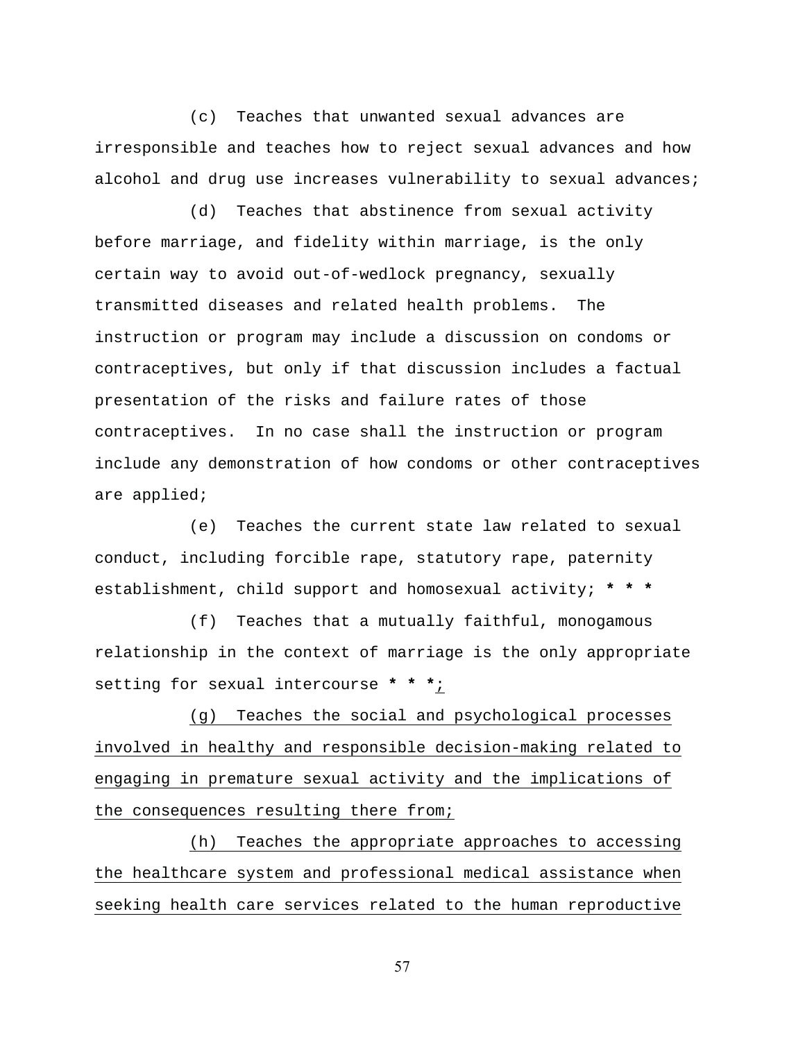(c) Teaches that unwanted sexual advances are irresponsible and teaches how to reject sexual advances and how alcohol and drug use increases vulnerability to sexual advances;

(d) Teaches that abstinence from sexual activity before marriage, and fidelity within marriage, is the only certain way to avoid out-of-wedlock pregnancy, sexually transmitted diseases and related health problems. The instruction or program may include a discussion on condoms or contraceptives, but only if that discussion includes a factual presentation of the risks and failure rates of those contraceptives. In no case shall the instruction or program include any demonstration of how condoms or other contraceptives are applied;

(e) Teaches the current state law related to sexual conduct, including forcible rape, statutory rape, paternity establishment, child support and homosexual activity; **\* \* \***

(f) Teaches that a mutually faithful, monogamous relationship in the context of marriage is the only appropriate setting for sexual intercourse **\* \* \***<u>;</u>

<u>(g) Teaches the social and psychological processes involved in healthy and responsible decision-making related to engaging in premature sexual activity and the implications of the consequences resulting there from;</u>

<u>(h) Teaches the appropriate approaches to accessing the healthcare system and professional medical assistance when seeking health care services related to the human reproductive</u>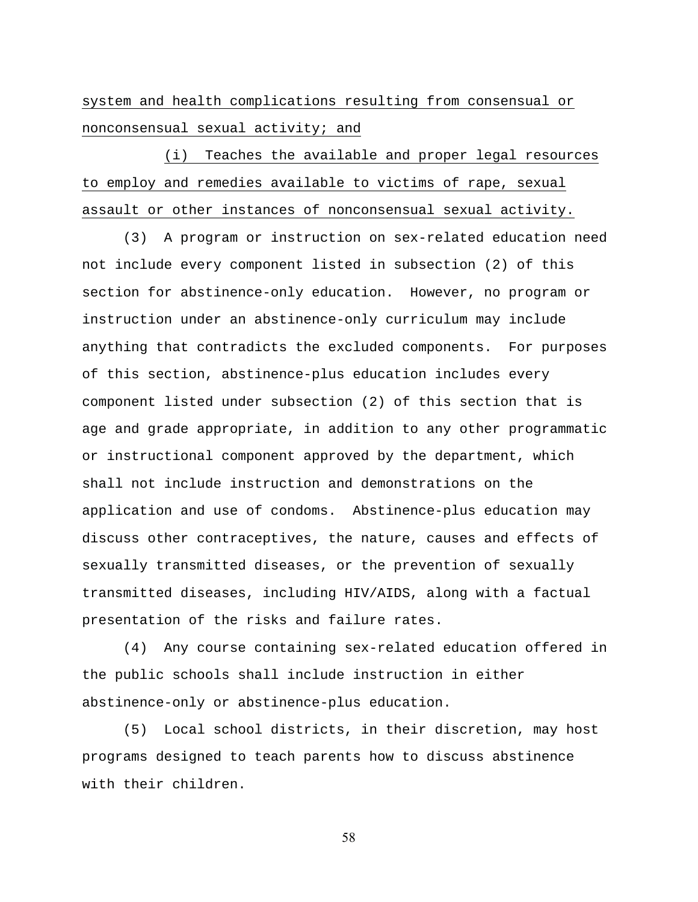system and health complications resulting from consensual or nonconsensual sexual activity; and

(i) Teaches the available and proper legal resources to employ and remedies available to victims of rape, sexual assault or other instances of nonconsensual sexual activity.

(3) A program or instruction on sex-related education need not include every component listed in subsection (2) of this section for abstinence-only education. However, no program or instruction under an abstinence-only curriculum may include anything that contradicts the excluded components. For purposes of this section, abstinence-plus education includes every component listed under subsection (2) of this section that is age and grade appropriate, in addition to any other programmatic or instructional component approved by the department, which shall not include instruction and demonstrations on the application and use of condoms. Abstinence-plus education may discuss other contraceptives, the nature, causes and effects of sexually transmitted diseases, or the prevention of sexually transmitted diseases, including HIV/AIDS, along with a factual presentation of the risks and failure rates.

(4) Any course containing sex-related education offered in the public schools shall include instruction in either abstinence-only or abstinence-plus education.

(5) Local school districts, in their discretion, may host programs designed to teach parents how to discuss abstinence with their children.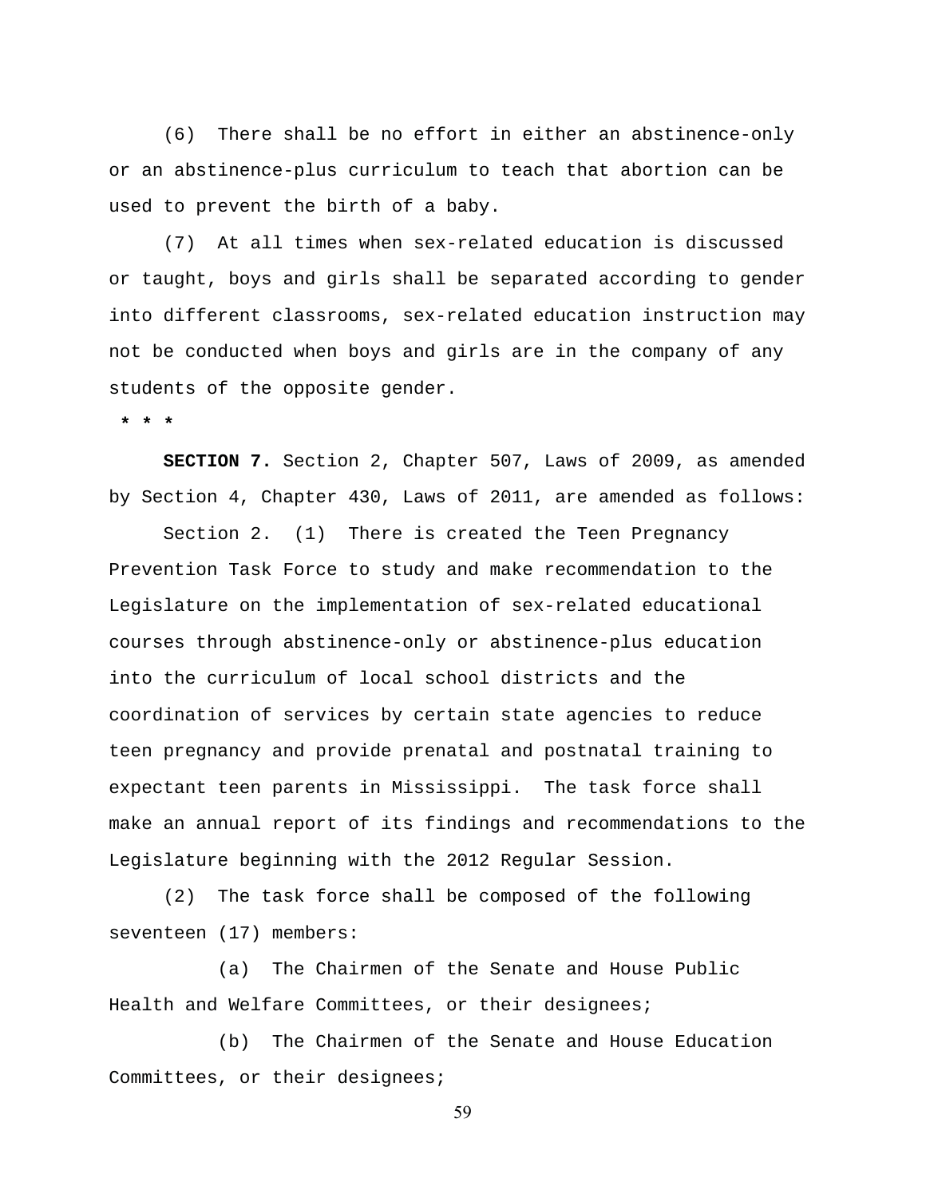(6) There shall be no effort in either an abstinence-only or an abstinence-plus curriculum to teach that abortion can be used to prevent the birth of a baby.

(7) At all times when sex-related education is discussed or taught, boys and girls shall be separated according to gender into different classrooms, sex-related education instruction may not be conducted when boys and girls are in the company of any students of the opposite gender.

**\* \* \***

**SECTION 7.** Section 2, Chapter 507, Laws of 2009, as amended by Section 4, Chapter 430, Laws of 2011, are amended as follows:

Section 2. (1) There is created the Teen Pregnancy Prevention Task Force to study and make recommendation to the Legislature on the implementation of sex-related educational courses through abstinence-only or abstinence-plus education into the curriculum of local school districts and the coordination of services by certain state agencies to reduce teen pregnancy and provide prenatal and postnatal training to expectant teen parents in Mississippi. The task force shall make an annual report of its findings and recommendations to the Legislature beginning with the 2012 Regular Session.

(2) The task force shall be composed of the following seventeen (17) members:

(a) The Chairmen of the Senate and House Public Health and Welfare Committees, or their designees;

(b) The Chairmen of the Senate and House Education Committees, or their designees;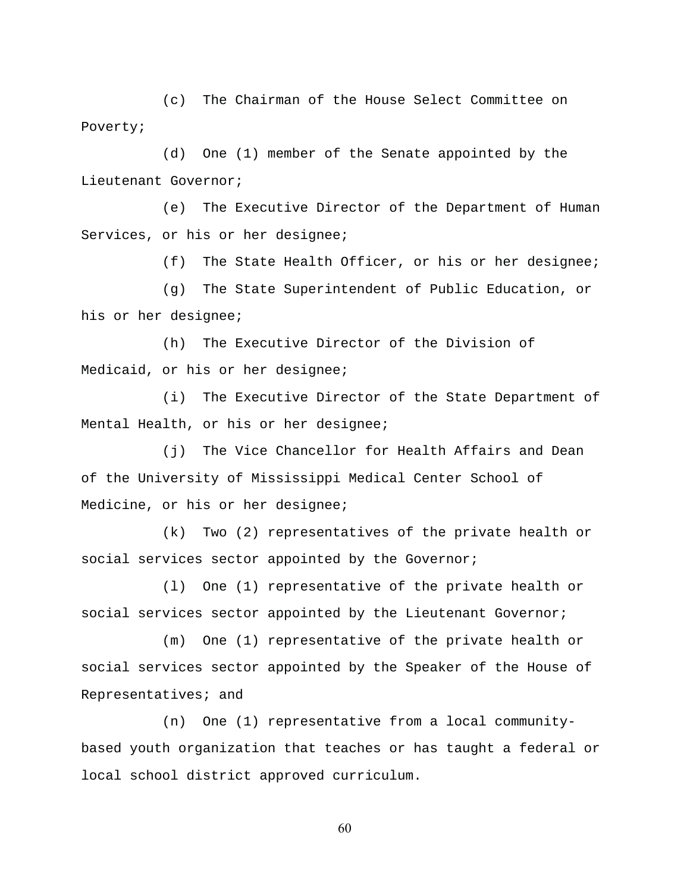(c) The Chairman of the House Select Committee on Poverty;

(d) One (1) member of the Senate appointed by the Lieutenant Governor;

(e) The Executive Director of the Department of Human Services, or his or her designee;

(f) The State Health Officer, or his or her designee;

(g) The State Superintendent of Public Education, or his or her designee;

(h) The Executive Director of the Division of Medicaid, or his or her designee;

(i) The Executive Director of the State Department of Mental Health, or his or her designee;

(j) The Vice Chancellor for Health Affairs and Dean of the University of Mississippi Medical Center School of Medicine, or his or her designee;

(k) Two (2) representatives of the private health or social services sector appointed by the Governor;

(l) One (1) representative of the private health or social services sector appointed by the Lieutenant Governor;

(m) One (1) representative of the private health or social services sector appointed by the Speaker of the House of Representatives; and

(n) One (1) representative from a local community-based youth organization that teaches or has taught a federal or local school district approved curriculum.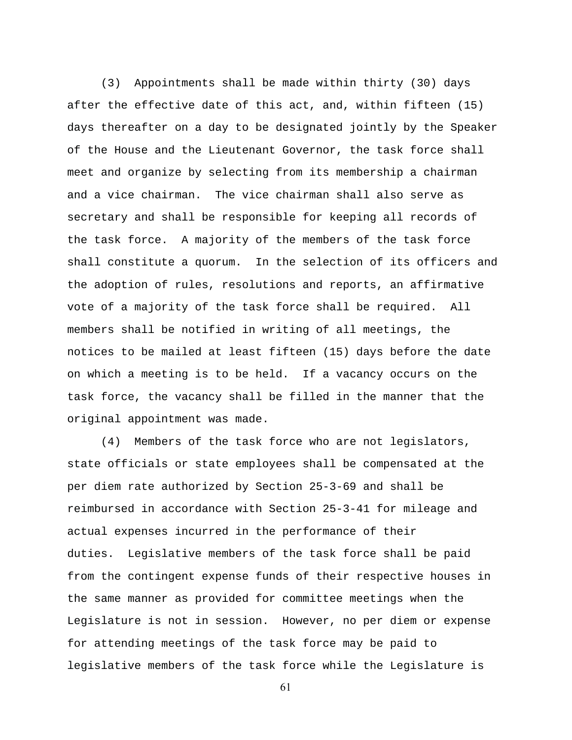(3) Appointments shall be made within thirty (30) days after the effective date of this act, and, within fifteen (15) days thereafter on a day to be designated jointly by the Speaker of the House and the Lieutenant Governor, the task force shall meet and organize by selecting from its membership a chairman and a vice chairman. The vice chairman shall also serve as secretary and shall be responsible for keeping all records of the task force. A majority of the members of the task force shall constitute a quorum. In the selection of its officers and the adoption of rules, resolutions and reports, an affirmative vote of a majority of the task force shall be required. All members shall be notified in writing of all meetings, the notices to be mailed at least fifteen (15) days before the date on which a meeting is to be held. If a vacancy occurs on the task force, the vacancy shall be filled in the manner that the original appointment was made.

(4) Members of the task force who are not legislators, state officials or state employees shall be compensated at the per diem rate authorized by Section 25-3-69 and shall be reimbursed in accordance with Section 25-3-41 for mileage and actual expenses incurred in the performance of their duties. Legislative members of the task force shall be paid from the contingent expense funds of their respective houses in the same manner as provided for committee meetings when the Legislature is not in session. However, no per diem or expense for attending meetings of the task force may be paid to legislative members of the task force while the Legislature is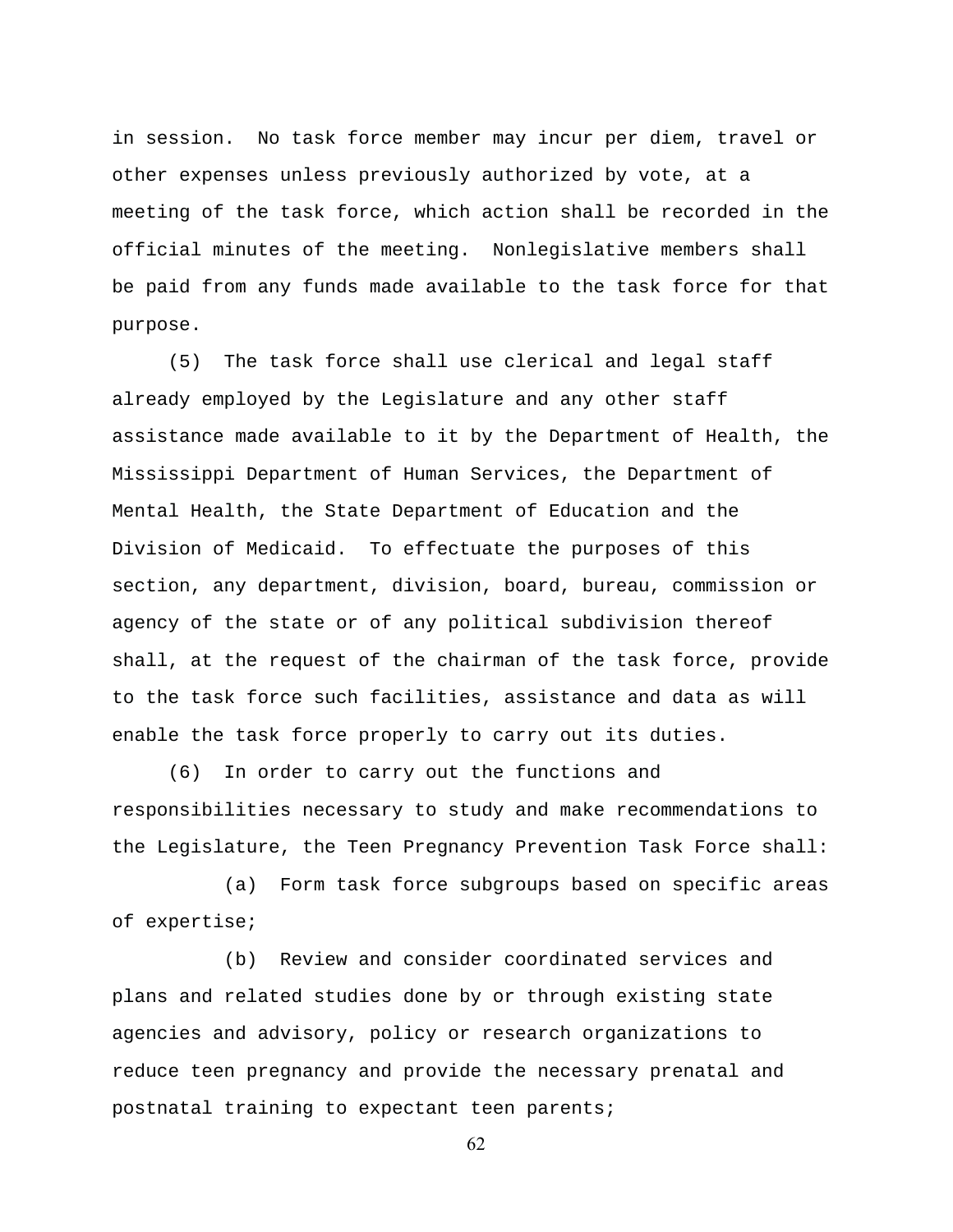in session. No task force member may incur per diem, travel or other expenses unless previously authorized by vote, at a meeting of the task force, which action shall be recorded in the official minutes of the meeting. Nonlegislative members shall be paid from any funds made available to the task force for that purpose.

(5) The task force shall use clerical and legal staff already employed by the Legislature and any other staff assistance made available to it by the Department of Health, the Mississippi Department of Human Services, the Department of Mental Health, the State Department of Education and the Division of Medicaid. To effectuate the purposes of this section, any department, division, board, bureau, commission or agency of the state or of any political subdivision thereof shall, at the request of the chairman of the task force, provide to the task force such facilities, assistance and data as will enable the task force properly to carry out its duties.

(6) In order to carry out the functions and responsibilities necessary to study and make recommendations to the Legislature, the Teen Pregnancy Prevention Task Force shall:

(a) Form task force subgroups based on specific areas of expertise;

(b) Review and consider coordinated services and plans and related studies done by or through existing state agencies and advisory, policy or research organizations to reduce teen pregnancy and provide the necessary prenatal and postnatal training to expectant teen parents;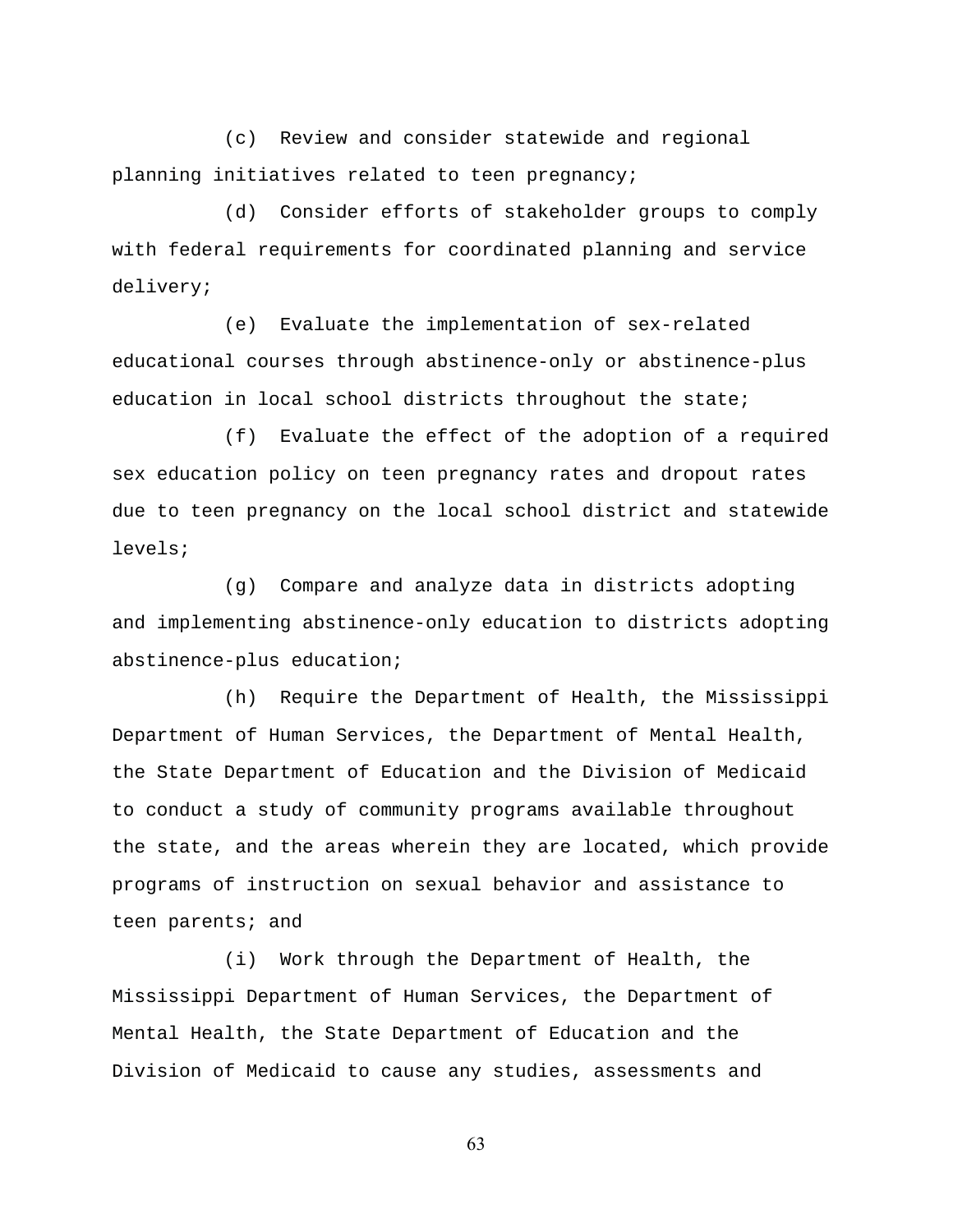(c) Review and consider statewide and regional planning initiatives related to teen pregnancy;

(d) Consider efforts of stakeholder groups to comply with federal requirements for coordinated planning and service delivery;

(e) Evaluate the implementation of sex-related educational courses through abstinence-only or abstinence-plus education in local school districts throughout the state;

(f) Evaluate the effect of the adoption of a required sex education policy on teen pregnancy rates and dropout rates due to teen pregnancy on the local school district and statewide levels;

(g) Compare and analyze data in districts adopting and implementing abstinence-only education to districts adopting abstinence-plus education;

(h) Require the Department of Health, the Mississippi Department of Human Services, the Department of Mental Health, the State Department of Education and the Division of Medicaid to conduct a study of community programs available throughout the state, and the areas wherein they are located, which provide programs of instruction on sexual behavior and assistance to teen parents; and

(i) Work through the Department of Health, the Mississippi Department of Human Services, the Department of Mental Health, the State Department of Education and the Division of Medicaid to cause any studies, assessments and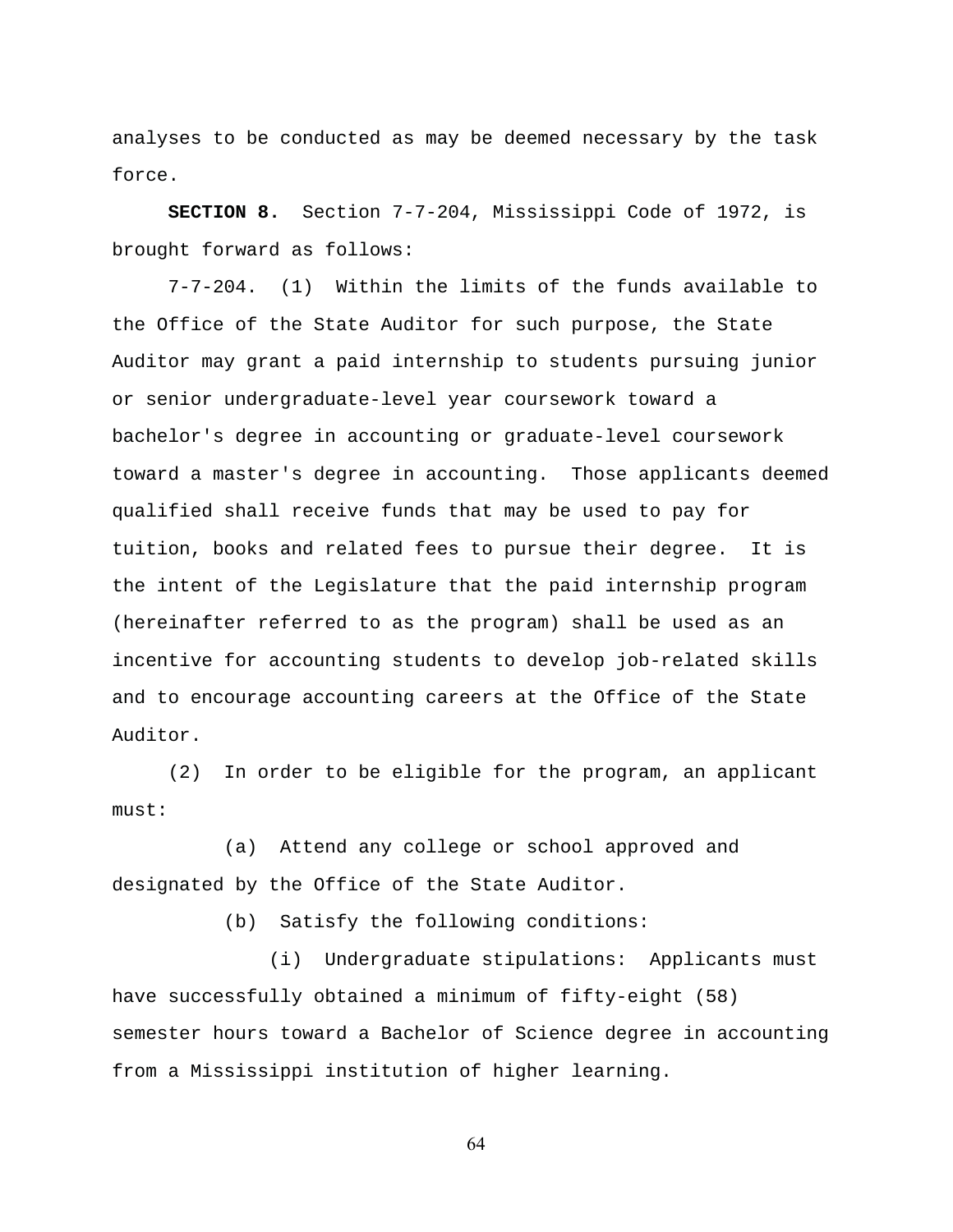analyses to be conducted as may be deemed necessary by the task force.

**SECTION 8.** Section 7-7-204, Mississippi Code of 1972, is brought forward as follows:

7-7-204. (1) Within the limits of the funds available to the Office of the State Auditor for such purpose, the State Auditor may grant a paid internship to students pursuing junior or senior undergraduate-level year coursework toward a bachelor's degree in accounting or graduate-level coursework toward a master's degree in accounting. Those applicants deemed qualified shall receive funds that may be used to pay for tuition, books and related fees to pursue their degree. It is the intent of the Legislature that the paid internship program (hereinafter referred to as the program) shall be used as an incentive for accounting students to develop job-related skills and to encourage accounting careers at the Office of the State Auditor.

(2) In order to be eligible for the program, an applicant must:

(a) Attend any college or school approved and designated by the Office of the State Auditor.

(b) Satisfy the following conditions:

(i) Undergraduate stipulations: Applicants must have successfully obtained a minimum of fifty-eight (58) semester hours toward a Bachelor of Science degree in accounting from a Mississippi institution of higher learning.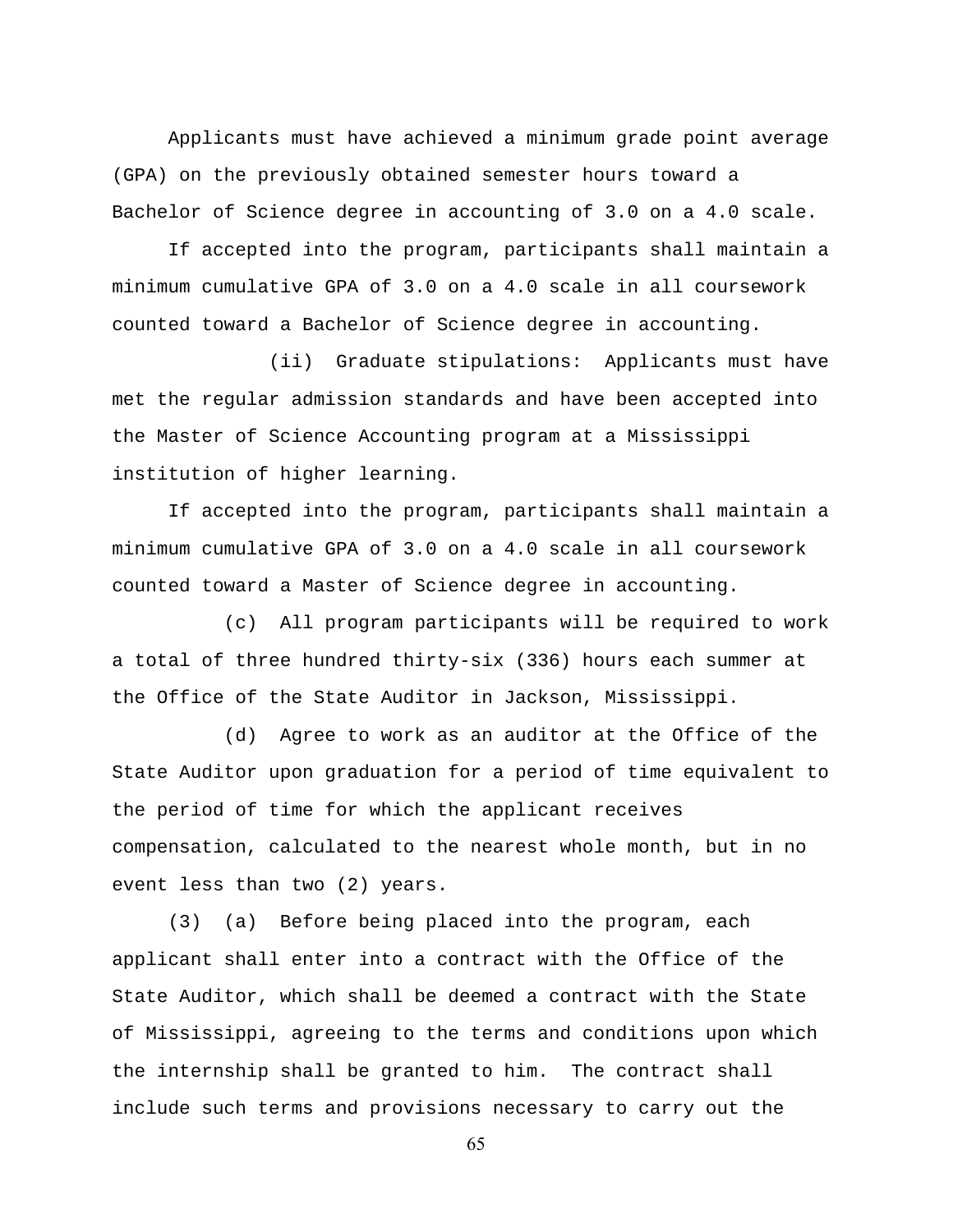Applicants must have achieved a minimum grade point average (GPA) on the previously obtained semester hours toward a Bachelor of Science degree in accounting of 3.0 on a 4.0 scale.

If accepted into the program, participants shall maintain a minimum cumulative GPA of 3.0 on a 4.0 scale in all coursework counted toward a Bachelor of Science degree in accounting.

(ii) Graduate stipulations: Applicants must have met the regular admission standards and have been accepted into the Master of Science Accounting program at a Mississippi institution of higher learning.

If accepted into the program, participants shall maintain a minimum cumulative GPA of 3.0 on a 4.0 scale in all coursework counted toward a Master of Science degree in accounting.

(c) All program participants will be required to work a total of three hundred thirty-six (336) hours each summer at the Office of the State Auditor in Jackson, Mississippi.

(d) Agree to work as an auditor at the Office of the State Auditor upon graduation for a period of time equivalent to the period of time for which the applicant receives compensation, calculated to the nearest whole month, but in no event less than two (2) years.

(3) (a) Before being placed into the program, each applicant shall enter into a contract with the Office of the State Auditor, which shall be deemed a contract with the State of Mississippi, agreeing to the terms and conditions upon which the internship shall be granted to him. The contract shall include such terms and provisions necessary to carry out the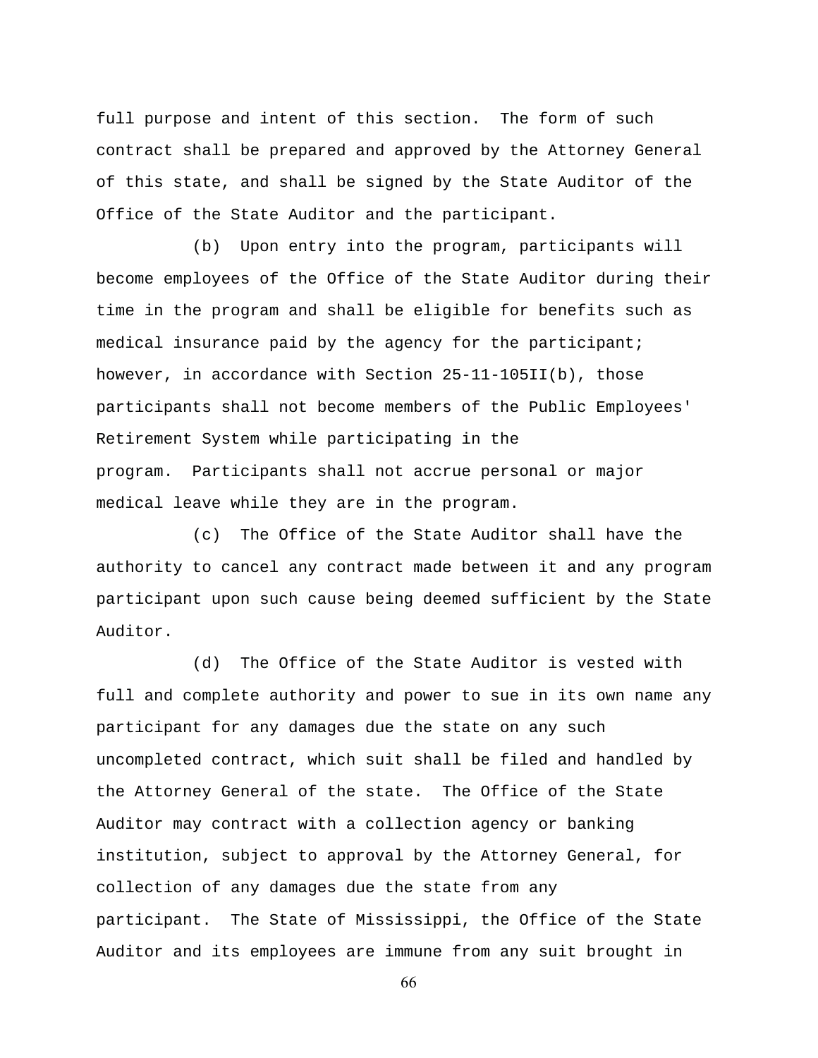full purpose and intent of this section. The form of such contract shall be prepared and approved by the Attorney General of this state, and shall be signed by the State Auditor of the Office of the State Auditor and the participant.

(b) Upon entry into the program, participants will become employees of the Office of the State Auditor during their time in the program and shall be eligible for benefits such as medical insurance paid by the agency for the participant; however, in accordance with Section 25-11-105II(b), those participants shall not become members of the Public Employees' Retirement System while participating in the program. Participants shall not accrue personal or major medical leave while they are in the program.

(c) The Office of the State Auditor shall have the authority to cancel any contract made between it and any program participant upon such cause being deemed sufficient by the State Auditor.

(d) The Office of the State Auditor is vested with full and complete authority and power to sue in its own name any participant for any damages due the state on any such uncompleted contract, which suit shall be filed and handled by the Attorney General of the state. The Office of the State Auditor may contract with a collection agency or banking institution, subject to approval by the Attorney General, for collection of any damages due the state from any participant. The State of Mississippi, the Office of the State Auditor and its employees are immune from any suit brought in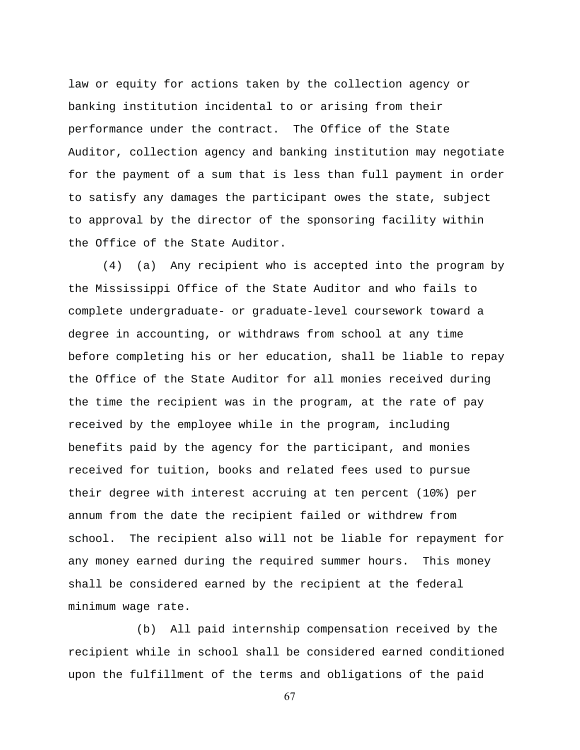law or equity for actions taken by the collection agency or banking institution incidental to or arising from their performance under the contract. The Office of the State Auditor, collection agency and banking institution may negotiate for the payment of a sum that is less than full payment in order to satisfy any damages the participant owes the state, subject to approval by the director of the sponsoring facility within the Office of the State Auditor.

(4) (a) Any recipient who is accepted into the program by the Mississippi Office of the State Auditor and who fails to complete undergraduate- or graduate-level coursework toward a degree in accounting, or withdraws from school at any time before completing his or her education, shall be liable to repay the Office of the State Auditor for all monies received during the time the recipient was in the program, at the rate of pay received by the employee while in the program, including benefits paid by the agency for the participant, and monies received for tuition, books and related fees used to pursue their degree with interest accruing at ten percent (10%) per annum from the date the recipient failed or withdrew from school. The recipient also will not be liable for repayment for any money earned during the required summer hours. This money shall be considered earned by the recipient at the federal minimum wage rate.

(b) All paid internship compensation received by the recipient while in school shall be considered earned conditioned upon the fulfillment of the terms and obligations of the paid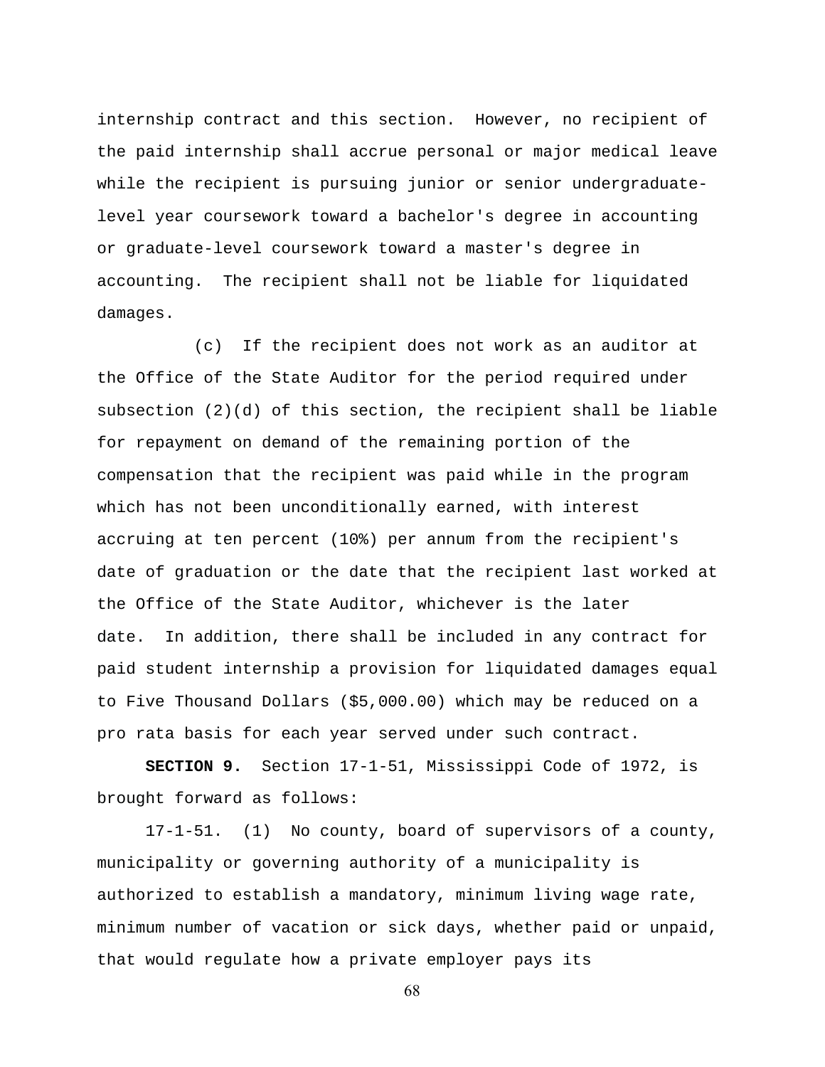internship contract and this section. However, no recipient of the paid internship shall accrue personal or major medical leave while the recipient is pursuing junior or senior undergraduate-level year coursework toward a bachelor's degree in accounting or graduate-level coursework toward a master's degree in accounting. The recipient shall not be liable for liquidated damages.

(c) If the recipient does not work as an auditor at the Office of the State Auditor for the period required under subsection (2)(d) of this section, the recipient shall be liable for repayment on demand of the remaining portion of the compensation that the recipient was paid while in the program which has not been unconditionally earned, with interest accruing at ten percent (10%) per annum from the recipient's date of graduation or the date that the recipient last worked at the Office of the State Auditor, whichever is the later date. In addition, there shall be included in any contract for paid student internship a provision for liquidated damages equal to Five Thousand Dollars ($5,000.00) which may be reduced on a pro rata basis for each year served under such contract.

**SECTION 9.** Section 17-1-51, Mississippi Code of 1972, is brought forward as follows:

17-1-51. (1) No county, board of supervisors of a county, municipality or governing authority of a municipality is authorized to establish a mandatory, minimum living wage rate, minimum number of vacation or sick days, whether paid or unpaid, that would regulate how a private employer pays its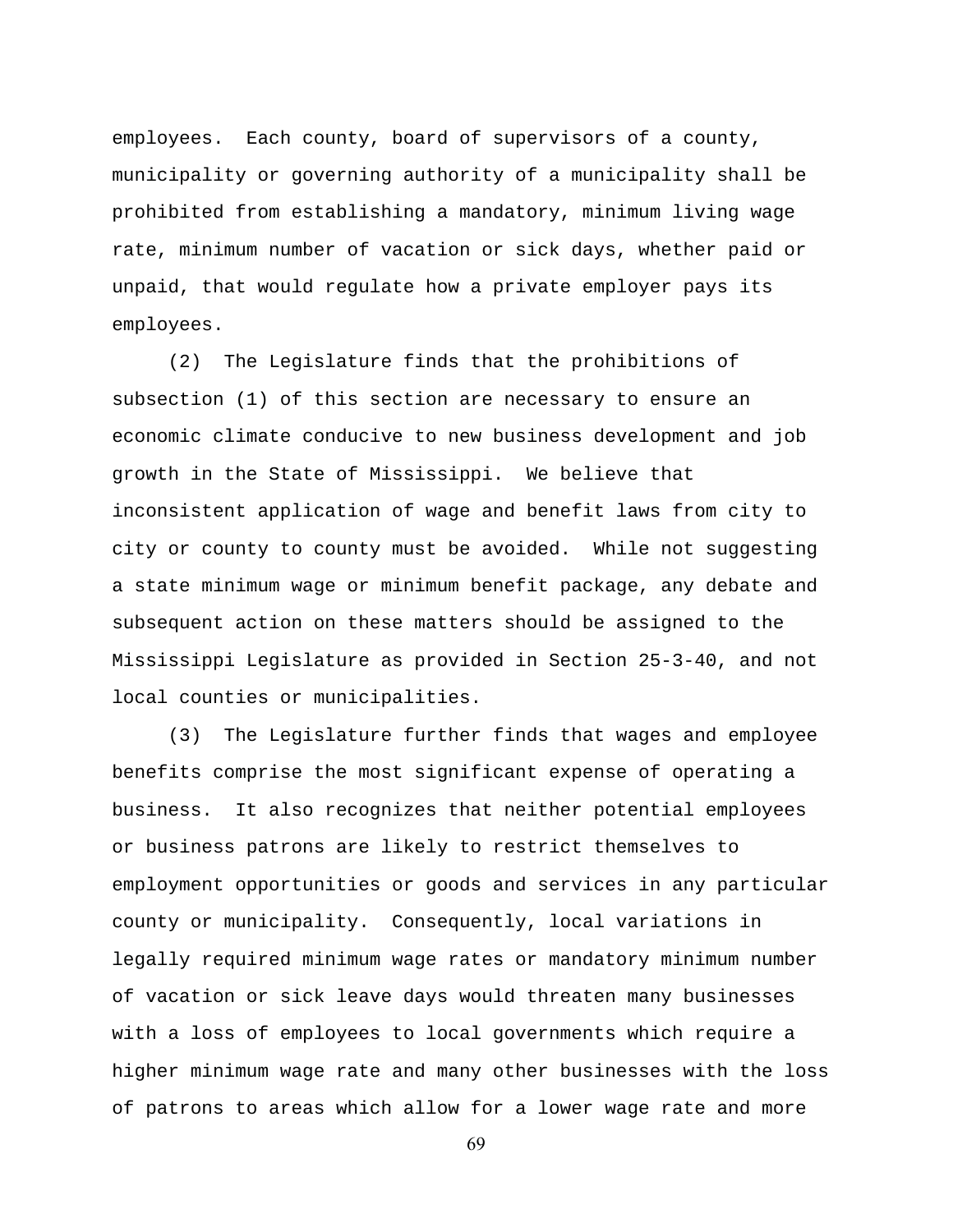employees. Each county, board of supervisors of a county, municipality or governing authority of a municipality shall be prohibited from establishing a mandatory, minimum living wage rate, minimum number of vacation or sick days, whether paid or unpaid, that would regulate how a private employer pays its employees.

(2) The Legislature finds that the prohibitions of subsection (1) of this section are necessary to ensure an economic climate conducive to new business development and job growth in the State of Mississippi. We believe that inconsistent application of wage and benefit laws from city to city or county to county must be avoided. While not suggesting a state minimum wage or minimum benefit package, any debate and subsequent action on these matters should be assigned to the Mississippi Legislature as provided in Section 25-3-40, and not local counties or municipalities.

(3) The Legislature further finds that wages and employee benefits comprise the most significant expense of operating a business. It also recognizes that neither potential employees or business patrons are likely to restrict themselves to employment opportunities or goods and services in any particular county or municipality. Consequently, local variations in legally required minimum wage rates or mandatory minimum number of vacation or sick leave days would threaten many businesses with a loss of employees to local governments which require a higher minimum wage rate and many other businesses with the loss of patrons to areas which allow for a lower wage rate and more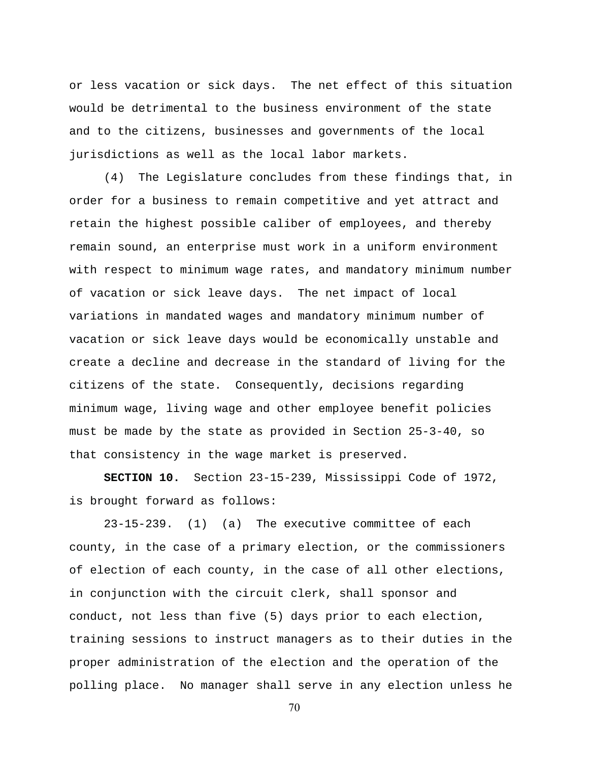or less vacation or sick days. The net effect of this situation would be detrimental to the business environment of the state and to the citizens, businesses and governments of the local jurisdictions as well as the local labor markets.

(4) The Legislature concludes from these findings that, in order for a business to remain competitive and yet attract and retain the highest possible caliber of employees, and thereby remain sound, an enterprise must work in a uniform environment with respect to minimum wage rates, and mandatory minimum number of vacation or sick leave days. The net impact of local variations in mandated wages and mandatory minimum number of vacation or sick leave days would be economically unstable and create a decline and decrease in the standard of living for the citizens of the state. Consequently, decisions regarding minimum wage, living wage and other employee benefit policies must be made by the state as provided in Section 25-3-40, so that consistency in the wage market is preserved.

**SECTION 10.** Section 23-15-239, Mississippi Code of 1972, is brought forward as follows:

23-15-239. (1) (a) The executive committee of each county, in the case of a primary election, or the commissioners of election of each county, in the case of all other elections, in conjunction with the circuit clerk, shall sponsor and conduct, not less than five (5) days prior to each election, training sessions to instruct managers as to their duties in the proper administration of the election and the operation of the polling place. No manager shall serve in any election unless he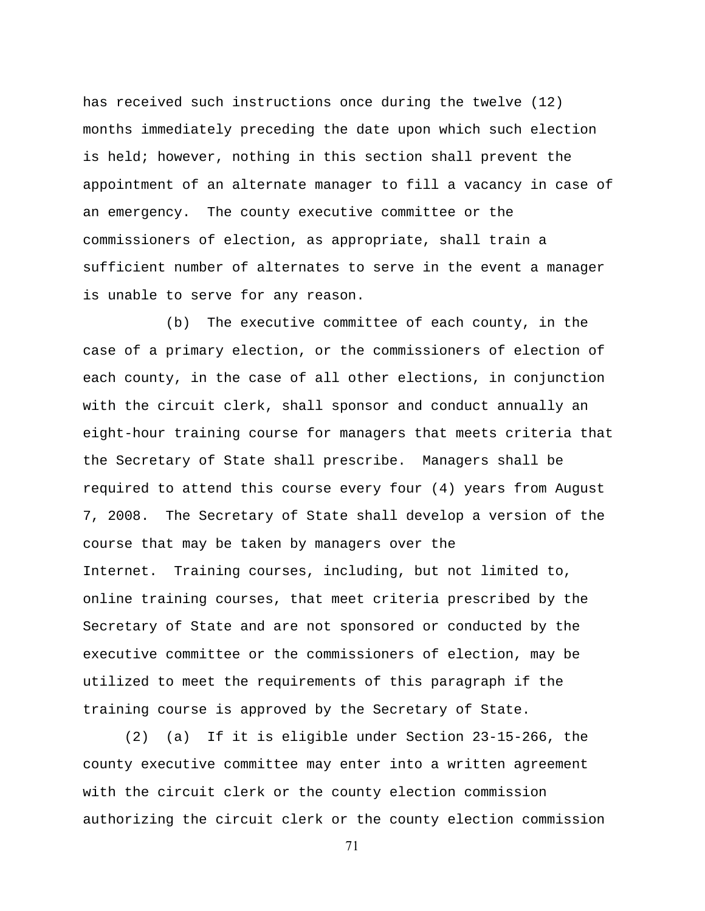has received such instructions once during the twelve (12) months immediately preceding the date upon which such election is held; however, nothing in this section shall prevent the appointment of an alternate manager to fill a vacancy in case of an emergency. The county executive committee or the commissioners of election, as appropriate, shall train a sufficient number of alternates to serve in the event a manager is unable to serve for any reason.

(b) The executive committee of each county, in the case of a primary election, or the commissioners of election of each county, in the case of all other elections, in conjunction with the circuit clerk, shall sponsor and conduct annually an eight-hour training course for managers that meets criteria that the Secretary of State shall prescribe. Managers shall be required to attend this course every four (4) years from August 7, 2008. The Secretary of State shall develop a version of the course that may be taken by managers over the Internet. Training courses, including, but not limited to, online training courses, that meet criteria prescribed by the Secretary of State and are not sponsored or conducted by the executive committee or the commissioners of election, may be utilized to meet the requirements of this paragraph if the training course is approved by the Secretary of State.

(2) (a) If it is eligible under Section 23-15-266, the county executive committee may enter into a written agreement with the circuit clerk or the county election commission authorizing the circuit clerk or the county election commission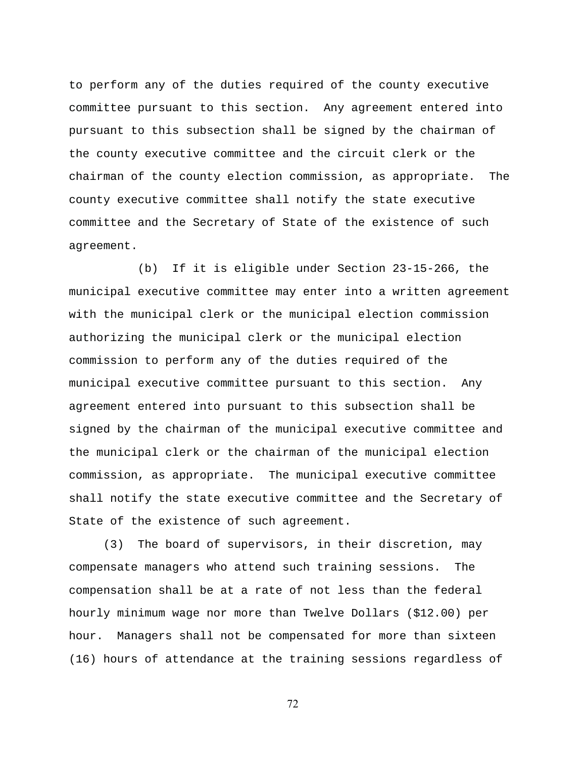to perform any of the duties required of the county executive committee pursuant to this section. Any agreement entered into pursuant to this subsection shall be signed by the chairman of the county executive committee and the circuit clerk or the chairman of the county election commission, as appropriate. The county executive committee shall notify the state executive committee and the Secretary of State of the existence of such agreement.

(b) If it is eligible under Section 23-15-266, the municipal executive committee may enter into a written agreement with the municipal clerk or the municipal election commission authorizing the municipal clerk or the municipal election commission to perform any of the duties required of the municipal executive committee pursuant to this section. Any agreement entered into pursuant to this subsection shall be signed by the chairman of the municipal executive committee and the municipal clerk or the chairman of the municipal election commission, as appropriate. The municipal executive committee shall notify the state executive committee and the Secretary of State of the existence of such agreement.

(3) The board of supervisors, in their discretion, may compensate managers who attend such training sessions. The compensation shall be at a rate of not less than the federal hourly minimum wage nor more than Twelve Dollars ($12.00) per hour. Managers shall not be compensated for more than sixteen (16) hours of attendance at the training sessions regardless of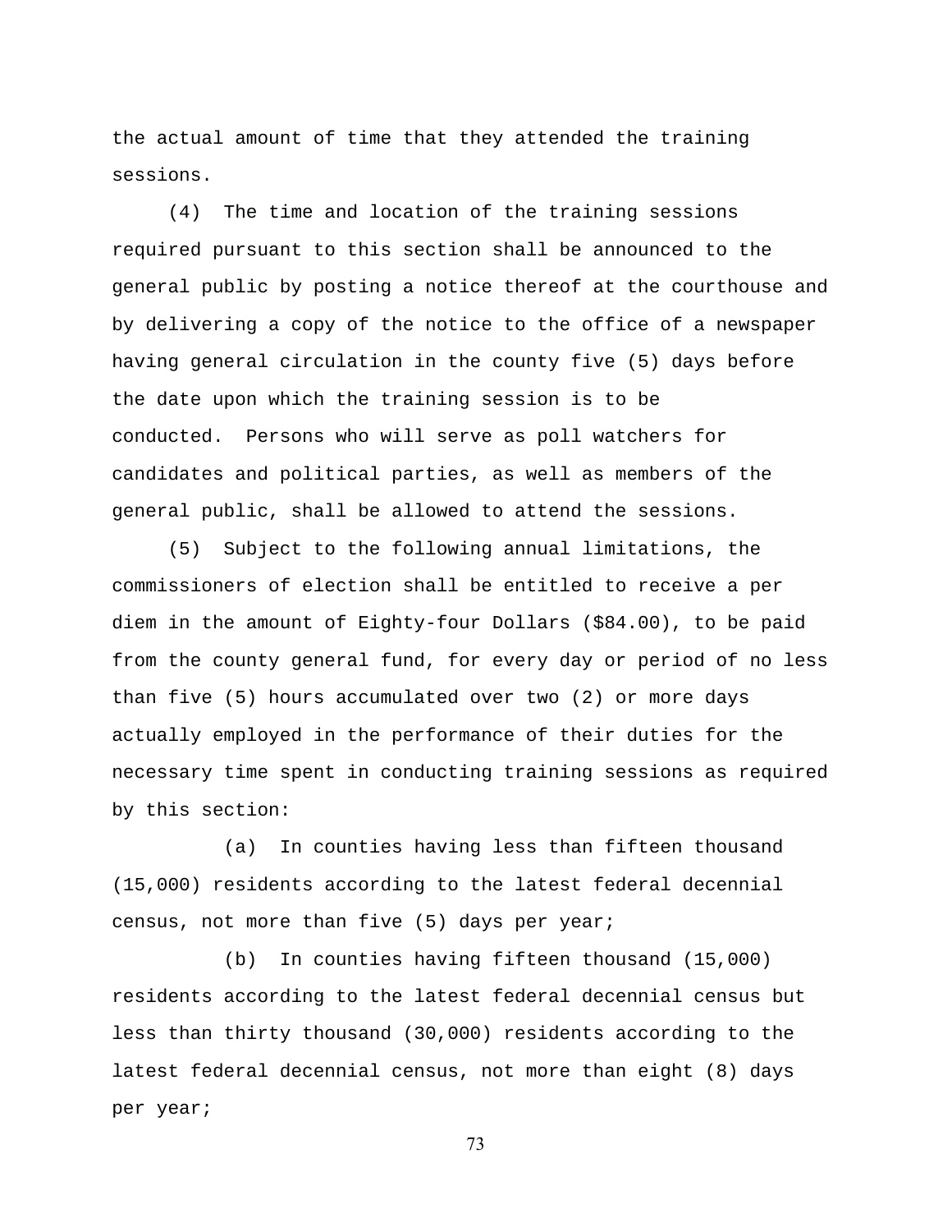the actual amount of time that they attended the training sessions.

(4) The time and location of the training sessions required pursuant to this section shall be announced to the general public by posting a notice thereof at the courthouse and by delivering a copy of the notice to the office of a newspaper having general circulation in the county five (5) days before the date upon which the training session is to be conducted. Persons who will serve as poll watchers for candidates and political parties, as well as members of the general public, shall be allowed to attend the sessions.

(5) Subject to the following annual limitations, the commissioners of election shall be entitled to receive a per diem in the amount of Eighty-four Dollars ($84.00), to be paid from the county general fund, for every day or period of no less than five (5) hours accumulated over two (2) or more days actually employed in the performance of their duties for the necessary time spent in conducting training sessions as required by this section:

(a) In counties having less than fifteen thousand (15,000) residents according to the latest federal decennial census, not more than five (5) days per year;

(b) In counties having fifteen thousand (15,000) residents according to the latest federal decennial census but less than thirty thousand (30,000) residents according to the latest federal decennial census, not more than eight (8) days per year;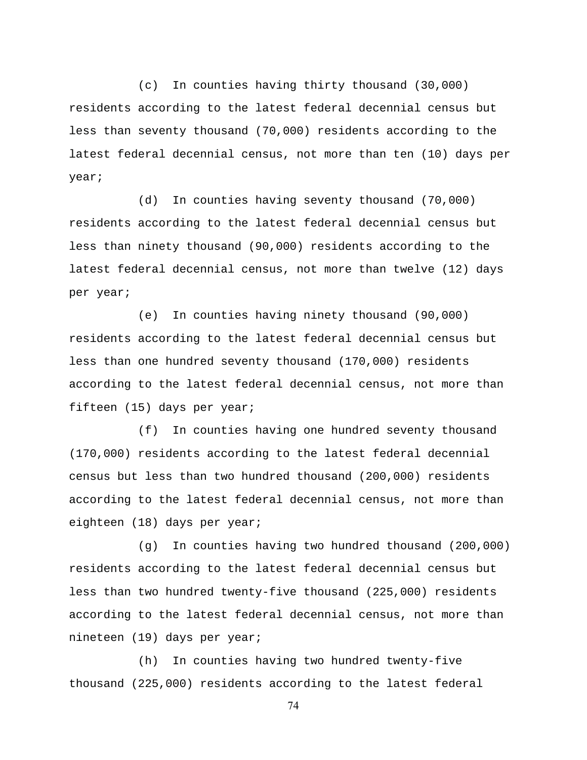(c) In counties having thirty thousand (30,000) residents according to the latest federal decennial census but less than seventy thousand (70,000) residents according to the latest federal decennial census, not more than ten (10) days per year;

(d) In counties having seventy thousand (70,000) residents according to the latest federal decennial census but less than ninety thousand (90,000) residents according to the latest federal decennial census, not more than twelve (12) days per year;

(e) In counties having ninety thousand (90,000) residents according to the latest federal decennial census but less than one hundred seventy thousand (170,000) residents according to the latest federal decennial census, not more than fifteen (15) days per year;

(f) In counties having one hundred seventy thousand (170,000) residents according to the latest federal decennial census but less than two hundred thousand (200,000) residents according to the latest federal decennial census, not more than eighteen (18) days per year;

(g) In counties having two hundred thousand (200,000) residents according to the latest federal decennial census but less than two hundred twenty-five thousand (225,000) residents according to the latest federal decennial census, not more than nineteen (19) days per year;

(h) In counties having two hundred twenty-five thousand (225,000) residents according to the latest federal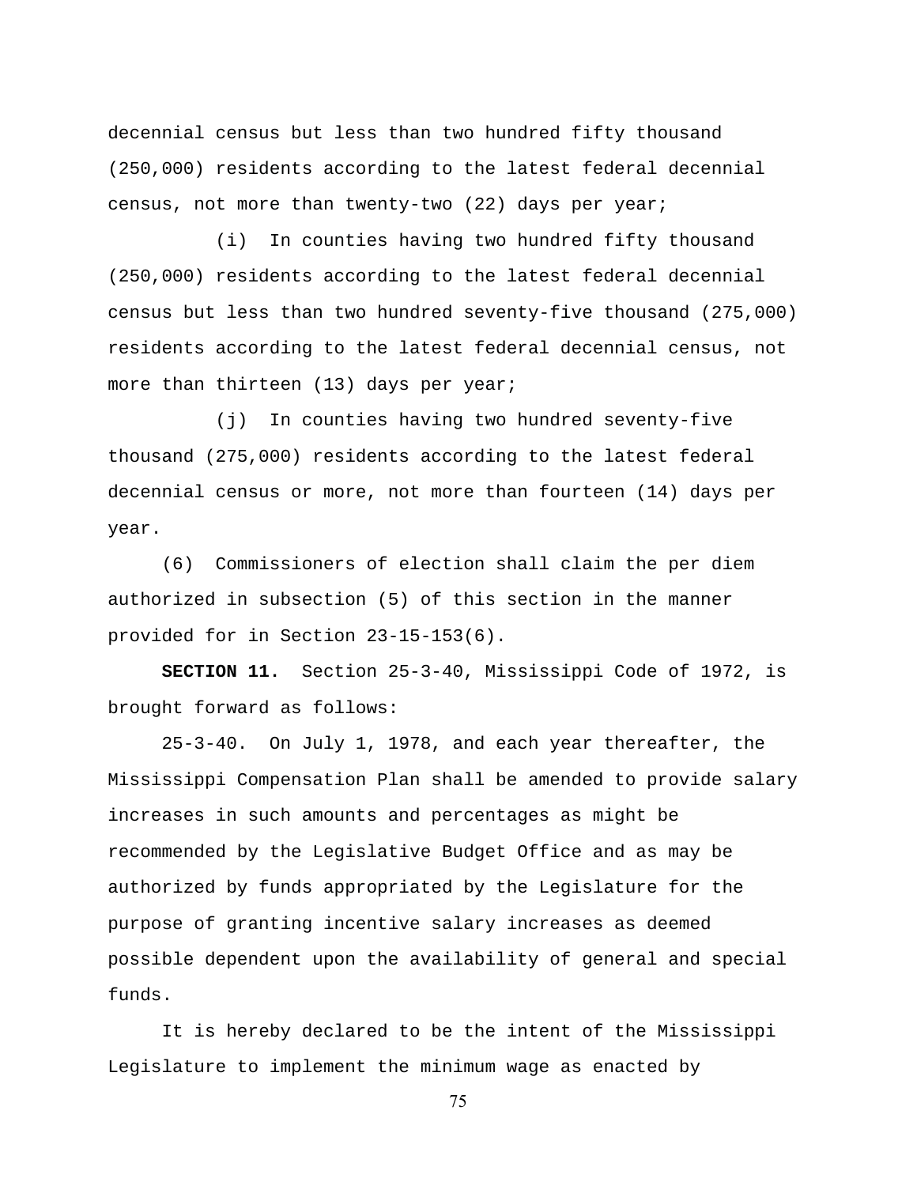decennial census but less than two hundred fifty thousand (250,000) residents according to the latest federal decennial census, not more than twenty-two (22) days per year;

(i) In counties having two hundred fifty thousand (250,000) residents according to the latest federal decennial census but less than two hundred seventy-five thousand (275,000) residents according to the latest federal decennial census, not more than thirteen (13) days per year;

(j) In counties having two hundred seventy-five thousand (275,000) residents according to the latest federal decennial census or more, not more than fourteen (14) days per year.

(6) Commissioners of election shall claim the per diem authorized in subsection (5) of this section in the manner provided for in Section 23-15-153(6).

**SECTION 11.** Section 25-3-40, Mississippi Code of 1972, is brought forward as follows:

25-3-40. On July 1, 1978, and each year thereafter, the Mississippi Compensation Plan shall be amended to provide salary increases in such amounts and percentages as might be recommended by the Legislative Budget Office and as may be authorized by funds appropriated by the Legislature for the purpose of granting incentive salary increases as deemed possible dependent upon the availability of general and special funds.

It is hereby declared to be the intent of the Mississippi Legislature to implement the minimum wage as enacted by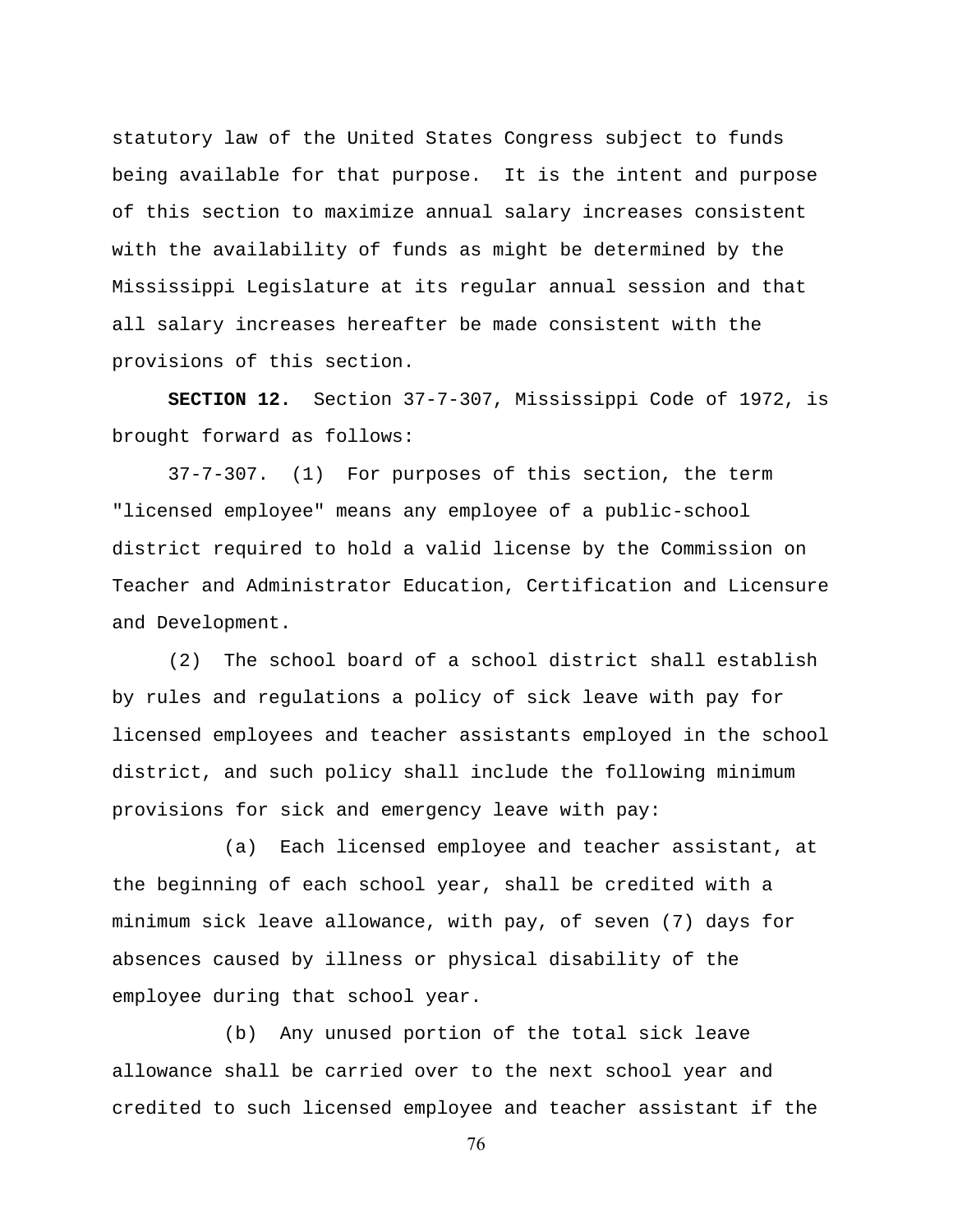statutory law of the United States Congress subject to funds being available for that purpose. It is the intent and purpose of this section to maximize annual salary increases consistent with the availability of funds as might be determined by the Mississippi Legislature at its regular annual session and that all salary increases hereafter be made consistent with the provisions of this section.

**SECTION 12.** Section 37-7-307, Mississippi Code of 1972, is brought forward as follows:

37-7-307. (1) For purposes of this section, the term "licensed employee" means any employee of a public-school district required to hold a valid license by the Commission on Teacher and Administrator Education, Certification and Licensure and Development.

(2) The school board of a school district shall establish by rules and regulations a policy of sick leave with pay for licensed employees and teacher assistants employed in the school district, and such policy shall include the following minimum provisions for sick and emergency leave with pay:

(a) Each licensed employee and teacher assistant, at the beginning of each school year, shall be credited with a minimum sick leave allowance, with pay, of seven (7) days for absences caused by illness or physical disability of the employee during that school year.

(b) Any unused portion of the total sick leave allowance shall be carried over to the next school year and credited to such licensed employee and teacher assistant if the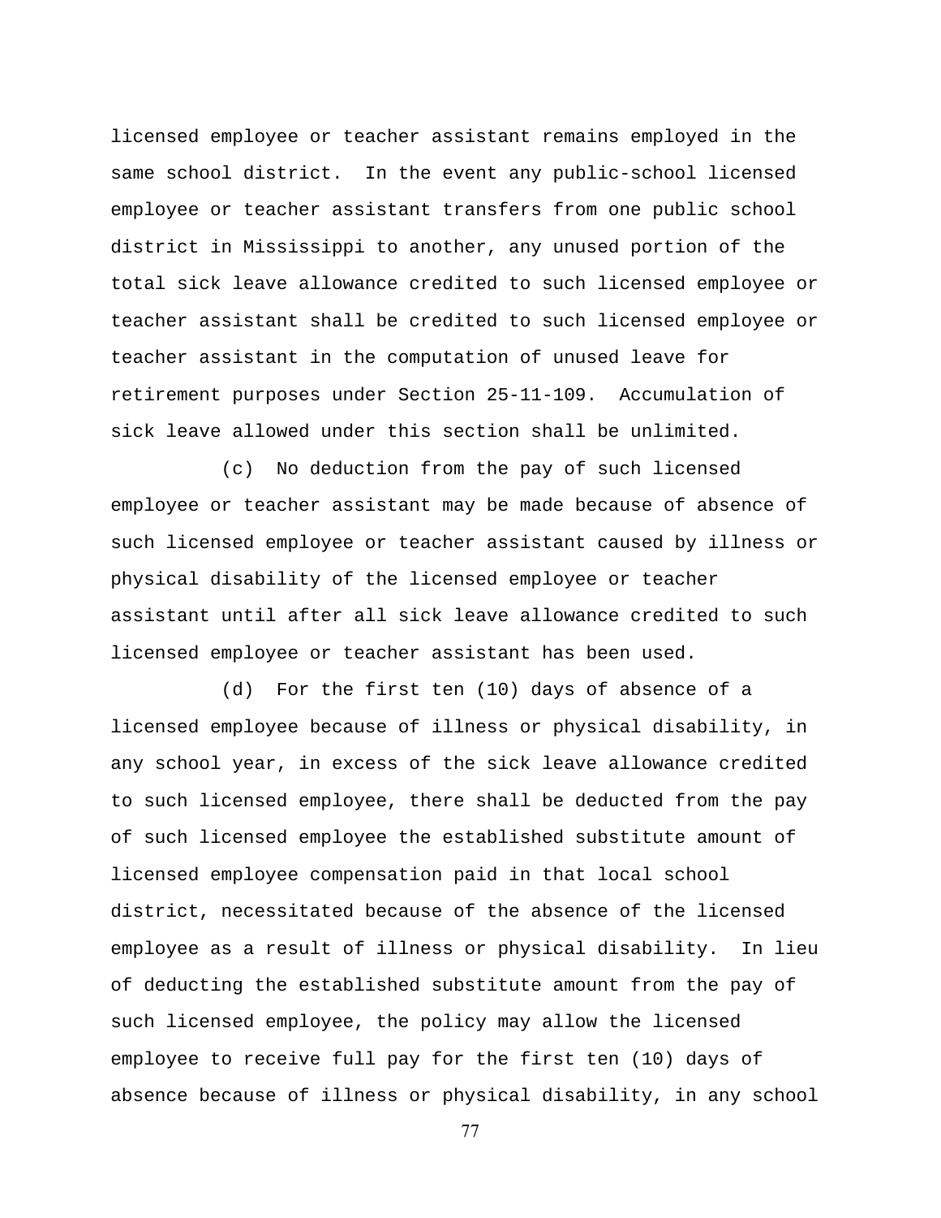licensed employee or teacher assistant remains employed in the same school district. In the event any public-school licensed employee or teacher assistant transfers from one public school district in Mississippi to another, any unused portion of the total sick leave allowance credited to such licensed employee or teacher assistant shall be credited to such licensed employee or teacher assistant in the computation of unused leave for retirement purposes under Section 25-11-109. Accumulation of sick leave allowed under this section shall be unlimited.

(c) No deduction from the pay of such licensed employee or teacher assistant may be made because of absence of such licensed employee or teacher assistant caused by illness or physical disability of the licensed employee or teacher assistant until after all sick leave allowance credited to such licensed employee or teacher assistant has been used.

(d) For the first ten (10) days of absence of a licensed employee because of illness or physical disability, in any school year, in excess of the sick leave allowance credited to such licensed employee, there shall be deducted from the pay of such licensed employee the established substitute amount of licensed employee compensation paid in that local school district, necessitated because of the absence of the licensed employee as a result of illness or physical disability. In lieu of deducting the established substitute amount from the pay of such licensed employee, the policy may allow the licensed employee to receive full pay for the first ten (10) days of absence because of illness or physical disability, in any school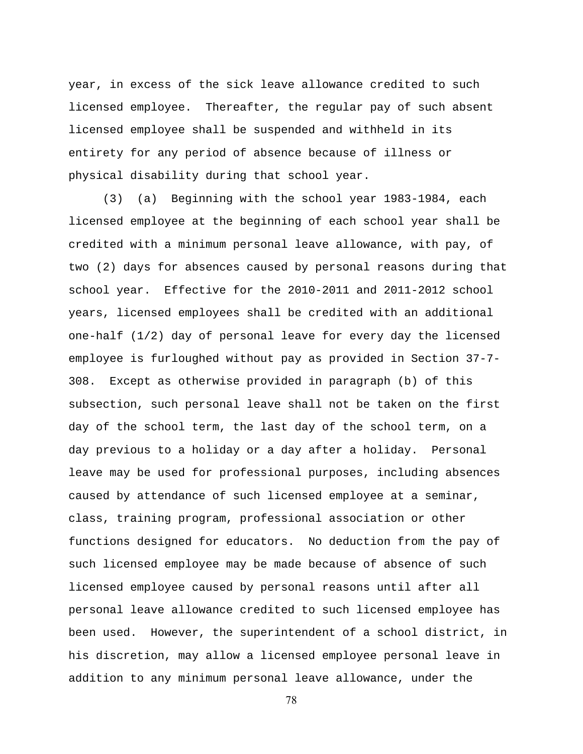year, in excess of the sick leave allowance credited to such licensed employee. Thereafter, the regular pay of such absent licensed employee shall be suspended and withheld in its entirety for any period of absence because of illness or physical disability during that school year.

(3) (a) Beginning with the school year 1983-1984, each licensed employee at the beginning of each school year shall be credited with a minimum personal leave allowance, with pay, of two (2) days for absences caused by personal reasons during that school year. Effective for the 2010-2011 and 2011-2012 school years, licensed employees shall be credited with an additional one-half (1/2) day of personal leave for every day the licensed employee is furloughed without pay as provided in Section 37-7-308. Except as otherwise provided in paragraph (b) of this subsection, such personal leave shall not be taken on the first day of the school term, the last day of the school term, on a day previous to a holiday or a day after a holiday. Personal leave may be used for professional purposes, including absences caused by attendance of such licensed employee at a seminar, class, training program, professional association or other functions designed for educators. No deduction from the pay of such licensed employee may be made because of absence of such licensed employee caused by personal reasons until after all personal leave allowance credited to such licensed employee has been used. However, the superintendent of a school district, in his discretion, may allow a licensed employee personal leave in addition to any minimum personal leave allowance, under the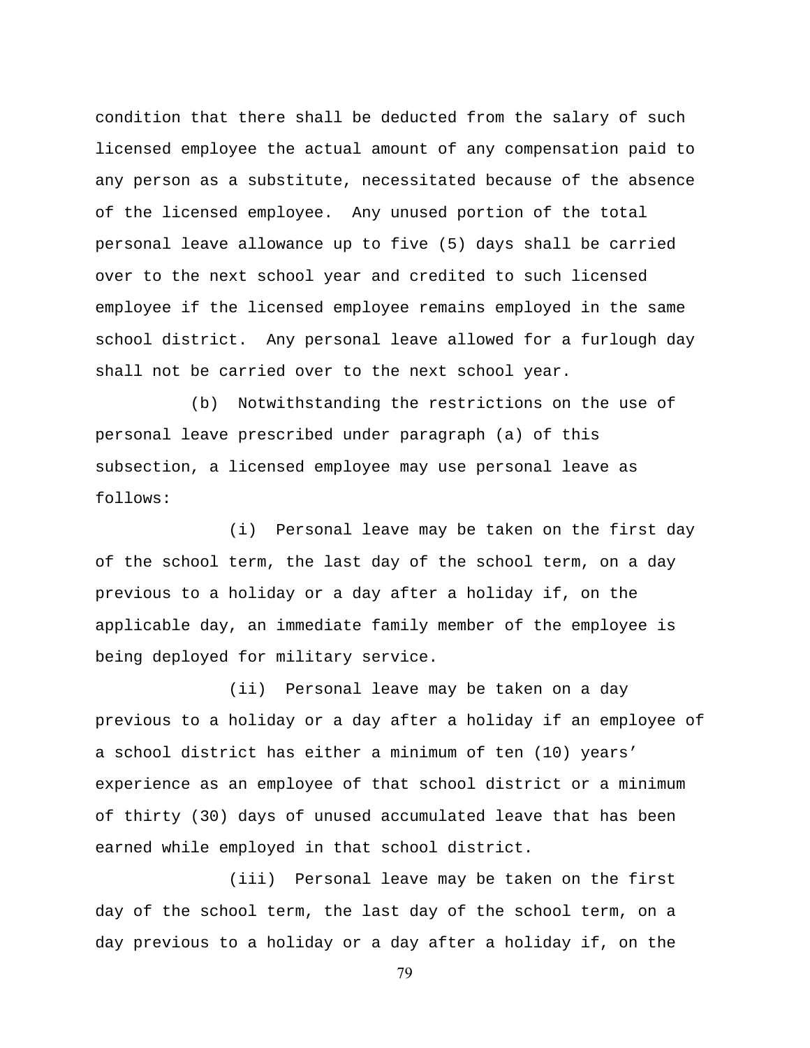condition that there shall be deducted from the salary of such licensed employee the actual amount of any compensation paid to any person as a substitute, necessitated because of the absence of the licensed employee. Any unused portion of the total personal leave allowance up to five (5) days shall be carried over to the next school year and credited to such licensed employee if the licensed employee remains employed in the same school district. Any personal leave allowed for a furlough day shall not be carried over to the next school year.

(b) Notwithstanding the restrictions on the use of personal leave prescribed under paragraph (a) of this subsection, a licensed employee may use personal leave as follows:

(i) Personal leave may be taken on the first day of the school term, the last day of the school term, on a day previous to a holiday or a day after a holiday if, on the applicable day, an immediate family member of the employee is being deployed for military service.

(ii) Personal leave may be taken on a day previous to a holiday or a day after a holiday if an employee of a school district has either a minimum of ten (10) years' experience as an employee of that school district or a minimum of thirty (30) days of unused accumulated leave that has been earned while employed in that school district.

(iii) Personal leave may be taken on the first day of the school term, the last day of the school term, on a day previous to a holiday or a day after a holiday if, on the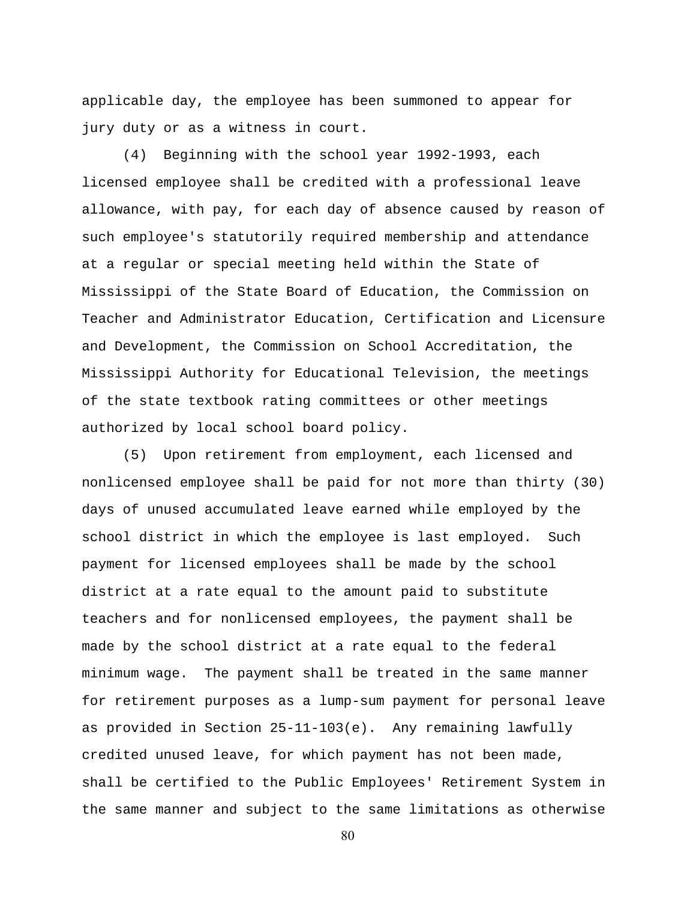applicable day, the employee has been summoned to appear for jury duty or as a witness in court.

(4) Beginning with the school year 1992-1993, each licensed employee shall be credited with a professional leave allowance, with pay, for each day of absence caused by reason of such employee's statutorily required membership and attendance at a regular or special meeting held within the State of Mississippi of the State Board of Education, the Commission on Teacher and Administrator Education, Certification and Licensure and Development, the Commission on School Accreditation, the Mississippi Authority for Educational Television, the meetings of the state textbook rating committees or other meetings authorized by local school board policy.

(5) Upon retirement from employment, each licensed and nonlicensed employee shall be paid for not more than thirty (30) days of unused accumulated leave earned while employed by the school district in which the employee is last employed. Such payment for licensed employees shall be made by the school district at a rate equal to the amount paid to substitute teachers and for nonlicensed employees, the payment shall be made by the school district at a rate equal to the federal minimum wage. The payment shall be treated in the same manner for retirement purposes as a lump-sum payment for personal leave as provided in Section 25-11-103(e). Any remaining lawfully credited unused leave, for which payment has not been made, shall be certified to the Public Employees' Retirement System in the same manner and subject to the same limitations as otherwise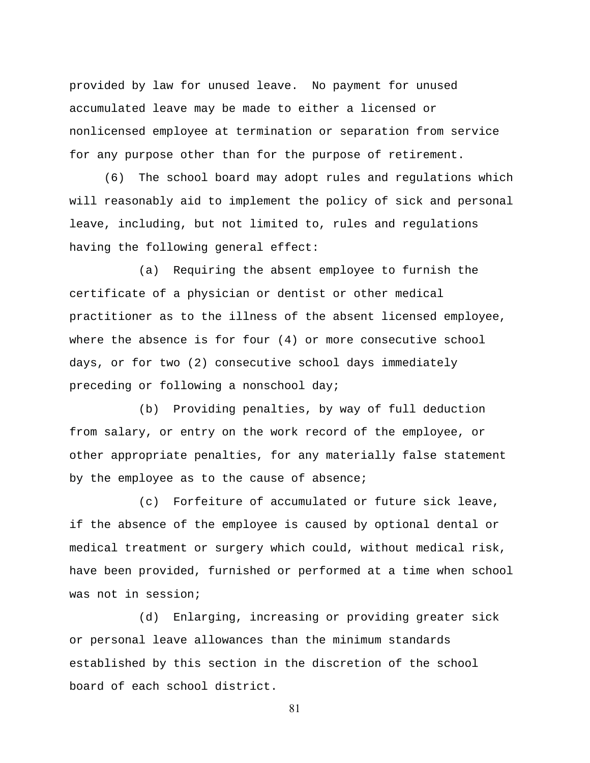provided by law for unused leave. No payment for unused accumulated leave may be made to either a licensed or nonlicensed employee at termination or separation from service for any purpose other than for the purpose of retirement.

(6) The school board may adopt rules and regulations which will reasonably aid to implement the policy of sick and personal leave, including, but not limited to, rules and regulations having the following general effect:

(a) Requiring the absent employee to furnish the certificate of a physician or dentist or other medical practitioner as to the illness of the absent licensed employee, where the absence is for four (4) or more consecutive school days, or for two (2) consecutive school days immediately preceding or following a nonschool day;

(b) Providing penalties, by way of full deduction from salary, or entry on the work record of the employee, or other appropriate penalties, for any materially false statement by the employee as to the cause of absence;

(c) Forfeiture of accumulated or future sick leave, if the absence of the employee is caused by optional dental or medical treatment or surgery which could, without medical risk, have been provided, furnished or performed at a time when school was not in session;

(d) Enlarging, increasing or providing greater sick or personal leave allowances than the minimum standards established by this section in the discretion of the school board of each school district.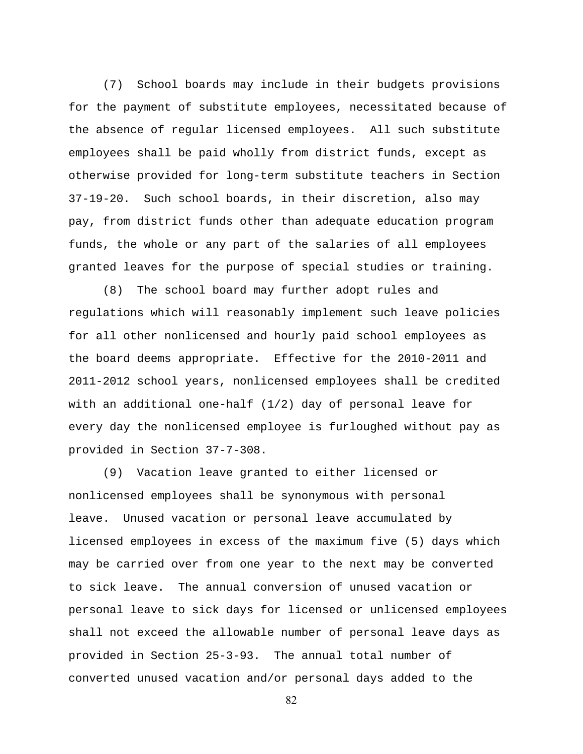(7) School boards may include in their budgets provisions for the payment of substitute employees, necessitated because of the absence of regular licensed employees. All such substitute employees shall be paid wholly from district funds, except as otherwise provided for long-term substitute teachers in Section 37-19-20. Such school boards, in their discretion, also may pay, from district funds other than adequate education program funds, the whole or any part of the salaries of all employees granted leaves for the purpose of special studies or training.

(8) The school board may further adopt rules and regulations which will reasonably implement such leave policies for all other nonlicensed and hourly paid school employees as the board deems appropriate. Effective for the 2010-2011 and 2011-2012 school years, nonlicensed employees shall be credited with an additional one-half (1/2) day of personal leave for every day the nonlicensed employee is furloughed without pay as provided in Section 37-7-308.

(9) Vacation leave granted to either licensed or nonlicensed employees shall be synonymous with personal leave. Unused vacation or personal leave accumulated by licensed employees in excess of the maximum five (5) days which may be carried over from one year to the next may be converted to sick leave. The annual conversion of unused vacation or personal leave to sick days for licensed or unlicensed employees shall not exceed the allowable number of personal leave days as provided in Section 25-3-93. The annual total number of converted unused vacation and/or personal days added to the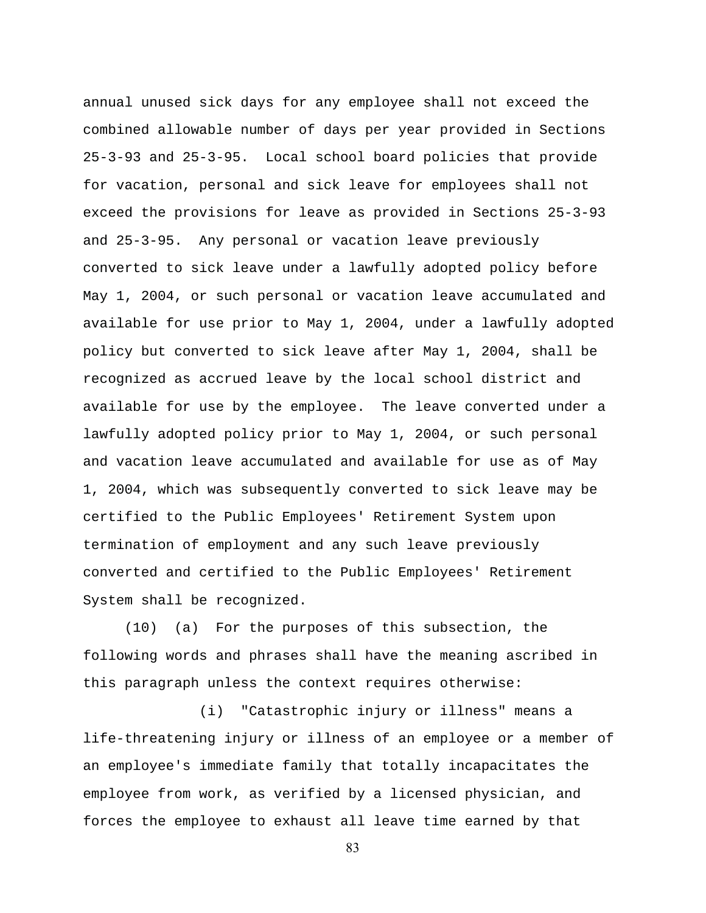annual unused sick days for any employee shall not exceed the combined allowable number of days per year provided in Sections 25-3-93 and 25-3-95. Local school board policies that provide for vacation, personal and sick leave for employees shall not exceed the provisions for leave as provided in Sections 25-3-93 and 25-3-95. Any personal or vacation leave previously converted to sick leave under a lawfully adopted policy before May 1, 2004, or such personal or vacation leave accumulated and available for use prior to May 1, 2004, under a lawfully adopted policy but converted to sick leave after May 1, 2004, shall be recognized as accrued leave by the local school district and available for use by the employee. The leave converted under a lawfully adopted policy prior to May 1, 2004, or such personal and vacation leave accumulated and available for use as of May 1, 2004, which was subsequently converted to sick leave may be certified to the Public Employees' Retirement System upon termination of employment and any such leave previously converted and certified to the Public Employees' Retirement System shall be recognized.

(10) (a) For the purposes of this subsection, the following words and phrases shall have the meaning ascribed in this paragraph unless the context requires otherwise:

(i) "Catastrophic injury or illness" means a life-threatening injury or illness of an employee or a member of an employee's immediate family that totally incapacitates the employee from work, as verified by a licensed physician, and forces the employee to exhaust all leave time earned by that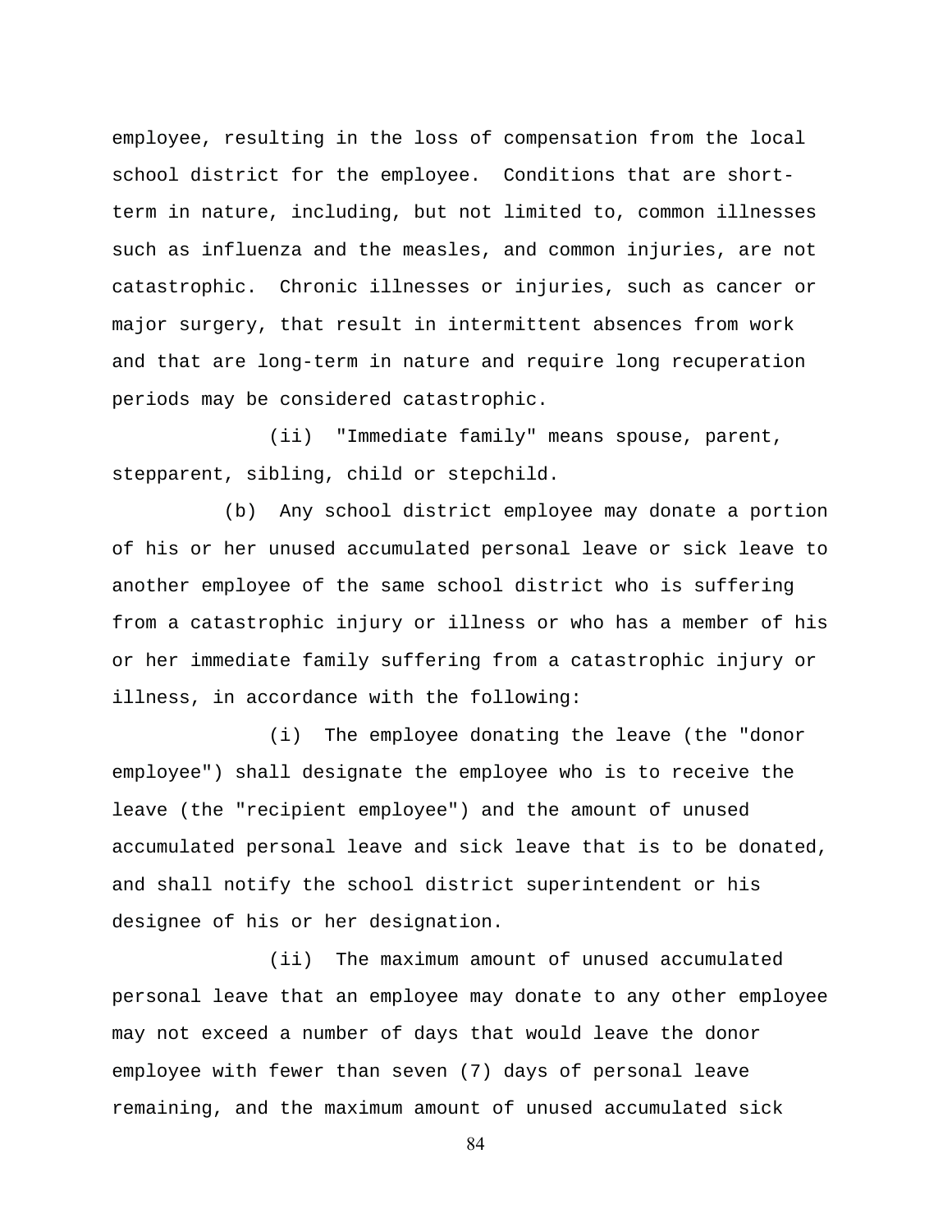employee, resulting in the loss of compensation from the local school district for the employee.  Conditions that are short-term in nature, including, but not limited to, common illnesses such as influenza and the measles, and common injuries, are not catastrophic.  Chronic illnesses or injuries, such as cancer or major surgery, that result in intermittent absences from work and that are long-term in nature and require long recuperation periods may be considered catastrophic.

(ii)  "Immediate family" means spouse, parent, stepparent, sibling, child or stepchild.

(b)  Any school district employee may donate a portion of his or her unused accumulated personal leave or sick leave to another employee of the same school district who is suffering from a catastrophic injury or illness or who has a member of his or her immediate family suffering from a catastrophic injury or illness, in accordance with the following:

(i)  The employee donating the leave (the "donor employee") shall designate the employee who is to receive the leave (the "recipient employee") and the amount of unused accumulated personal leave and sick leave that is to be donated, and shall notify the school district superintendent or his designee of his or her designation.

(ii)  The maximum amount of unused accumulated personal leave that an employee may donate to any other employee may not exceed a number of days that would leave the donor employee with fewer than seven (7) days of personal leave remaining, and the maximum amount of unused accumulated sick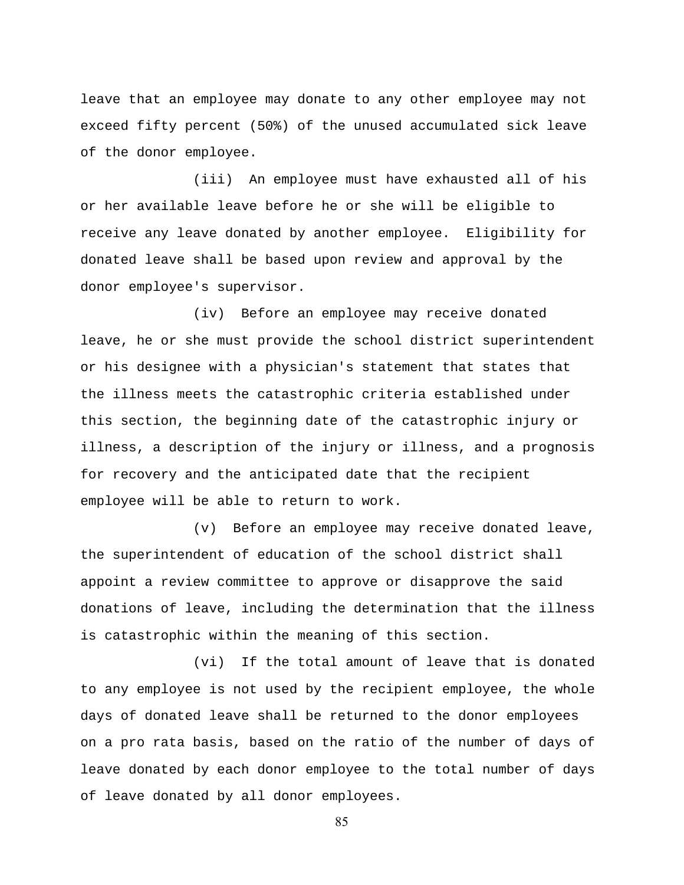leave that an employee may donate to any other employee may not exceed fifty percent (50%) of the unused accumulated sick leave of the donor employee.

(iii) An employee must have exhausted all of his or her available leave before he or she will be eligible to receive any leave donated by another employee. Eligibility for donated leave shall be based upon review and approval by the donor employee's supervisor.

(iv) Before an employee may receive donated leave, he or she must provide the school district superintendent or his designee with a physician's statement that states that the illness meets the catastrophic criteria established under this section, the beginning date of the catastrophic injury or illness, a description of the injury or illness, and a prognosis for recovery and the anticipated date that the recipient employee will be able to return to work.

(v) Before an employee may receive donated leave, the superintendent of education of the school district shall appoint a review committee to approve or disapprove the said donations of leave, including the determination that the illness is catastrophic within the meaning of this section.

(vi) If the total amount of leave that is donated to any employee is not used by the recipient employee, the whole days of donated leave shall be returned to the donor employees on a pro rata basis, based on the ratio of the number of days of leave donated by each donor employee to the total number of days of leave donated by all donor employees.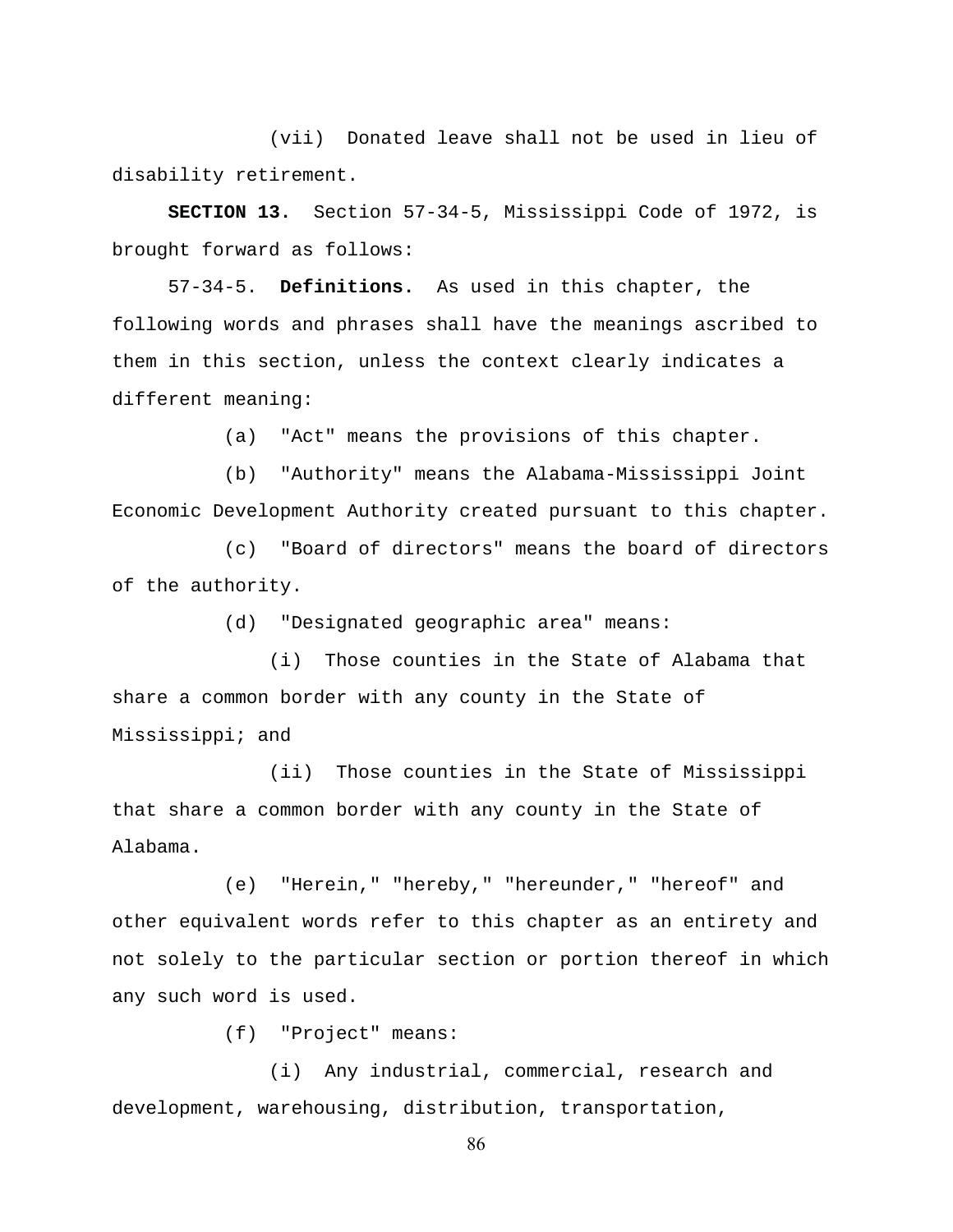(vii) Donated leave shall not be used in lieu of disability retirement.

**SECTION 13.** Section 57-34-5, Mississippi Code of 1972, is brought forward as follows:

57-34-5. **Definitions.** As used in this chapter, the following words and phrases shall have the meanings ascribed to them in this section, unless the context clearly indicates a different meaning:

(a) "Act" means the provisions of this chapter.

(b) "Authority" means the Alabama-Mississippi Joint Economic Development Authority created pursuant to this chapter.

(c) "Board of directors" means the board of directors of the authority.

(d) "Designated geographic area" means:

(i) Those counties in the State of Alabama that share a common border with any county in the State of Mississippi; and

(ii) Those counties in the State of Mississippi that share a common border with any county in the State of Alabama.

(e) "Herein," "hereby," "hereunder," "hereof" and other equivalent words refer to this chapter as an entirety and not solely to the particular section or portion thereof in which any such word is used.

(f) "Project" means:

(i) Any industrial, commercial, research and development, warehousing, distribution, transportation,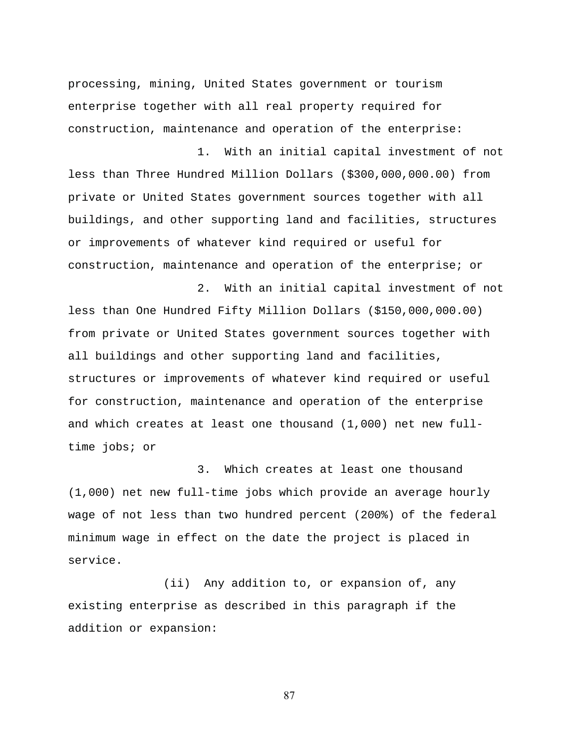processing, mining, United States government or tourism enterprise together with all real property required for construction, maintenance and operation of the enterprise:

1. With an initial capital investment of not less than Three Hundred Million Dollars ($300,000,000.00) from private or United States government sources together with all buildings, and other supporting land and facilities, structures or improvements of whatever kind required or useful for construction, maintenance and operation of the enterprise; or

2. With an initial capital investment of not less than One Hundred Fifty Million Dollars ($150,000,000.00) from private or United States government sources together with all buildings and other supporting land and facilities, structures or improvements of whatever kind required or useful for construction, maintenance and operation of the enterprise and which creates at least one thousand (1,000) net new full-time jobs; or

3. Which creates at least one thousand (1,000) net new full-time jobs which provide an average hourly wage of not less than two hundred percent (200%) of the federal minimum wage in effect on the date the project is placed in service.

(ii) Any addition to, or expansion of, any existing enterprise as described in this paragraph if the addition or expansion: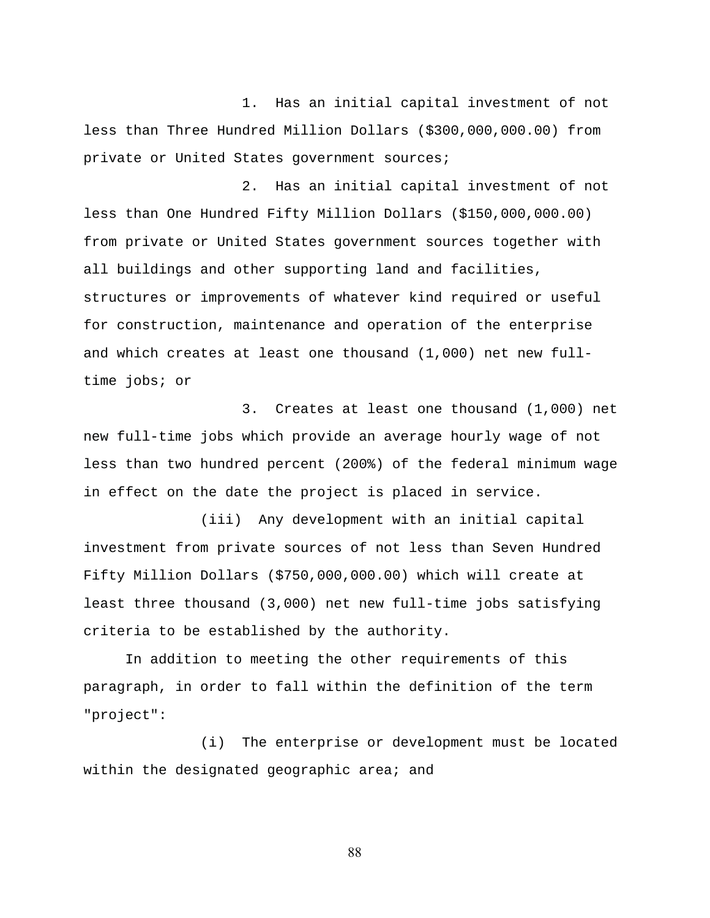1. Has an initial capital investment of not less than Three Hundred Million Dollars ($300,000,000.00) from private or United States government sources;

2. Has an initial capital investment of not less than One Hundred Fifty Million Dollars ($150,000,000.00) from private or United States government sources together with all buildings and other supporting land and facilities, structures or improvements of whatever kind required or useful for construction, maintenance and operation of the enterprise and which creates at least one thousand (1,000) net new full-time jobs; or

3. Creates at least one thousand (1,000) net new full-time jobs which provide an average hourly wage of not less than two hundred percent (200%) of the federal minimum wage in effect on the date the project is placed in service.

(iii) Any development with an initial capital investment from private sources of not less than Seven Hundred Fifty Million Dollars ($750,000,000.00) which will create at least three thousand (3,000) net new full-time jobs satisfying criteria to be established by the authority.

In addition to meeting the other requirements of this paragraph, in order to fall within the definition of the term "project":

(i) The enterprise or development must be located within the designated geographic area; and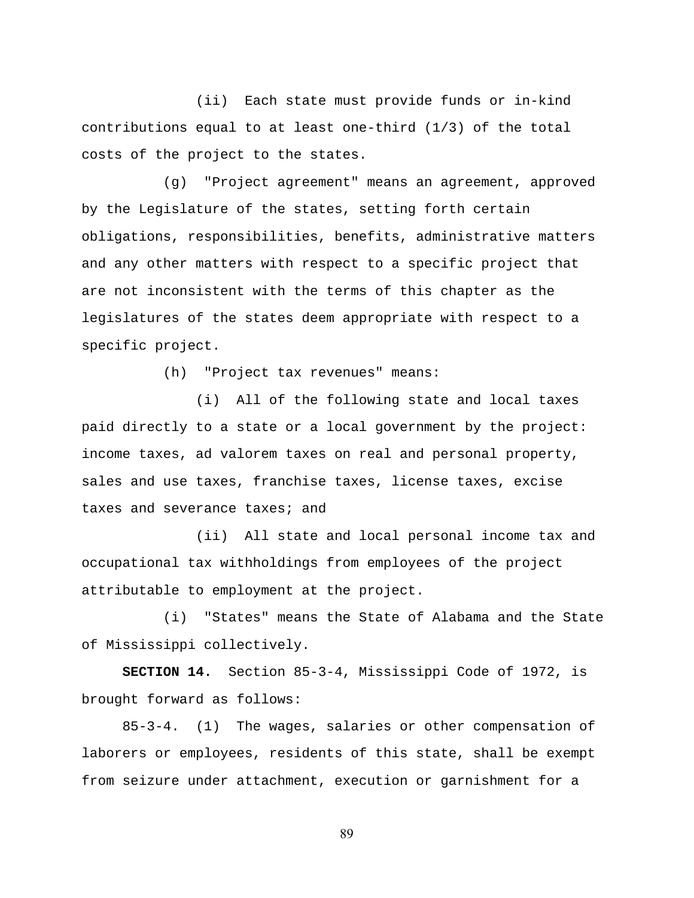(ii) Each state must provide funds or in-kind contributions equal to at least one-third (1/3) of the total costs of the project to the states.

(g) "Project agreement" means an agreement, approved by the Legislature of the states, setting forth certain obligations, responsibilities, benefits, administrative matters and any other matters with respect to a specific project that are not inconsistent with the terms of this chapter as the legislatures of the states deem appropriate with respect to a specific project.

(h) "Project tax revenues" means:

(i) All of the following state and local taxes paid directly to a state or a local government by the project: income taxes, ad valorem taxes on real and personal property, sales and use taxes, franchise taxes, license taxes, excise taxes and severance taxes; and

(ii) All state and local personal income tax and occupational tax withholdings from employees of the project attributable to employment at the project.

(i) "States" means the State of Alabama and the State of Mississippi collectively.

**SECTION 14.** Section 85-3-4, Mississippi Code of 1972, is brought forward as follows:

85-3-4. (1) The wages, salaries or other compensation of laborers or employees, residents of this state, shall be exempt from seizure under attachment, execution or garnishment for a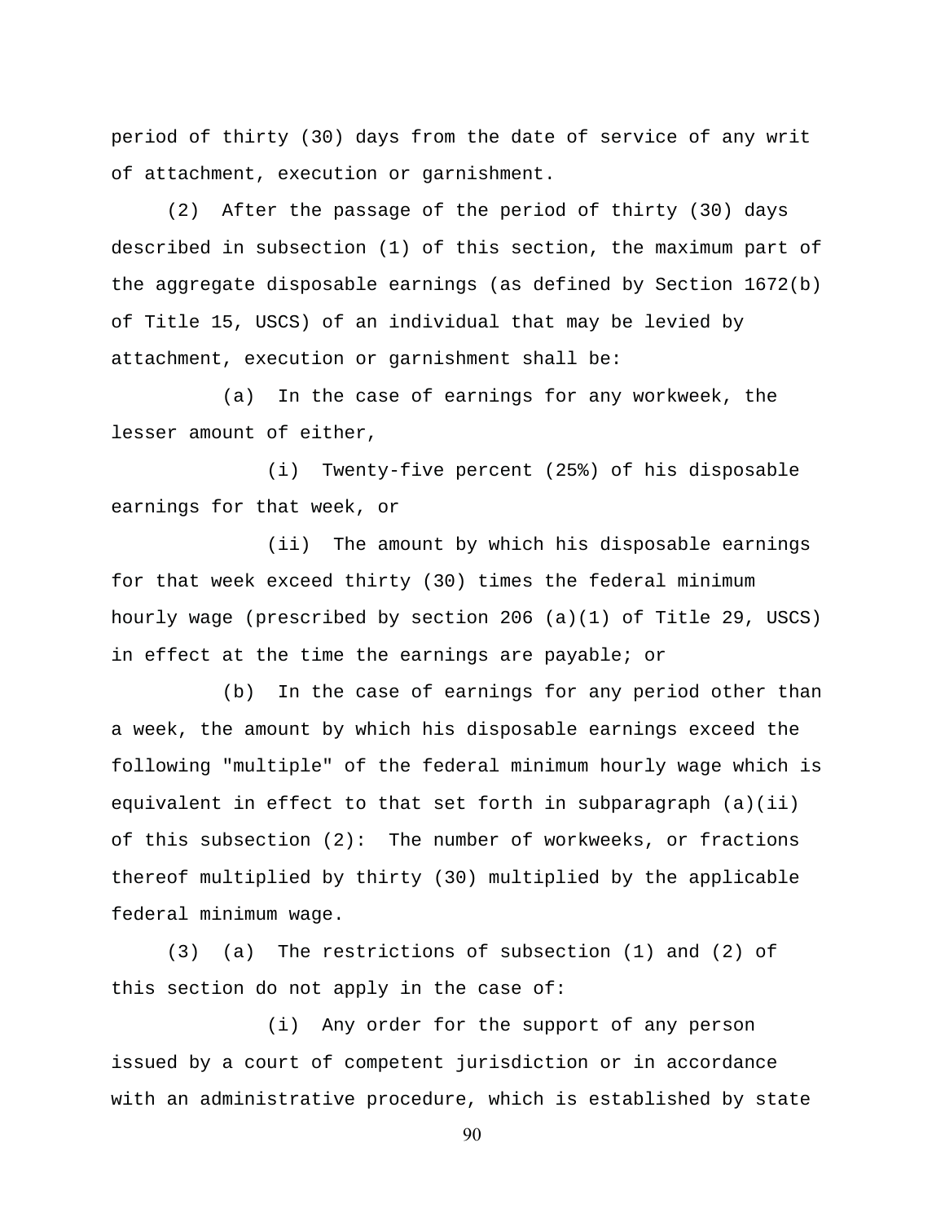period of thirty (30) days from the date of service of any writ of attachment, execution or garnishment.

(2) After the passage of the period of thirty (30) days described in subsection (1) of this section, the maximum part of the aggregate disposable earnings (as defined by Section 1672(b) of Title 15, USCS) of an individual that may be levied by attachment, execution or garnishment shall be:

(a) In the case of earnings for any workweek, the lesser amount of either,

(i) Twenty-five percent (25%) of his disposable earnings for that week, or

(ii) The amount by which his disposable earnings for that week exceed thirty (30) times the federal minimum hourly wage (prescribed by section 206 (a)(1) of Title 29, USCS) in effect at the time the earnings are payable; or

(b) In the case of earnings for any period other than a week, the amount by which his disposable earnings exceed the following "multiple" of the federal minimum hourly wage which is equivalent in effect to that set forth in subparagraph (a)(ii) of this subsection (2): The number of workweeks, or fractions thereof multiplied by thirty (30) multiplied by the applicable federal minimum wage.

(3) (a) The restrictions of subsection (1) and (2) of this section do not apply in the case of:

(i) Any order for the support of any person issued by a court of competent jurisdiction or in accordance with an administrative procedure, which is established by state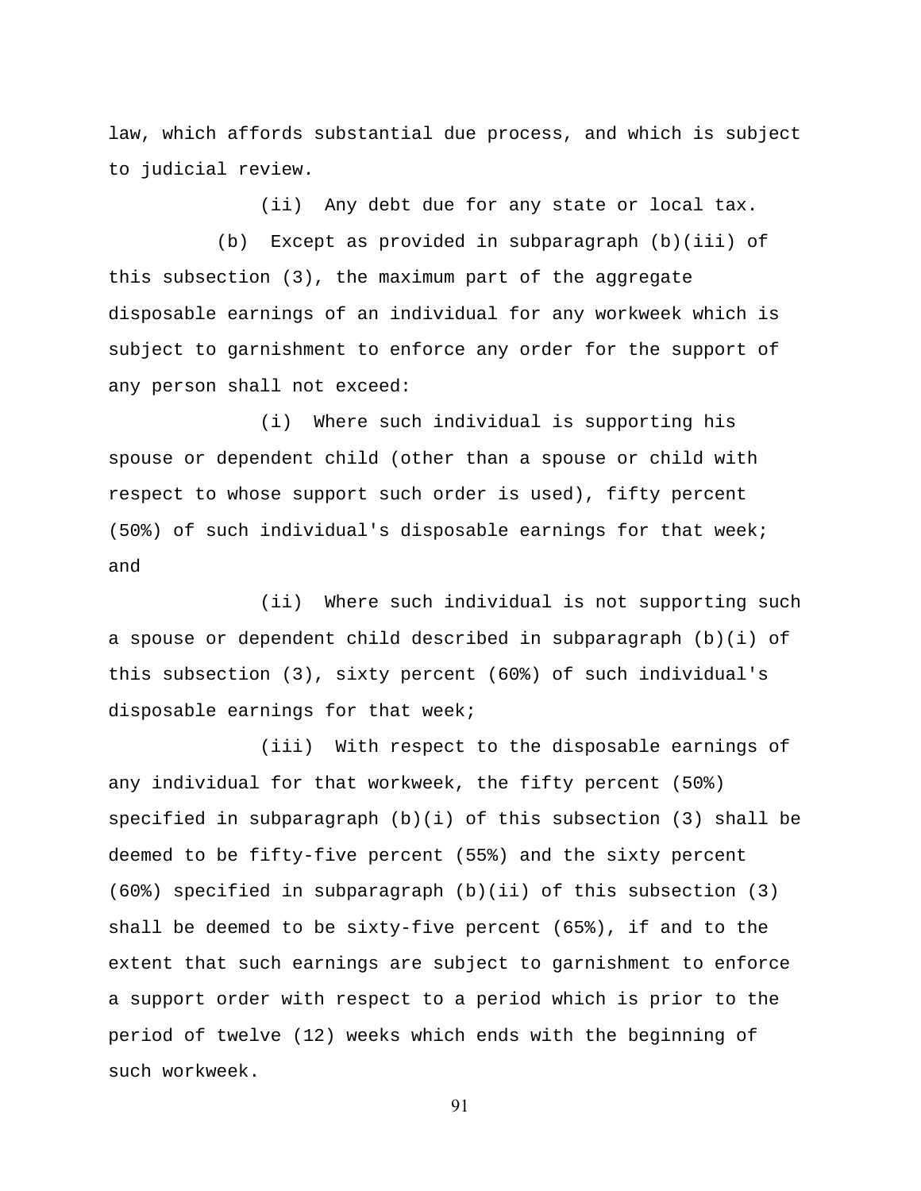law, which affords substantial due process, and which is subject to judicial review.

(ii) Any debt due for any state or local tax.

(b) Except as provided in subparagraph (b)(iii) of this subsection (3), the maximum part of the aggregate disposable earnings of an individual for any workweek which is subject to garnishment to enforce any order for the support of any person shall not exceed:

(i) Where such individual is supporting his spouse or dependent child (other than a spouse or child with respect to whose support such order is used), fifty percent (50%) of such individual's disposable earnings for that week; and

(ii) Where such individual is not supporting such a spouse or dependent child described in subparagraph (b)(i) of this subsection (3), sixty percent (60%) of such individual's disposable earnings for that week;

(iii) With respect to the disposable earnings of any individual for that workweek, the fifty percent (50%) specified in subparagraph (b)(i) of this subsection (3) shall be deemed to be fifty-five percent (55%) and the sixty percent (60%) specified in subparagraph (b)(ii) of this subsection (3) shall be deemed to be sixty-five percent (65%), if and to the extent that such earnings are subject to garnishment to enforce a support order with respect to a period which is prior to the period of twelve (12) weeks which ends with the beginning of such workweek.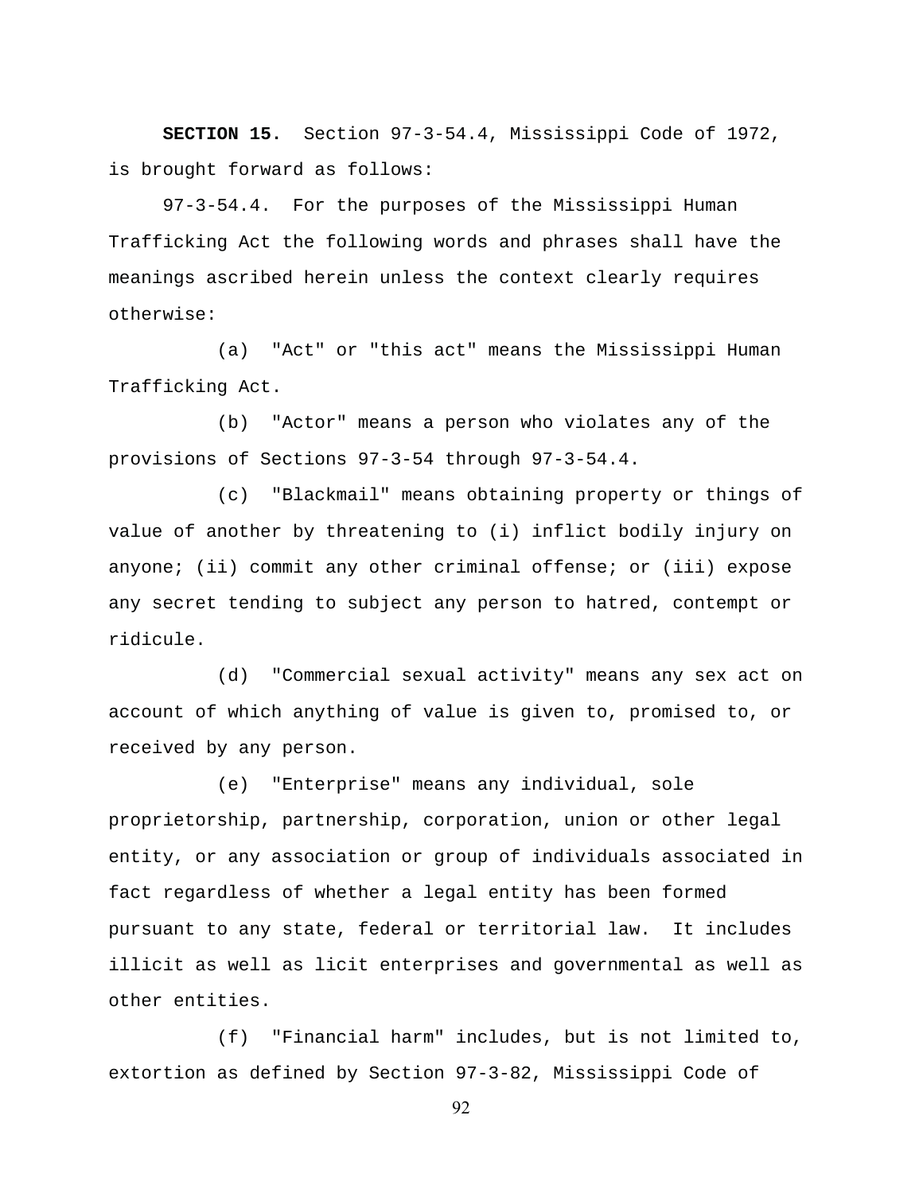**SECTION 15.** Section 97-3-54.4, Mississippi Code of 1972, is brought forward as follows:

97-3-54.4. For the purposes of the Mississippi Human Trafficking Act the following words and phrases shall have the meanings ascribed herein unless the context clearly requires otherwise:

(a) "Act" or "this act" means the Mississippi Human Trafficking Act.

(b) "Actor" means a person who violates any of the provisions of Sections 97-3-54 through 97-3-54.4.

(c) "Blackmail" means obtaining property or things of value of another by threatening to (i) inflict bodily injury on anyone; (ii) commit any other criminal offense; or (iii) expose any secret tending to subject any person to hatred, contempt or ridicule.

(d) "Commercial sexual activity" means any sex act on account of which anything of value is given to, promised to, or received by any person.

(e) "Enterprise" means any individual, sole proprietorship, partnership, corporation, union or other legal entity, or any association or group of individuals associated in fact regardless of whether a legal entity has been formed pursuant to any state, federal or territorial law. It includes illicit as well as licit enterprises and governmental as well as other entities.

(f) "Financial harm" includes, but is not limited to, extortion as defined by Section 97-3-82, Mississippi Code of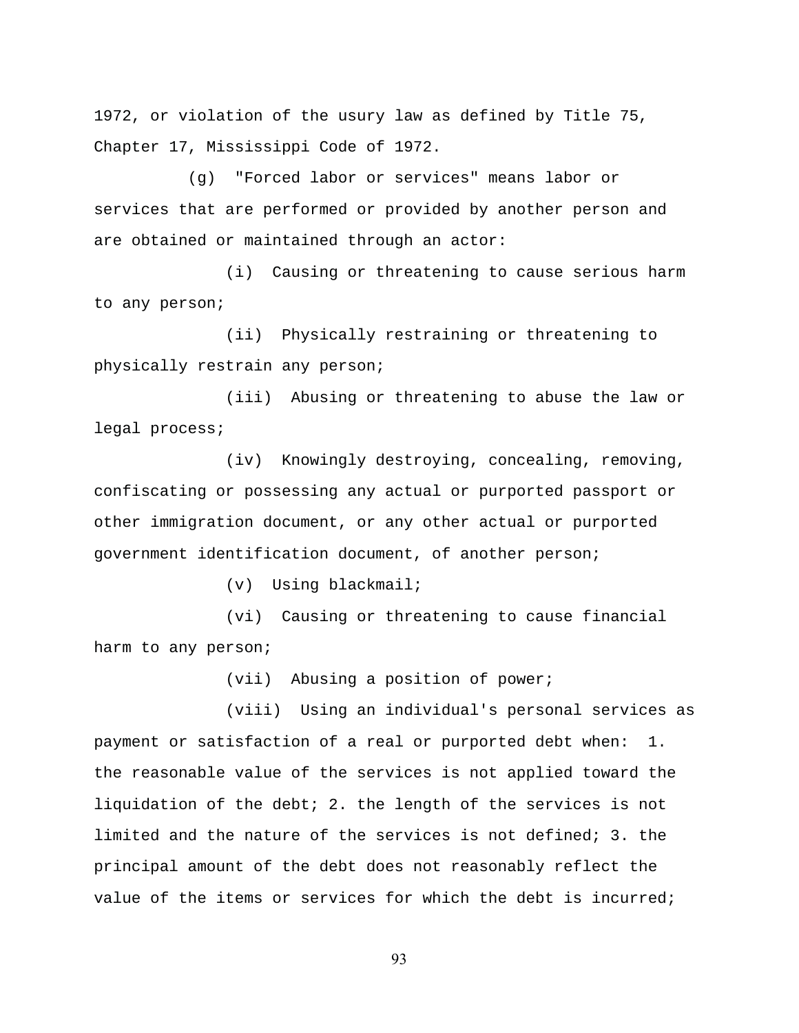1972, or violation of the usury law as defined by Title 75, Chapter 17, Mississippi Code of 1972.

(g) "Forced labor or services" means labor or services that are performed or provided by another person and are obtained or maintained through an actor:

(i) Causing or threatening to cause serious harm to any person;

(ii) Physically restraining or threatening to physically restrain any person;

(iii) Abusing or threatening to abuse the law or legal process;

(iv) Knowingly destroying, concealing, removing, confiscating or possessing any actual or purported passport or other immigration document, or any other actual or purported government identification document, of another person;

(v) Using blackmail;

(vi) Causing or threatening to cause financial harm to any person;

(vii) Abusing a position of power;

(viii) Using an individual's personal services as payment or satisfaction of a real or purported debt when: 1. the reasonable value of the services is not applied toward the liquidation of the debt; 2. the length of the services is not limited and the nature of the services is not defined; 3. the principal amount of the debt does not reasonably reflect the value of the items or services for which the debt is incurred;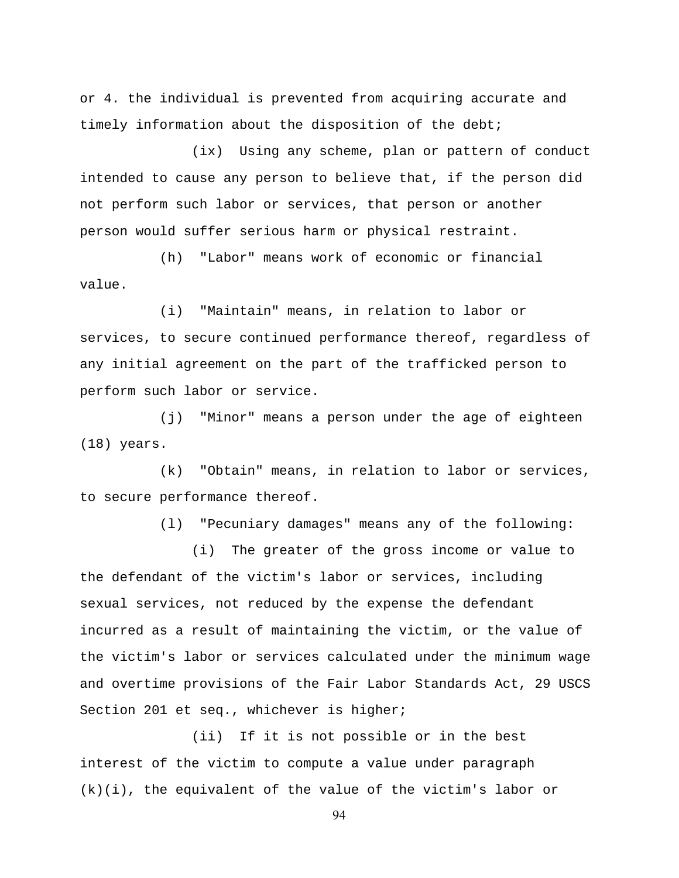or 4. the individual is prevented from acquiring accurate and timely information about the disposition of the debt;

(ix) Using any scheme, plan or pattern of conduct intended to cause any person to believe that, if the person did not perform such labor or services, that person or another person would suffer serious harm or physical restraint.

(h) "Labor" means work of economic or financial value.

(i) "Maintain" means, in relation to labor or services, to secure continued performance thereof, regardless of any initial agreement on the part of the trafficked person to perform such labor or service.

(j) "Minor" means a person under the age of eighteen (18) years.

(k) "Obtain" means, in relation to labor or services, to secure performance thereof.

(l) "Pecuniary damages" means any of the following:

(i) The greater of the gross income or value to the defendant of the victim's labor or services, including sexual services, not reduced by the expense the defendant incurred as a result of maintaining the victim, or the value of the victim's labor or services calculated under the minimum wage and overtime provisions of the Fair Labor Standards Act, 29 USCS Section 201 et seq., whichever is higher;

(ii) If it is not possible or in the best interest of the victim to compute a value under paragraph (k)(i), the equivalent of the value of the victim's labor or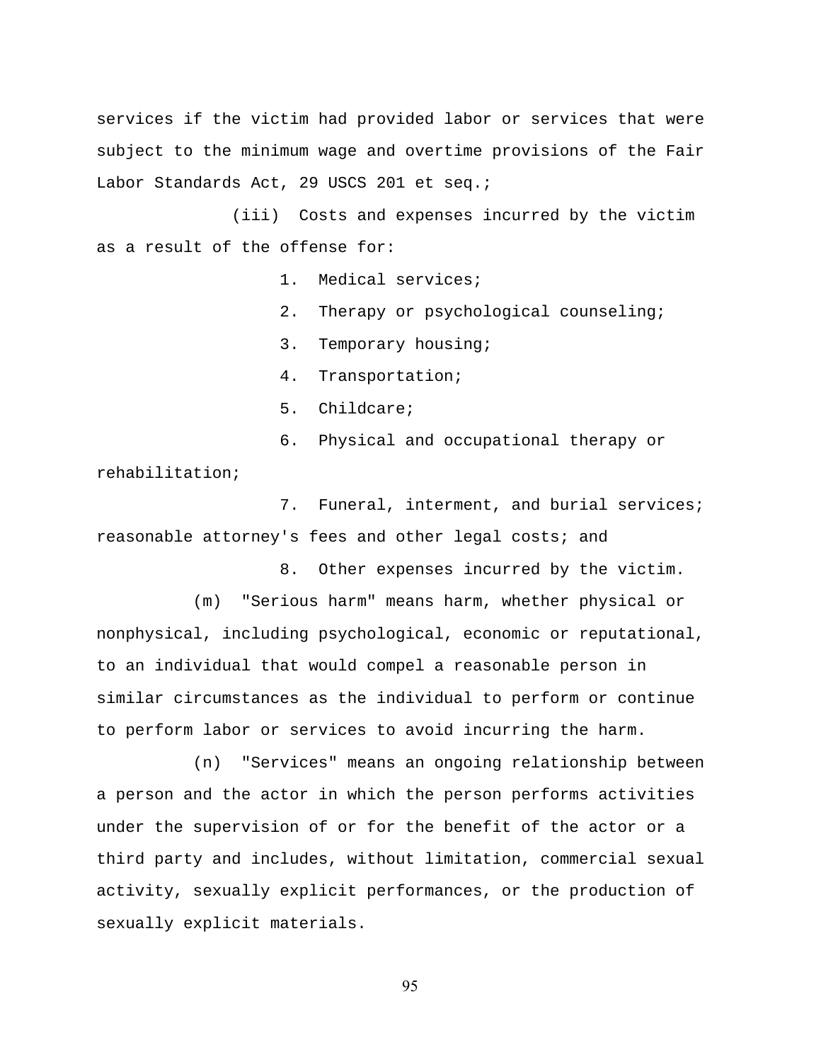services if the victim had provided labor or services that were subject to the minimum wage and overtime provisions of the Fair Labor Standards Act, 29 USCS 201 et seq.;

(iii) Costs and expenses incurred by the victim as a result of the offense for:

1. Medical services;

2. Therapy or psychological counseling;

3. Temporary housing;

4. Transportation;

5. Childcare;

6. Physical and occupational therapy or rehabilitation;

7. Funeral, interment, and burial services; reasonable attorney's fees and other legal costs; and

8. Other expenses incurred by the victim.

(m) "Serious harm" means harm, whether physical or nonphysical, including psychological, economic or reputational, to an individual that would compel a reasonable person in similar circumstances as the individual to perform or continue to perform labor or services to avoid incurring the harm.

(n) "Services" means an ongoing relationship between a person and the actor in which the person performs activities under the supervision of or for the benefit of the actor or a third party and includes, without limitation, commercial sexual activity, sexually explicit performances, or the production of sexually explicit materials.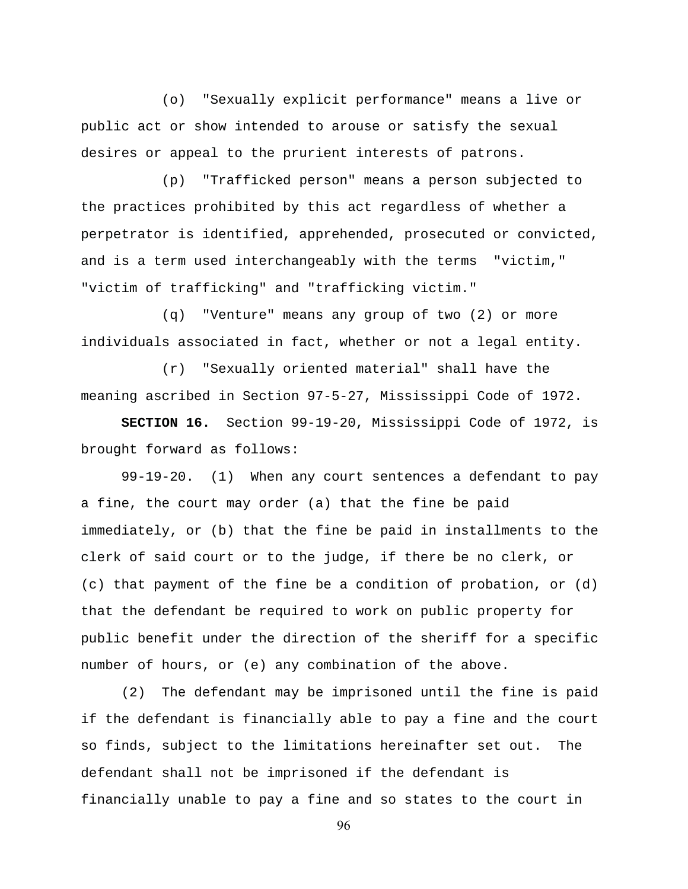(o) "Sexually explicit performance" means a live or public act or show intended to arouse or satisfy the sexual desires or appeal to the prurient interests of patrons.

(p) "Trafficked person" means a person subjected to the practices prohibited by this act regardless of whether a perpetrator is identified, apprehended, prosecuted or convicted, and is a term used interchangeably with the terms "victim," "victim of trafficking" and "trafficking victim."

(q) "Venture" means any group of two (2) or more individuals associated in fact, whether or not a legal entity.

(r) "Sexually oriented material" shall have the meaning ascribed in Section 97-5-27, Mississippi Code of 1972.

**SECTION 16.** Section 99-19-20, Mississippi Code of 1972, is brought forward as follows:

99-19-20. (1) When any court sentences a defendant to pay a fine, the court may order (a) that the fine be paid immediately, or (b) that the fine be paid in installments to the clerk of said court or to the judge, if there be no clerk, or (c) that payment of the fine be a condition of probation, or (d) that the defendant be required to work on public property for public benefit under the direction of the sheriff for a specific number of hours, or (e) any combination of the above.

(2) The defendant may be imprisoned until the fine is paid if the defendant is financially able to pay a fine and the court so finds, subject to the limitations hereinafter set out. The defendant shall not be imprisoned if the defendant is financially unable to pay a fine and so states to the court in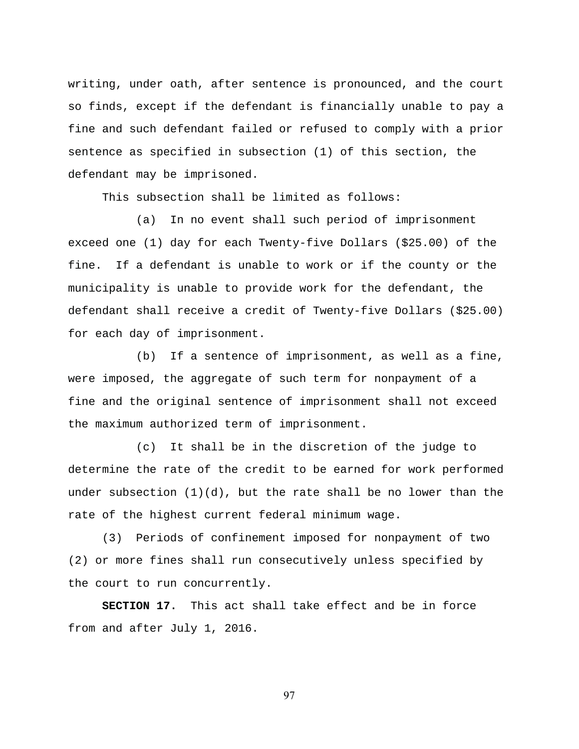writing, under oath, after sentence is pronounced, and the court so finds, except if the defendant is financially unable to pay a fine and such defendant failed or refused to comply with a prior sentence as specified in subsection (1) of this section, the defendant may be imprisoned.

This subsection shall be limited as follows:

(a) In no event shall such period of imprisonment exceed one (1) day for each Twenty-five Dollars ($25.00) of the fine. If a defendant is unable to work or if the county or the municipality is unable to provide work for the defendant, the defendant shall receive a credit of Twenty-five Dollars ($25.00) for each day of imprisonment.

(b) If a sentence of imprisonment, as well as a fine, were imposed, the aggregate of such term for nonpayment of a fine and the original sentence of imprisonment shall not exceed the maximum authorized term of imprisonment.

(c) It shall be in the discretion of the judge to determine the rate of the credit to be earned for work performed under subsection (1)(d), but the rate shall be no lower than the rate of the highest current federal minimum wage.

(3) Periods of confinement imposed for nonpayment of two (2) or more fines shall run consecutively unless specified by the court to run concurrently.

**SECTION 17.** This act shall take effect and be in force from and after July 1, 2016.